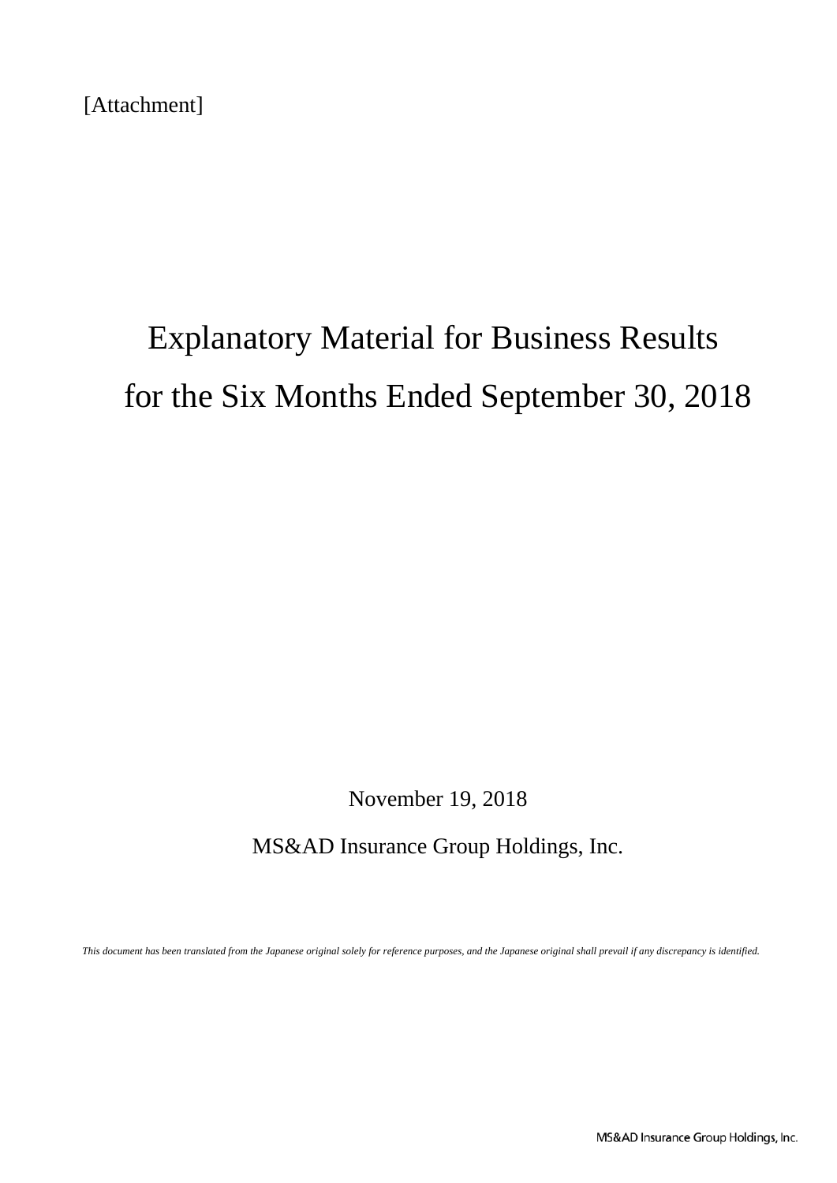[Attachment]

# Explanatory Material for Business Results for the Six Months Ended September 30, 2018

November 19, 2018

MS&AD Insurance Group Holdings, Inc.

*This document has been translated from the Japanese original solely for reference purposes, and the Japanese original shall prevail if any discrepancy is identified.*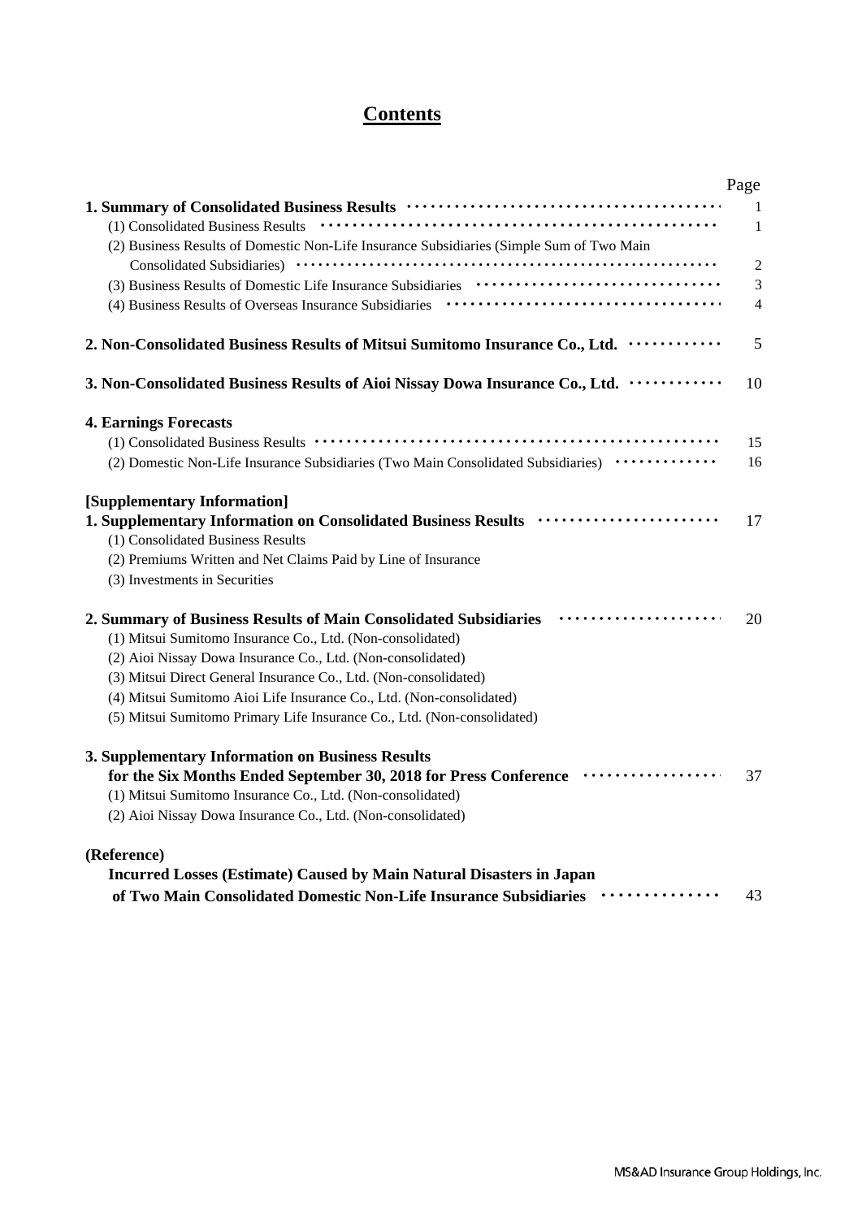# Contents

| | Page |
|---|---|
| **1. Summary of Consolidated Business Results** | 1 |
| (1) Consolidated Business Results | 1 |
| (2) Business Results of Domestic Non-Life Insurance Subsidiaries (Simple Sum of Two Main Consolidated Subsidiaries) | 2 |
| (3) Business Results of Domestic Life Insurance Subsidiaries | 3 |
| (4) Business Results of Overseas Insurance Subsidiaries | 4 |
| **2. Non-Consolidated Business Results of Mitsui Sumitomo Insurance Co., Ltd.** | 5 |
| **3. Non-Consolidated Business Results of Aioi Nissay Dowa Insurance Co., Ltd.** | 10 |
| **4. Earnings Forecasts** | |
| (1) Consolidated Business Results | 15 |
| (2) Domestic Non-Life Insurance Subsidiaries (Two Main Consolidated Subsidiaries) | 16 |
| **[Supplementary Information]** | |
| **1. Supplementary Information on Consolidated Business Results** | 17 |
| (1) Consolidated Business Results | |
| (2) Premiums Written and Net Claims Paid by Line of Insurance | |
| (3) Investments in Securities | |
| **2. Summary of Business Results of Main Consolidated Subsidiaries** | 20 |
| (1) Mitsui Sumitomo Insurance Co., Ltd. (Non-consolidated) | |
| (2) Aioi Nissay Dowa Insurance Co., Ltd. (Non-consolidated) | |
| (3) Mitsui Direct General Insurance Co., Ltd. (Non-consolidated) | |
| (4) Mitsui Sumitomo Aioi Life Insurance Co., Ltd. (Non-consolidated) | |
| (5) Mitsui Sumitomo Primary Life Insurance Co., Ltd. (Non-consolidated) | |
| **3. Supplementary Information on Business Results for the Six Months Ended September 30, 2018 for Press Conference** | 37 |
| (1) Mitsui Sumitomo Insurance Co., Ltd. (Non-consolidated) | |
| (2) Aioi Nissay Dowa Insurance Co., Ltd. (Non-consolidated) | |
| **(Reference)** | |
| **Incurred Losses (Estimate) Caused by Main Natural Disasters in Japan of Two Main Consolidated Domestic Non-Life Insurance Subsidiaries** | 43 |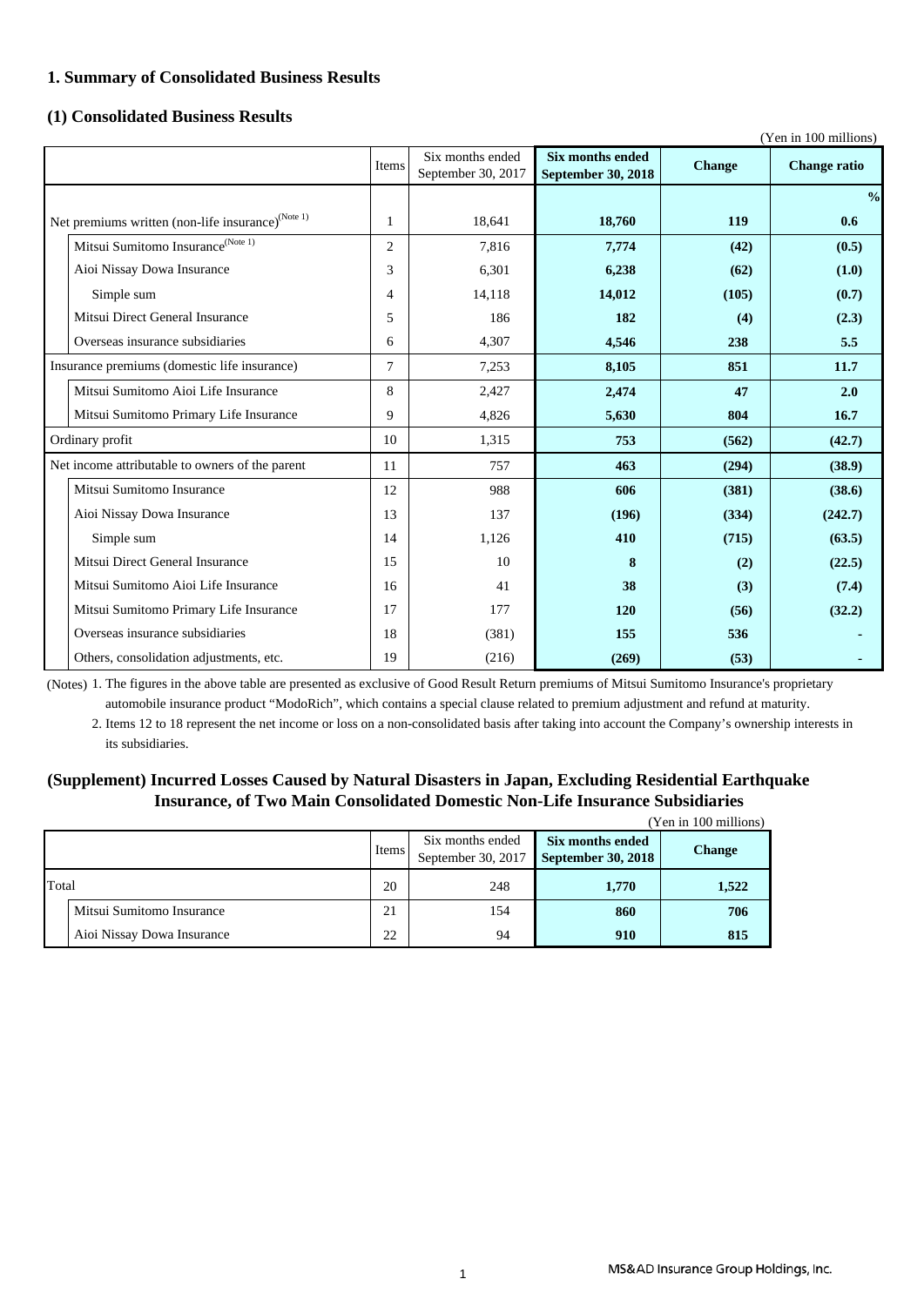## 1. Summary of Consolidated Business Results

### (1) Consolidated Business Results

(Yen in 100 millions)

| | Items | Six months ended September 30, 2017 | **Six months ended September 30, 2018** | **Change** | **Change ratio** |
|---|---|---|---|---|---|
| | | | | | **%** |
| Net premiums written (non-life insurance)(Note 1) | 1 | 18,641 | **18,760** | **119** | **0.6** |
| Mitsui Sumitomo Insurance(Note 1) | 2 | 7,816 | **7,774** | **(42)** | **(0.5)** |
| Aioi Nissay Dowa Insurance | 3 | 6,301 | **6,238** | **(62)** | **(1.0)** |
| Simple sum | 4 | 14,118 | **14,012** | **(105)** | **(0.7)** |
| Mitsui Direct General Insurance | 5 | 186 | **182** | **(4)** | **(2.3)** |
| Overseas insurance subsidiaries | 6 | 4,307 | **4,546** | **238** | **5.5** |
| Insurance premiums (domestic life insurance) | 7 | 7,253 | **8,105** | **851** | **11.7** |
| Mitsui Sumitomo Aioi Life Insurance | 8 | 2,427 | **2,474** | **47** | **2.0** |
| Mitsui Sumitomo Primary Life Insurance | 9 | 4,826 | **5,630** | **804** | **16.7** |
| Ordinary profit | 10 | 1,315 | **753** | **(562)** | **(42.7)** |
| Net income attributable to owners of the parent | 11 | 757 | **463** | **(294)** | **(38.9)** |
| Mitsui Sumitomo Insurance | 12 | 988 | **606** | **(381)** | **(38.6)** |
| Aioi Nissay Dowa Insurance | 13 | 137 | **(196)** | **(334)** | **(242.7)** |
| Simple sum | 14 | 1,126 | **410** | **(715)** | **(63.5)** |
| Mitsui Direct General Insurance | 15 | 10 | **8** | **(2)** | **(22.5)** |
| Mitsui Sumitomo Aioi Life Insurance | 16 | 41 | **38** | **(3)** | **(7.4)** |
| Mitsui Sumitomo Primary Life Insurance | 17 | 177 | **120** | **(56)** | **(32.2)** |
| Overseas insurance subsidiaries | 18 | (381) | **155** | **536** | **-** |
| Others, consolidation adjustments, etc. | 19 | (216) | **(269)** | **(53)** | **-** |

(Notes) 1. The figures in the above table are presented as exclusive of Good Result Return premiums of Mitsui Sumitomo Insurance's proprietary automobile insurance product "ModoRich", which contains a special clause related to premium adjustment and refund at maturity.

2. Items 12 to 18 represent the net income or loss on a non-consolidated basis after taking into account the Company's ownership interests in its subsidiaries.

### (Supplement) Incurred Losses Caused by Natural Disasters in Japan, Excluding Residential Earthquake Insurance, of Two Main Consolidated Domestic Non-Life Insurance Subsidiaries

(Yen in 100 millions)

| | Items | Six months ended September 30, 2017 | **Six months ended September 30, 2018** | **Change** |
|---|---|---|---|---|
| Total | 20 | 248 | **1,770** | **1,522** |
| Mitsui Sumitomo Insurance | 21 | 154 | **860** | **706** |
| Aioi Nissay Dowa Insurance | 22 | 94 | **910** | **815** |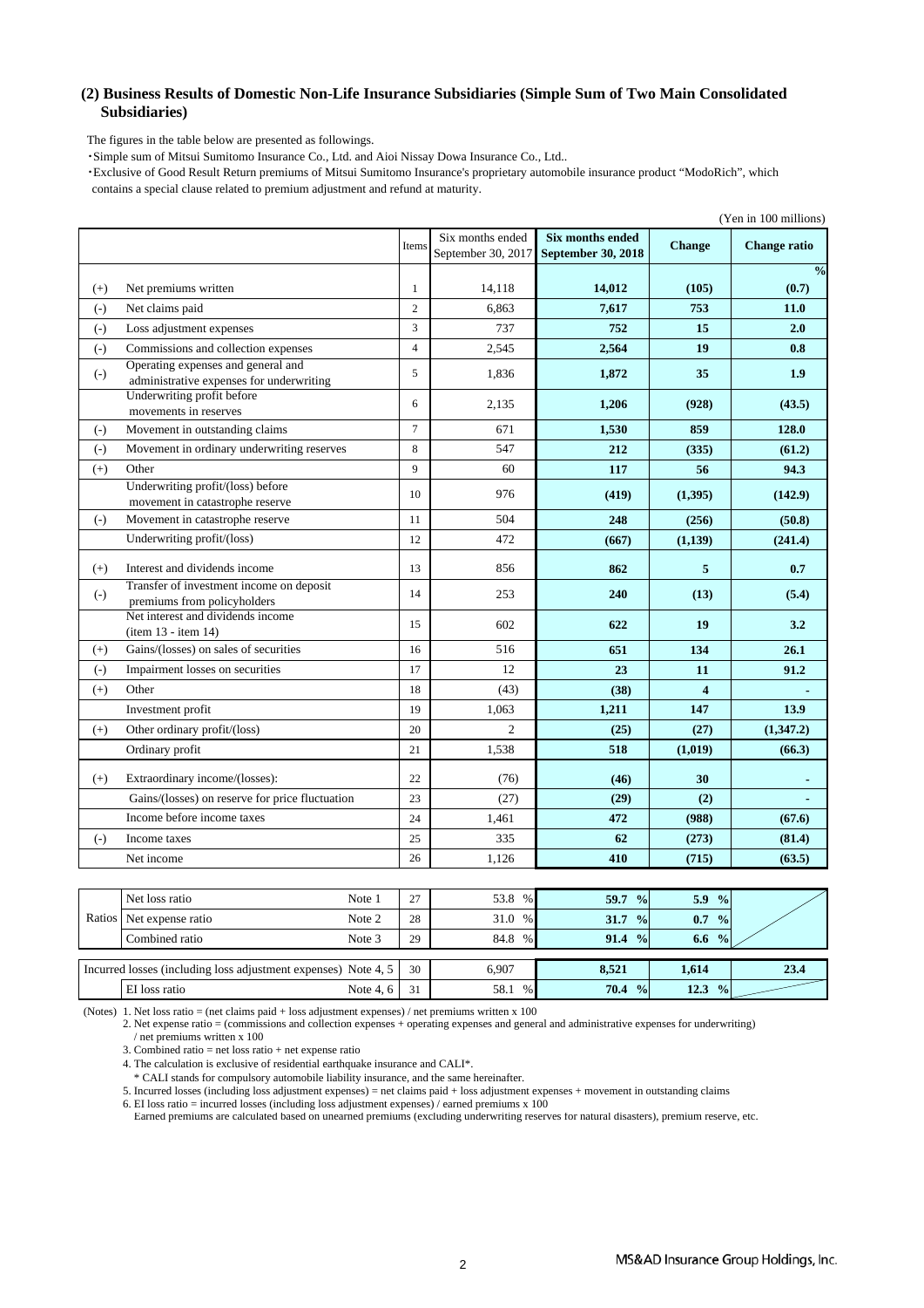## (2) Business Results of Domestic Non-Life Insurance Subsidiaries (Simple Sum of Two Main Consolidated Subsidiaries)

The figures in the table below are presented as followings.

・Simple sum of Mitsui Sumitomo Insurance Co., Ltd. and Aioi Nissay Dowa Insurance Co., Ltd..

・Exclusive of Good Result Return premiums of Mitsui Sumitomo Insurance's proprietary automobile insurance product "ModoRich", which contains a special clause related to premium adjustment and refund at maturity.

(Yen in 100 millions)

| | | Items | Six months ended September 30, 2017 | Six months ended September 30, 2018 | Change | Change ratio |
|---|---|---|---|---|---|---|
| | | | | | | % |
| (+) | Net premiums written | 1 | 14,118 | **14,012** | **(105)** | **(0.7)** |
| (-) | Net claims paid | 2 | 6,863 | **7,617** | **753** | **11.0** |
| (-) | Loss adjustment expenses | 3 | 737 | **752** | **15** | **2.0** |
| (-) | Commissions and collection expenses | 4 | 2,545 | **2,564** | **19** | **0.8** |
| (-) | Operating expenses and general and administrative expenses for underwriting | 5 | 1,836 | **1,872** | **35** | **1.9** |
| | Underwriting profit before movements in reserves | 6 | 2,135 | **1,206** | **(928)** | **(43.5)** |
| (-) | Movement in outstanding claims | 7 | 671 | **1,530** | **859** | **128.0** |
| (-) | Movement in ordinary underwriting reserves | 8 | 547 | **212** | **(335)** | **(61.2)** |
| (+) | Other | 9 | 60 | **117** | **56** | **94.3** |
| | Underwriting profit/(loss) before movement in catastrophe reserve | 10 | 976 | **(419)** | **(1,395)** | **(142.9)** |
| (-) | Movement in catastrophe reserve | 11 | 504 | **248** | **(256)** | **(50.8)** |
| | Underwriting profit/(loss) | 12 | 472 | **(667)** | **(1,139)** | **(241.4)** |
| (+) | Interest and dividends income | 13 | 856 | **862** | **5** | **0.7** |
| (-) | Transfer of investment income on deposit premiums from policyholders | 14 | 253 | **240** | **(13)** | **(5.4)** |
| | Net interest and dividends income (item 13 - item 14) | 15 | 602 | **622** | **19** | **3.2** |
| (+) | Gains/(losses) on sales of securities | 16 | 516 | **651** | **134** | **26.1** |
| (-) | Impairment losses on securities | 17 | 12 | **23** | **11** | **91.2** |
| (+) | Other | 18 | (43) | **(38)** | **4** | **-** |
| | Investment profit | 19 | 1,063 | **1,211** | **147** | **13.9** |
| (+) | Other ordinary profit/(loss) | 20 | 2 | **(25)** | **(27)** | **(1,347.2)** |
| | Ordinary profit | 21 | 1,538 | **518** | **(1,019)** | **(66.3)** |
| (+) | Extraordinary income/(losses): | 22 | (76) | **(46)** | **30** | **-** |
| | Gains/(losses) on reserve for price fluctuation | 23 | (27) | **(29)** | **(2)** | **-** |
| | Income before income taxes | 24 | 1,461 | **472** | **(988)** | **(67.6)** |
| (-) | Income taxes | 25 | 335 | **62** | **(273)** | **(81.4)** |
| | Net income | 26 | 1,126 | **410** | **(715)** | **(63.5)** |

| | | | Items | Six months ended September 30, 2017 | Six months ended September 30, 2018 | Change | Change ratio |
|---|---|---|---|---|---|---|---|
| Ratios | Net loss ratio | Note 1 | 27 | 53.8 % | **59.7 %** | **5.9 %** | |
| | Net expense ratio | Note 2 | 28 | 31.0 % | **31.7 %** | **0.7 %** | |
| | Combined ratio | Note 3 | 29 | 84.8 % | **91.4 %** | **6.6 %** | |
| Incurred losses (including loss adjustment expenses) | | Note 4, 5 | 30 | 6,907 | **8,521** | **1,614** | **23.4** |
| | EI loss ratio | Note 4, 6 | 31 | 58.1 % | **70.4 %** | **12.3 %** | |

(Notes) 1. Net loss ratio = (net claims paid + loss adjustment expenses) / net premiums written x 100

2. Net expense ratio = (commissions and collection expenses + operating expenses and general and administrative expenses for underwriting) / net premiums written x 100

3. Combined ratio = net loss ratio + net expense ratio

4. The calculation is exclusive of residential earthquake insurance and CALI*.

\* CALI stands for compulsory automobile liability insurance, and the same hereinafter.

5. Incurred losses (including loss adjustment expenses) = net claims paid + loss adjustment expenses + movement in outstanding claims

6. EI loss ratio = incurred losses (including loss adjustment expenses) / earned premiums x 100

Earned premiums are calculated based on unearned premiums (excluding underwriting reserves for natural disasters), premium reserve, etc.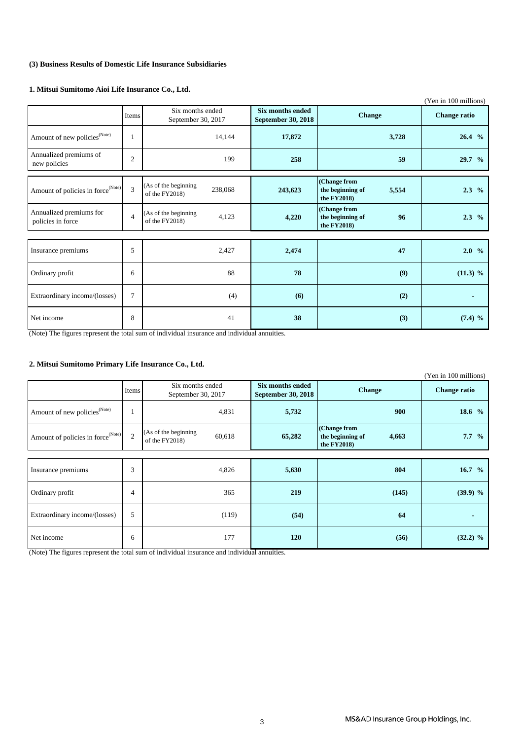### (3) Business Results of Domestic Life Insurance Subsidiaries

#### 1. Mitsui Sumitomo Aioi Life Insurance Co., Ltd.

(Yen in 100 millions)

| | Items | Six months ended September 30, 2017 | **Six months ended September 30, 2018** | **Change** | **Change ratio** |
|---|---|---|---|---|---|
| Amount of new policies(Note) | 1 | 14,144 | **17,872** | **3,728** | **26.4 %** |
| Annualized premiums of new policies | 2 | 199 | **258** | **59** | **29.7 %** |
| Amount of policies in force(Note) | 3 | (As of the beginning of the FY2018) 238,068 | **243,623** | **(Change from the beginning of the FY2018) 5,554** | **2.3 %** |
| Annualized premiums for policies in force | 4 | (As of the beginning of the FY2018) 4,123 | **4,220** | **(Change from the beginning of the FY2018) 96** | **2.3 %** |
| Insurance premiums | 5 | 2,427 | **2,474** | **47** | **2.0 %** |
| Ordinary profit | 6 | 88 | **78** | **(9)** | **(11.3) %** |
| Extraordinary income/(losses) | 7 | (4) | **(6)** | **(2)** | **-** |
| Net income | 8 | 41 | **38** | **(3)** | **(7.4) %** |

(Note) The figures represent the total sum of individual insurance and individual annuities.

#### 2. Mitsui Sumitomo Primary Life Insurance Co., Ltd.

(Yen in 100 millions)

| | Items | Six months ended September 30, 2017 | **Six months ended September 30, 2018** | **Change** | **Change ratio** |
|---|---|---|---|---|---|
| Amount of new policies(Note) | 1 | 4,831 | **5,732** | **900** | **18.6 %** |
| Amount of policies in force(Note) | 2 | (As of the beginning of the FY2018) 60,618 | **65,282** | **(Change from the beginning of the FY2018) 4,663** | **7.7 %** |
| Insurance premiums | 3 | 4,826 | **5,630** | **804** | **16.7 %** |
| Ordinary profit | 4 | 365 | **219** | **(145)** | **(39.9) %** |
| Extraordinary income/(losses) | 5 | (119) | **(54)** | **64** | **-** |
| Net income | 6 | 177 | **120** | **(56)** | **(32.2) %** |

(Note) The figures represent the total sum of individual insurance and individual annuities.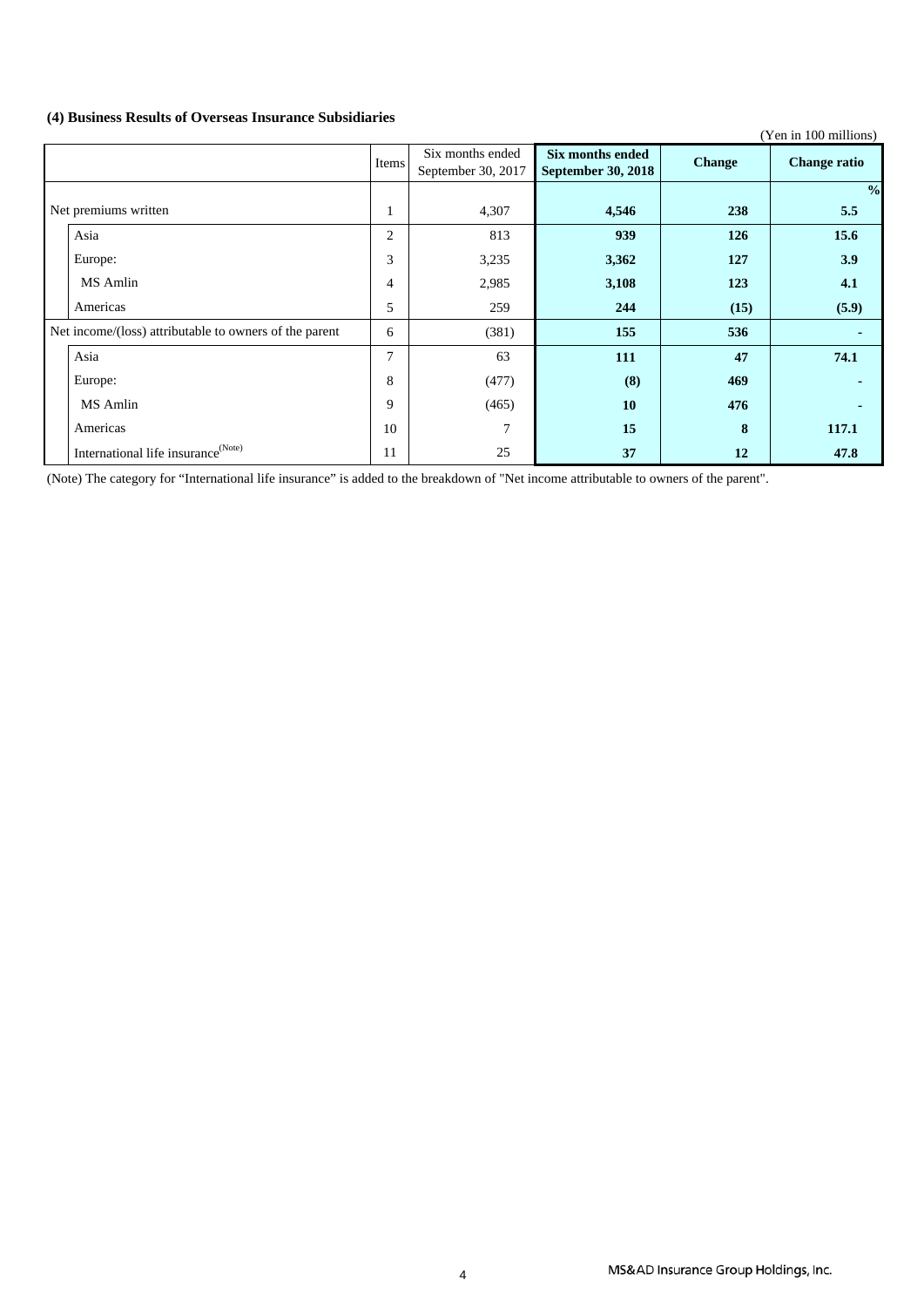### (4) Business Results of Overseas Insurance Subsidiaries

(Yen in 100 millions)

| | Items | Six months ended September 30, 2017 | **Six months ended September 30, 2018** | **Change** | **Change ratio** |
|---|---|---|---|---|---|
| | | | | | **%** |
| Net premiums written | 1 | 4,307 | **4,546** | **238** | **5.5** |
| Asia | 2 | 813 | **939** | **126** | **15.6** |
| Europe: | 3 | 3,235 | **3,362** | **127** | **3.9** |
| MS Amlin | 4 | 2,985 | **3,108** | **123** | **4.1** |
| Americas | 5 | 259 | **244** | **(15)** | **(5.9)** |
| Net income/(loss) attributable to owners of the parent | 6 | (381) | **155** | **536** | **-** |
| Asia | 7 | 63 | **111** | **47** | **74.1** |
| Europe: | 8 | (477) | **(8)** | **469** | **-** |
| MS Amlin | 9 | (465) | **10** | **476** | **-** |
| Americas | 10 | 7 | **15** | **8** | **117.1** |
| International life insurance[(Note)] | 11 | 25 | **37** | **12** | **47.8** |

(Note) The category for "International life insurance" is added to the breakdown of "Net income attributable to owners of the parent".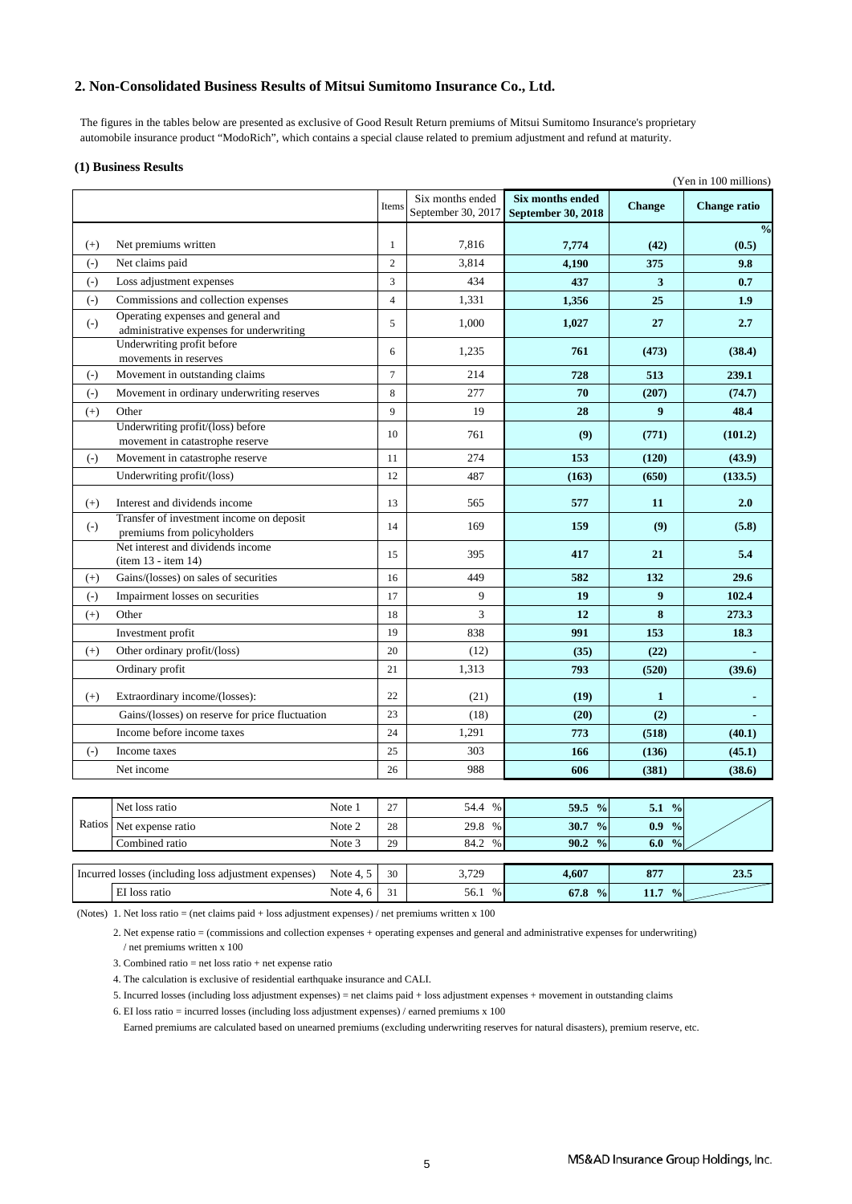## 2. Non-Consolidated Business Results of Mitsui Sumitomo Insurance Co., Ltd.

The figures in the tables below are presented as exclusive of Good Result Return premiums of Mitsui Sumitomo Insurance's proprietary automobile insurance product "ModoRich", which contains a special clause related to premium adjustment and refund at maturity.

### (1) Business Results

(Yen in 100 millions)

| | | Items | Six months ended September 30, 2017 | Six months ended September 30, 2018 | Change | Change ratio |
|---|---|---|---|---|---|---|
| | | | | | | % |
| (+) | Net premiums written | 1 | 7,816 | **7,774** | **(42)** | **(0.5)** |
| (-) | Net claims paid | 2 | 3,814 | **4,190** | **375** | **9.8** |
| (-) | Loss adjustment expenses | 3 | 434 | **437** | **3** | **0.7** |
| (-) | Commissions and collection expenses | 4 | 1,331 | **1,356** | **25** | **1.9** |
| (-) | Operating expenses and general and administrative expenses for underwriting | 5 | 1,000 | **1,027** | **27** | **2.7** |
| | Underwriting profit before movements in reserves | 6 | 1,235 | **761** | **(473)** | **(38.4)** |
| (-) | Movement in outstanding claims | 7 | 214 | **728** | **513** | **239.1** |
| (-) | Movement in ordinary underwriting reserves | 8 | 277 | **70** | **(207)** | **(74.7)** |
| (+) | Other | 9 | 19 | **28** | **9** | **48.4** |
| | Underwriting profit/(loss) before movement in catastrophe reserve | 10 | 761 | **(9)** | **(771)** | **(101.2)** |
| (-) | Movement in catastrophe reserve | 11 | 274 | **153** | **(120)** | **(43.9)** |
| | Underwriting profit/(loss) | 12 | 487 | **(163)** | **(650)** | **(133.5)** |
| (+) | Interest and dividends income | 13 | 565 | **577** | **11** | **2.0** |
| (-) | Transfer of investment income on deposit premiums from policyholders | 14 | 169 | **159** | **(9)** | **(5.8)** |
| | Net interest and dividends income (item 13 - item 14) | 15 | 395 | **417** | **21** | **5.4** |
| (+) | Gains/(losses) on sales of securities | 16 | 449 | **582** | **132** | **29.6** |
| (-) | Impairment losses on securities | 17 | 9 | **19** | **9** | **102.4** |
| (+) | Other | 18 | 3 | **12** | **8** | **273.3** |
| | Investment profit | 19 | 838 | **991** | **153** | **18.3** |
| (+) | Other ordinary profit/(loss) | 20 | (12) | **(35)** | **(22)** | **-** |
| | Ordinary profit | 21 | 1,313 | **793** | **(520)** | **(39.6)** |
| (+) | Extraordinary income/(losses): | 22 | (21) | **(19)** | **1** | **-** |
| | Gains/(losses) on reserve for price fluctuation | 23 | (18) | **(20)** | **(2)** | **-** |
| | Income before income taxes | 24 | 1,291 | **773** | **(518)** | **(40.1)** |
| (-) | Income taxes | 25 | 303 | **166** | **(136)** | **(45.1)** |
| | Net income | 26 | 988 | **606** | **(381)** | **(38.6)** |

| | | | Items | Six months ended September 30, 2017 | Six months ended September 30, 2018 | Change | Change ratio |
|---|---|---|---|---|---|---|---|
| Ratios | Net loss ratio | Note 1 | 27 | 54.4 % | **59.5 %** | **5.1 %** | |
| | Net expense ratio | Note 2 | 28 | 29.8 % | **30.7 %** | **0.9 %** | |
| | Combined ratio | Note 3 | 29 | 84.2 % | **90.2 %** | **6.0 %** | |
| Incurred losses (including loss adjustment expenses) | | Note 4, 5 | 30 | 3,729 | **4,607** | **877** | **23.5** |
| | EI loss ratio | Note 4, 6 | 31 | 56.1 % | **67.8 %** | **11.7 %** | |

(Notes) 1. Net loss ratio = (net claims paid + loss adjustment expenses) / net premiums written x 100

2. Net expense ratio = (commissions and collection expenses + operating expenses and general and administrative expenses for underwriting) / net premiums written x 100

3. Combined ratio = net loss ratio + net expense ratio

4. The calculation is exclusive of residential earthquake insurance and CALI.

5. Incurred losses (including loss adjustment expenses) = net claims paid + loss adjustment expenses + movement in outstanding claims

6. EI loss ratio = incurred losses (including loss adjustment expenses) / earned premiums x 100

Earned premiums are calculated based on unearned premiums (excluding underwriting reserves for natural disasters), premium reserve, etc.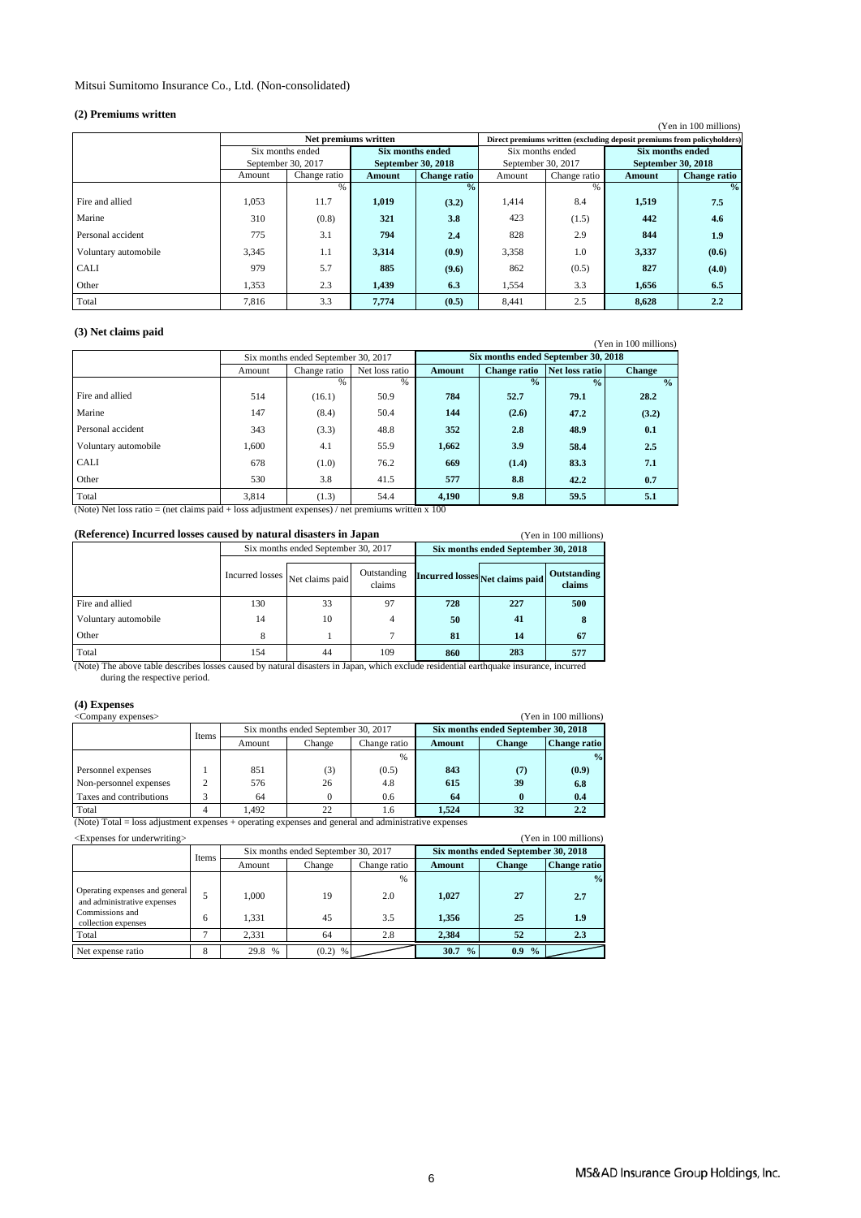Mitsui Sumitomo Insurance Co., Ltd. (Non-consolidated)

### (2) Premiums written

(Yen in 100 millions)

| | Net premiums written | | | | Direct premiums written (excluding deposit premiums from policyholders) | | | |
|---|---|---|---|---|---|---|---|---|
| | Six months ended September 30, 2017 | | Six months ended September 30, 2018 | | Six months ended September 30, 2017 | | Six months ended September 30, 2018 | |
| | Amount | Change ratio | Amount | Change ratio | Amount | Change ratio | Amount | Change ratio |
| | | % | | % | | % | | % |
| Fire and allied | 1,053 | 11.7 | 1,019 | (3.2) | 1,414 | 8.4 | 1,519 | 7.5 |
| Marine | 310 | (0.8) | 321 | 3.8 | 423 | (1.5) | 442 | 4.6 |
| Personal accident | 775 | 3.1 | 794 | 2.4 | 828 | 2.9 | 844 | 1.9 |
| Voluntary automobile | 3,345 | 1.1 | 3,314 | (0.9) | 3,358 | 1.0 | 3,337 | (0.6) |
| CALI | 979 | 5.7 | 885 | (9.6) | 862 | (0.5) | 827 | (4.0) |
| Other | 1,353 | 2.3 | 1,439 | 6.3 | 1,554 | 3.3 | 1,656 | 6.5 |
| Total | 7,816 | 3.3 | 7,774 | (0.5) | 8,441 | 2.5 | 8,628 | 2.2 |

### (3) Net claims paid

(Yen in 100 millions)

| | Six months ended September 30, 2017 | | | Six months ended September 30, 2018 | | | |
|---|---|---|---|---|---|---|---|
| | Amount | Change ratio | Net loss ratio | Amount | Change ratio | Net loss ratio | Change |
| | | % | % | | % | % | % |
| Fire and allied | 514 | (16.1) | 50.9 | 784 | 52.7 | 79.1 | 28.2 |
| Marine | 147 | (8.4) | 50.4 | 144 | (2.6) | 47.2 | (3.2) |
| Personal accident | 343 | (3.3) | 48.8 | 352 | 2.8 | 48.9 | 0.1 |
| Voluntary automobile | 1,600 | 4.1 | 55.9 | 1,662 | 3.9 | 58.4 | 2.5 |
| CALI | 678 | (1.0) | 76.2 | 669 | (1.4) | 83.3 | 7.1 |
| Other | 530 | 3.8 | 41.5 | 577 | 8.8 | 42.2 | 0.7 |
| Total | 3,814 | (1.3) | 54.4 | 4,190 | 9.8 | 59.5 | 5.1 |

(Note) Net loss ratio = (net claims paid + loss adjustment expenses) / net premiums written x 100

### (Reference) Incurred losses caused by natural disasters in Japan

(Yen in 100 millions)

| | Six months ended September 30, 2017 | | | Six months ended September 30, 2018 | | |
|---|---|---|---|---|---|---|
| | Incurred losses | Net claims paid | Outstanding claims | Incurred losses | Net claims paid | Outstanding claims |
| Fire and allied | 130 | 33 | 97 | 728 | 227 | 500 |
| Voluntary automobile | 14 | 10 | 4 | 50 | 41 | 8 |
| Other | 8 | 1 | 7 | 81 | 14 | 67 |
| Total | 154 | 44 | 109 | 860 | 283 | 577 |

(Note) The above table describes losses caused by natural disasters in Japan, which exclude residential earthquake insurance, incurred during the respective period.

### (4) Expenses

<Company expenses>

(Yen in 100 millions)

| | Items | Six months ended September 30, 2017 | | | Six months ended September 30, 2018 | | |
|---|---|---|---|---|---|---|---|
| | | Amount | Change | Change ratio | Amount | Change | Change ratio |
| | | | | % | | | % |
| Personnel expenses | 1 | 851 | (3) | (0.5) | 843 | (7) | (0.9) |
| Non-personnel expenses | 2 | 576 | 26 | 4.8 | 615 | 39 | 6.8 |
| Taxes and contributions | 3 | 64 | 0 | 0.6 | 64 | 0 | 0.4 |
| Total | 4 | 1,492 | 22 | 1.6 | 1,524 | 32 | 2.2 |

(Note) Total = loss adjustment expenses + operating expenses and general and administrative expenses

<Expenses for underwriting>

(Yen in 100 millions)

| | Items | Six months ended September 30, 2017 | | | Six months ended September 30, 2018 | | |
|---|---|---|---|---|---|---|---|
| | | Amount | Change | Change ratio | Amount | Change | Change ratio |
| | | | | % | | | % |
| Operating expenses and general and administrative expenses | 5 | 1,000 | 19 | 2.0 | 1,027 | 27 | 2.7 |
| Commissions and collection expenses | 6 | 1,331 | 45 | 3.5 | 1,356 | 25 | 1.9 |
| Total | 7 | 2,331 | 64 | 2.8 | 2,384 | 52 | 2.3 |
| Net expense ratio | 8 | 29.8 % | (0.2) % | | 30.7 % | 0.9 % | |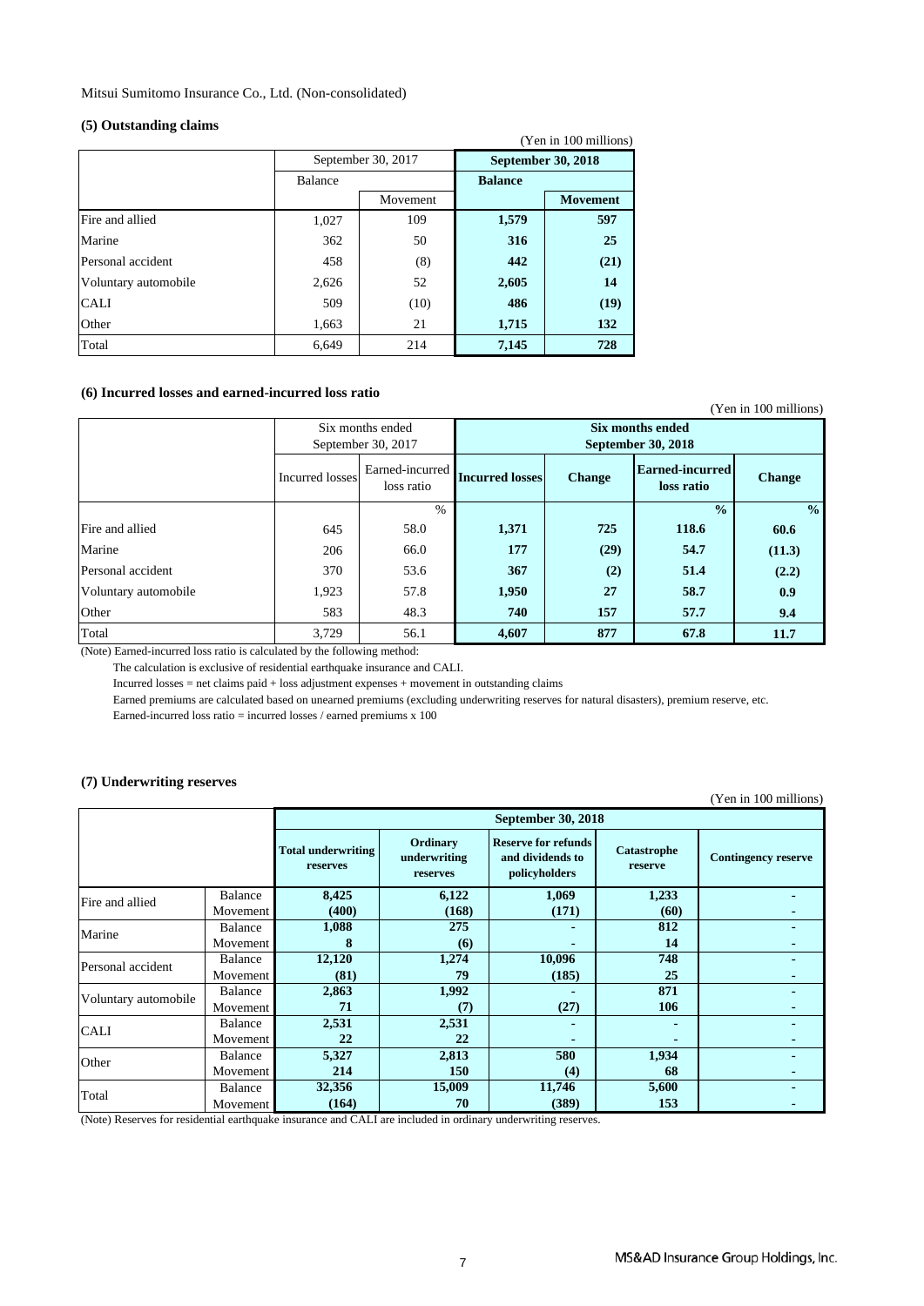Mitsui Sumitomo Insurance Co., Ltd. (Non-consolidated)

### (5) Outstanding claims

(Yen in 100 millions)

| | September 30, 2017 | | September 30, 2018 | |
|---|---|---|---|---|
| | Balance | | Balance | |
| | | Movement | | Movement |
| Fire and allied | 1,027 | 109 | **1,579** | **597** |
| Marine | 362 | 50 | **316** | **25** |
| Personal accident | 458 | (8) | **442** | **(21)** |
| Voluntary automobile | 2,626 | 52 | **2,605** | **14** |
| CALI | 509 | (10) | **486** | **(19)** |
| Other | 1,663 | 21 | **1,715** | **132** |
| Total | 6,649 | 214 | **7,145** | **728** |

### (6) Incurred losses and earned-incurred loss ratio

(Yen in 100 millions)

| | Six months ended September 30, 2017 | | Six months ended September 30, 2018 | | | |
|---|---|---|---|---|---|---|
| | Incurred losses | Earned-incurred loss ratio | Incurred losses | Change | Earned-incurred loss ratio | Change |
| | | % | | | **%** | **%** |
| Fire and allied | 645 | 58.0 | **1,371** | **725** | **118.6** | **60.6** |
| Marine | 206 | 66.0 | **177** | **(29)** | **54.7** | **(11.3)** |
| Personal accident | 370 | 53.6 | **367** | **(2)** | **51.4** | **(2.2)** |
| Voluntary automobile | 1,923 | 57.8 | **1,950** | **27** | **58.7** | **0.9** |
| Other | 583 | 48.3 | **740** | **157** | **57.7** | **9.4** |
| Total | 3,729 | 56.1 | **4,607** | **877** | **67.8** | **11.7** |

(Note) Earned-incurred loss ratio is calculated by the following method:

The calculation is exclusive of residential earthquake insurance and CALI.

Incurred losses = net claims paid + loss adjustment expenses + movement in outstanding claims

Earned premiums are calculated based on unearned premiums (excluding underwriting reserves for natural disasters), premium reserve, etc.

Earned-incurred loss ratio = incurred losses / earned premiums x 100

### (7) Underwriting reserves

(Yen in 100 millions)

| | | September 30, 2018 | | | | |
|---|---|---|---|---|---|---|
| | | Total underwriting reserves | Ordinary underwriting reserves | Reserve for refunds and dividends to policyholders | Catastrophe reserve | Contingency reserve |
| Fire and allied | Balance | **8,425** | **6,122** | **1,069** | **1,233** | **-** |
| | Movement | **(400)** | **(168)** | **(171)** | **(60)** | **-** |
| Marine | Balance | **1,088** | **275** | **-** | **812** | **-** |
| | Movement | **8** | **(6)** | **-** | **14** | **-** |
| Personal accident | Balance | **12,120** | **1,274** | **10,096** | **748** | **-** |
| | Movement | **(81)** | **79** | **(185)** | **25** | **-** |
| Voluntary automobile | Balance | **2,863** | **1,992** | **-** | **871** | **-** |
| | Movement | **71** | **(7)** | **(27)** | **106** | **-** |
| CALI | Balance | **2,531** | **2,531** | **-** | **-** | **-** |
| | Movement | **22** | **22** | **-** | **-** | **-** |
| Other | Balance | **5,327** | **2,813** | **580** | **1,934** | **-** |
| | Movement | **214** | **150** | **(4)** | **68** | **-** |
| Total | Balance | **32,356** | **15,009** | **11,746** | **5,600** | **-** |
| | Movement | **(164)** | **70** | **(389)** | **153** | **-** |

(Note) Reserves for residential earthquake insurance and CALI are included in ordinary underwriting reserves.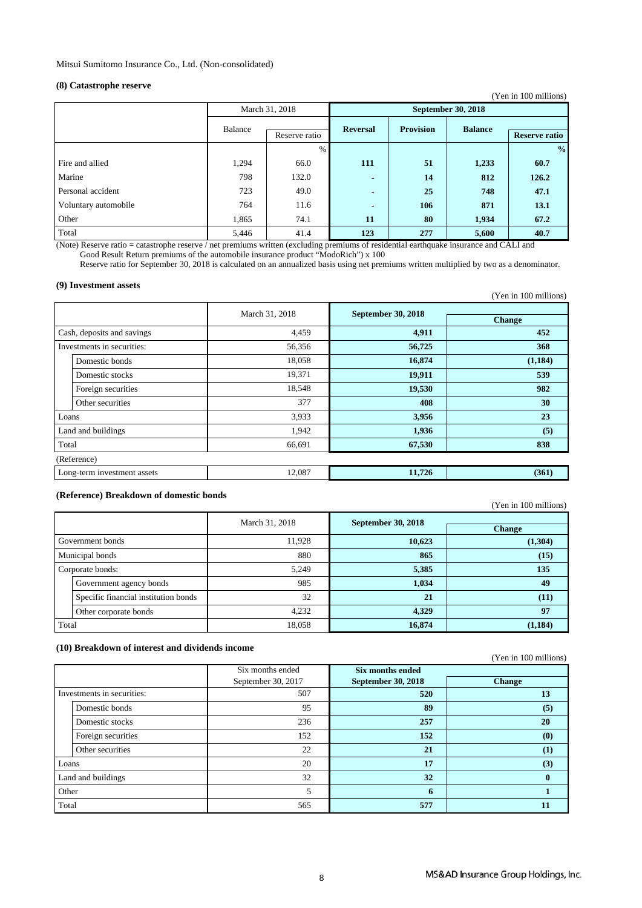Mitsui Sumitomo Insurance Co., Ltd. (Non-consolidated)

### (8) Catastrophe reserve

(Yen in 100 millions)

| | March 31, 2018 | | September 30, 2018 | | | |
|---|---|---|---|---|---|---|
| | Balance | Reserve ratio | Reversal | Provision | Balance | Reserve ratio |
| | | % | | | | % |
| Fire and allied | 1,294 | 66.0 | 111 | 51 | 1,233 | 60.7 |
| Marine | 798 | 132.0 | - | 14 | 812 | 126.2 |
| Personal accident | 723 | 49.0 | - | 25 | 748 | 47.1 |
| Voluntary automobile | 764 | 11.6 | - | 106 | 871 | 13.1 |
| Other | 1,865 | 74.1 | 11 | 80 | 1,934 | 67.2 |
| Total | 5,446 | 41.4 | 123 | 277 | 5,600 | 40.7 |

(Note) Reserve ratio = catastrophe reserve / net premiums written (excluding premiums of residential earthquake insurance and CALI and Good Result Return premiums of the automobile insurance product "ModoRich") x 100
Reserve ratio for September 30, 2018 is calculated on an annualized basis using net premiums written multiplied by two as a denominator.

### (9) Investment assets

(Yen in 100 millions)

| | March 31, 2018 | September 30, 2018 | Change |
|---|---|---|---|
| Cash, deposits and savings | 4,459 | 4,911 | 452 |
| Investments in securities: | 56,356 | 56,725 | 368 |
| Domestic bonds | 18,058 | 16,874 | (1,184) |
| Domestic stocks | 19,371 | 19,911 | 539 |
| Foreign securities | 18,548 | 19,530 | 982 |
| Other securities | 377 | 408 | 30 |
| Loans | 3,933 | 3,956 | 23 |
| Land and buildings | 1,942 | 1,936 | (5) |
| Total | 66,691 | 67,530 | 838 |
| (Reference) | | | |
| Long-term investment assets | 12,087 | 11,726 | (361) |

### (Reference) Breakdown of domestic bonds

(Yen in 100 millions)

| | March 31, 2018 | September 30, 2018 | Change |
|---|---|---|---|
| Government bonds | 11,928 | 10,623 | (1,304) |
| Municipal bonds | 880 | 865 | (15) |
| Corporate bonds: | 5,249 | 5,385 | 135 |
| Government agency bonds | 985 | 1,034 | 49 |
| Specific financial institution bonds | 32 | 21 | (11) |
| Other corporate bonds | 4,232 | 4,329 | 97 |
| Total | 18,058 | 16,874 | (1,184) |

### (10) Breakdown of interest and dividends income

(Yen in 100 millions)

| | Six months ended September 30, 2017 | Six months ended September 30, 2018 | Change |
|---|---|---|---|
| Investments in securities: | 507 | 520 | 13 |
| Domestic bonds | 95 | 89 | (5) |
| Domestic stocks | 236 | 257 | 20 |
| Foreign securities | 152 | 152 | (0) |
| Other securities | 22 | 21 | (1) |
| Loans | 20 | 17 | (3) |
| Land and buildings | 32 | 32 | 0 |
| Other | 5 | 6 | 1 |
| Total | 565 | 577 | 11 |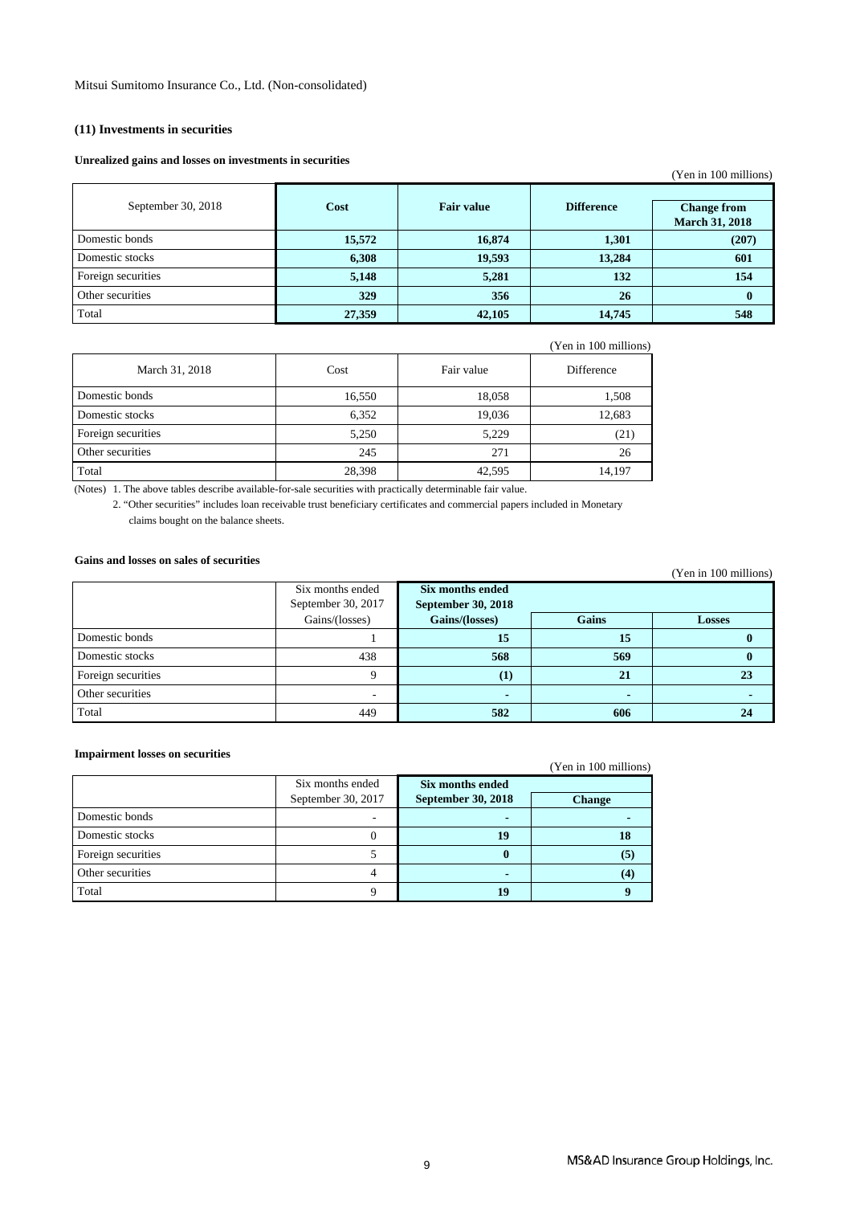Mitsui Sumitomo Insurance Co., Ltd. (Non-consolidated)

### (11) Investments in securities

**Unrealized gains and losses on investments in securities**

(Yen in 100 millions)

| September 30, 2018 | Cost | Fair value | Difference | Change from March 31, 2018 |
|---|---|---|---|---|
| Domestic bonds | 15,572 | 16,874 | 1,301 | (207) |
| Domestic stocks | 6,308 | 19,593 | 13,284 | 601 |
| Foreign securities | 5,148 | 5,281 | 132 | 154 |
| Other securities | 329 | 356 | 26 | 0 |
| Total | 27,359 | 42,105 | 14,745 | 548 |

(Yen in 100 millions)

| March 31, 2018 | Cost | Fair value | Difference |
|---|---|---|---|
| Domestic bonds | 16,550 | 18,058 | 1,508 |
| Domestic stocks | 6,352 | 19,036 | 12,683 |
| Foreign securities | 5,250 | 5,229 | (21) |
| Other securities | 245 | 271 | 26 |
| Total | 28,398 | 42,595 | 14,197 |

(Notes) 1. The above tables describe available-for-sale securities with practically determinable fair value.

2. "Other securities" includes loan receivable trust beneficiary certificates and commercial papers included in Monetary claims bought on the balance sheets.

**Gains and losses on sales of securities**

(Yen in 100 millions)

| | Six months ended September 30, 2017 | Six months ended September 30, 2018 | | |
|---|---|---|---|---|
| | Gains/(losses) | Gains/(losses) | Gains | Losses |
| Domestic bonds | 1 | 15 | 15 | 0 |
| Domestic stocks | 438 | 568 | 569 | 0 |
| Foreign securities | 9 | (1) | 21 | 23 |
| Other securities | - | - | - | - |
| Total | 449 | 582 | 606 | 24 |

**Impairment losses on securities**

(Yen in 100 millions)

| | Six months ended September 30, 2017 | Six months ended September 30, 2018 | Change |
|---|---|---|---|
| Domestic bonds | - | - | - |
| Domestic stocks | 0 | 19 | 18 |
| Foreign securities | 5 | 0 | (5) |
| Other securities | 4 | - | (4) |
| Total | 9 | 19 | 9 |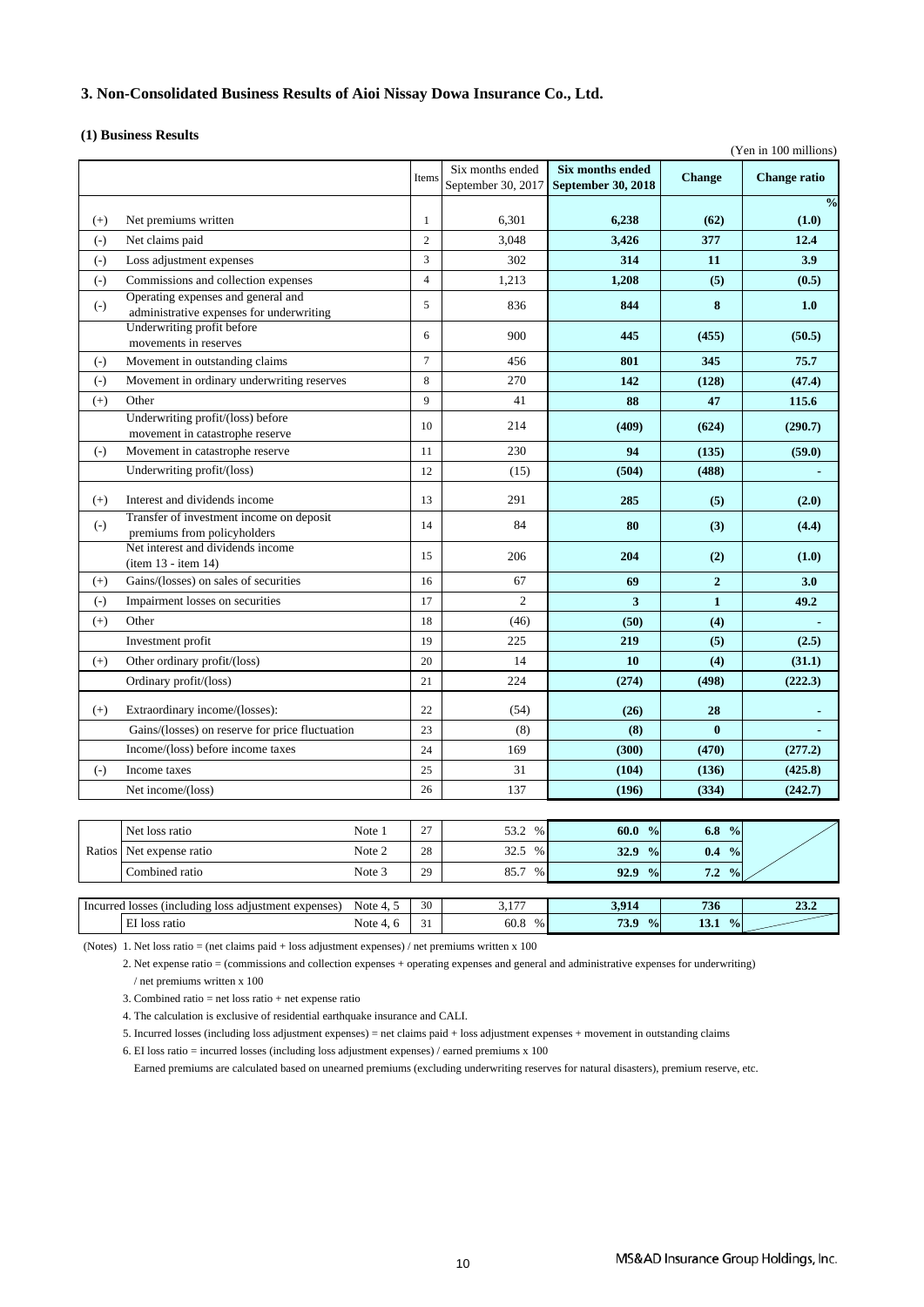## 3. Non-Consolidated Business Results of Aioi Nissay Dowa Insurance Co., Ltd.

### (1) Business Results

(Yen in 100 millions)

| | | Items | Six months ended September 30, 2017 | **Six months ended September 30, 2018** | **Change** | **Change ratio** |
|---|---|---|---|---|---|---|
| | | | | | | **%** |
| (+) | Net premiums written | 1 | 6,301 | **6,238** | **(62)** | **(1.0)** |
| (-) | Net claims paid | 2 | 3,048 | **3,426** | **377** | **12.4** |
| (-) | Loss adjustment expenses | 3 | 302 | **314** | **11** | **3.9** |
| (-) | Commissions and collection expenses | 4 | 1,213 | **1,208** | **(5)** | **(0.5)** |
| (-) | Operating expenses and general and administrative expenses for underwriting | 5 | 836 | **844** | **8** | **1.0** |
| | Underwriting profit before movements in reserves | 6 | 900 | **445** | **(455)** | **(50.5)** |
| (-) | Movement in outstanding claims | 7 | 456 | **801** | **345** | **75.7** |
| (-) | Movement in ordinary underwriting reserves | 8 | 270 | **142** | **(128)** | **(47.4)** |
| (+) | Other | 9 | 41 | **88** | **47** | **115.6** |
| | Underwriting profit/(loss) before movement in catastrophe reserve | 10 | 214 | **(409)** | **(624)** | **(290.7)** |
| (-) | Movement in catastrophe reserve | 11 | 230 | **94** | **(135)** | **(59.0)** |
| | Underwriting profit/(loss) | 12 | (15) | **(504)** | **(488)** | **-** |
| (+) | Interest and dividends income | 13 | 291 | **285** | **(5)** | **(2.0)** |
| (-) | Transfer of investment income on deposit premiums from policyholders | 14 | 84 | **80** | **(3)** | **(4.4)** |
| | Net interest and dividends income (item 13 - item 14) | 15 | 206 | **204** | **(2)** | **(1.0)** |
| (+) | Gains/(losses) on sales of securities | 16 | 67 | **69** | **2** | **3.0** |
| (-) | Impairment losses on securities | 17 | 2 | **3** | **1** | **49.2** |
| (+) | Other | 18 | (46) | **(50)** | **(4)** | **-** |
| | Investment profit | 19 | 225 | **219** | **(5)** | **(2.5)** |
| (+) | Other ordinary profit/(loss) | 20 | 14 | **10** | **(4)** | **(31.1)** |
| | Ordinary profit/(loss) | 21 | 224 | **(274)** | **(498)** | **(222.3)** |
| (+) | Extraordinary income/(losses): | 22 | (54) | **(26)** | **28** | **-** |
| | Gains/(losses) on reserve for price fluctuation | 23 | (8) | **(8)** | **0** | **-** |
| | Income/(loss) before income taxes | 24 | 169 | **(300)** | **(470)** | **(277.2)** |
| (-) | Income taxes | 25 | 31 | **(104)** | **(136)** | **(425.8)** |
| | Net income/(loss) | 26 | 137 | **(196)** | **(334)** | **(242.7)** |

| | | | Items | Six months ended September 30, 2017 | **Six months ended September 30, 2018** | **Change** | **Change ratio** |
|---|---|---|---|---|---|---|---|
| Ratios | Net loss ratio | Note 1 | 27 | 53.2 % | **60.0 %** | **6.8 %** | |
| | Net expense ratio | Note 2 | 28 | 32.5 % | **32.9 %** | **0.4 %** | |
| | Combined ratio | Note 3 | 29 | 85.7 % | **92.9 %** | **7.2 %** | |
| Incurred losses (including loss adjustment expenses) | | Note 4, 5 | 30 | 3,177 | **3,914** | **736** | **23.2** |
| | EI loss ratio | Note 4, 6 | 31 | 60.8 % | **73.9 %** | **13.1 %** | |

(Notes) 1. Net loss ratio = (net claims paid + loss adjustment expenses) / net premiums written x 100

2. Net expense ratio = (commissions and collection expenses + operating expenses and general and administrative expenses for underwriting) / net premiums written x 100

3. Combined ratio = net loss ratio + net expense ratio

4. The calculation is exclusive of residential earthquake insurance and CALI.

5. Incurred losses (including loss adjustment expenses) = net claims paid + loss adjustment expenses + movement in outstanding claims

6. EI loss ratio = incurred losses (including loss adjustment expenses) / earned premiums x 100

Earned premiums are calculated based on unearned premiums (excluding underwriting reserves for natural disasters), premium reserve, etc.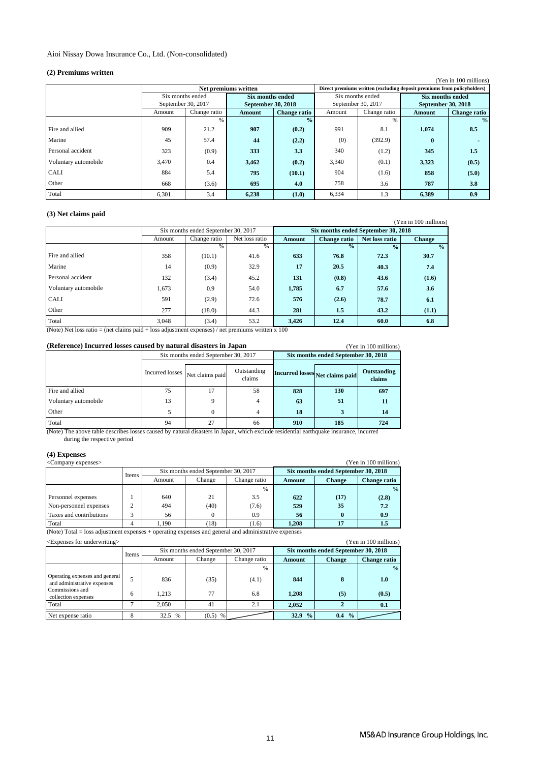Aioi Nissay Dowa Insurance Co., Ltd. (Non-consolidated)

### (2) Premiums written

(Yen in 100 millions)

| | Net premiums written | | | | Direct premiums written (excluding deposit premiums from policyholders) | | | |
|---|---|---|---|---|---|---|---|---|
| | Six months ended September 30, 2017 | | **Six months ended September 30, 2018** | | Six months ended September 30, 2017 | | **Six months ended September 30, 2018** | |
| | Amount | Change ratio | **Amount** | **Change ratio** | Amount | Change ratio | **Amount** | **Change ratio** |
| | | % | | **%** | | % | | **%** |
| Fire and allied | 909 | 21.2 | **907** | **(0.2)** | 991 | 8.1 | **1,074** | **8.5** |
| Marine | 45 | 57.4 | **44** | **(2.2)** | (0) | (392.9) | **0** | **-** |
| Personal accident | 323 | (0.9) | **333** | **3.3** | 340 | (1.2) | **345** | **1.5** |
| Voluntary automobile | 3,470 | 0.4 | **3,462** | **(0.2)** | 3,340 | (0.1) | **3,323** | **(0.5)** |
| CALI | 884 | 5.4 | **795** | **(10.1)** | 904 | (1.6) | **858** | **(5.0)** |
| Other | 668 | (3.6) | **695** | **4.0** | 758 | 3.6 | **787** | **3.8** |
| Total | 6,301 | 3.4 | **6,238** | **(1.0)** | 6,334 | 1.3 | **6,389** | **0.9** |

### (3) Net claims paid

(Yen in 100 millions)

| | Six months ended September 30, 2017 | | | **Six months ended September 30, 2018** | | | |
|---|---|---|---|---|---|---|---|
| | Amount | Change ratio | Net loss ratio | **Amount** | **Change ratio** | **Net loss ratio** | **Change** |
| | | % | % | | **%** | **%** | **%** |
| Fire and allied | 358 | (10.1) | 41.6 | **633** | **76.8** | **72.3** | **30.7** |
| Marine | 14 | (0.9) | 32.9 | **17** | **20.5** | **40.3** | **7.4** |
| Personal accident | 132 | (3.4) | 45.2 | **131** | **(0.8)** | **43.6** | **(1.6)** |
| Voluntary automobile | 1,673 | 0.9 | 54.0 | **1,785** | **6.7** | **57.6** | **3.6** |
| CALI | 591 | (2.9) | 72.6 | **576** | **(2.6)** | **78.7** | **6.1** |
| Other | 277 | (18.0) | 44.3 | **281** | **1.5** | **43.2** | **(1.1)** |
| Total | 3,048 | (3.4) | 53.2 | **3,426** | **12.4** | **60.0** | **6.8** |

(Note) Net loss ratio = (net claims paid + loss adjustment expenses) / net premiums written x 100

### (Reference) Incurred losses caused by natural disasters in Japan

(Yen in 100 millions)

| | Six months ended September 30, 2017 | | | **Six months ended September 30, 2018** | | |
|---|---|---|---|---|---|---|
| | Incurred losses | Net claims paid | Outstanding claims | **Incurred losses** | **Net claims paid** | **Outstanding claims** |
| Fire and allied | 75 | 17 | 58 | **828** | **130** | **697** |
| Voluntary automobile | 13 | 9 | 4 | **63** | **51** | **11** |
| Other | 5 | 0 | 4 | **18** | **3** | **14** |
| Total | 94 | 27 | 66 | **910** | **185** | **724** |

(Note) The above table describes losses caused by natural disasters in Japan, which exclude residential earthquake insurance, incurred during the respective period

### (4) Expenses

<Company expenses>

(Yen in 100 millions)

| | Items | Six months ended September 30, 2017 | | | **Six months ended September 30, 2018** | | |
|---|---|---|---|---|---|---|---|
| | | Amount | Change | Change ratio | **Amount** | **Change** | **Change ratio** |
| | | | | % | | | **%** |
| Personnel expenses | 1 | 640 | 21 | 3.5 | **622** | **(17)** | **(2.8)** |
| Non-personnel expenses | 2 | 494 | (40) | (7.6) | **529** | **35** | **7.2** |
| Taxes and contributions | 3 | 56 | 0 | 0.9 | **56** | **0** | **0.9** |
| Total | 4 | 1,190 | (18) | (1.6) | **1,208** | **17** | **1.5** |

(Note) Total = loss adjustment expenses + operating expenses and general and administrative expenses

<Expenses for underwriting>

(Yen in 100 millions)

| | Items | Six months ended September 30, 2017 | | | **Six months ended September 30, 2018** | | |
|---|---|---|---|---|---|---|---|
| | | Amount | Change | Change ratio | **Amount** | **Change** | **Change ratio** |
| | | | | % | | | **%** |
| Operating expenses and general and administrative expenses | 5 | 836 | (35) | (4.1) | **844** | **8** | **1.0** |
| Commissions and collection expenses | 6 | 1,213 | 77 | 6.8 | **1,208** | **(5)** | **(0.5)** |
| Total | 7 | 2,050 | 41 | 2.1 | **2,052** | **2** | **0.1** |
| Net expense ratio | 8 | 32.5 % | (0.5) % | | **32.9 %** | **0.4 %** | |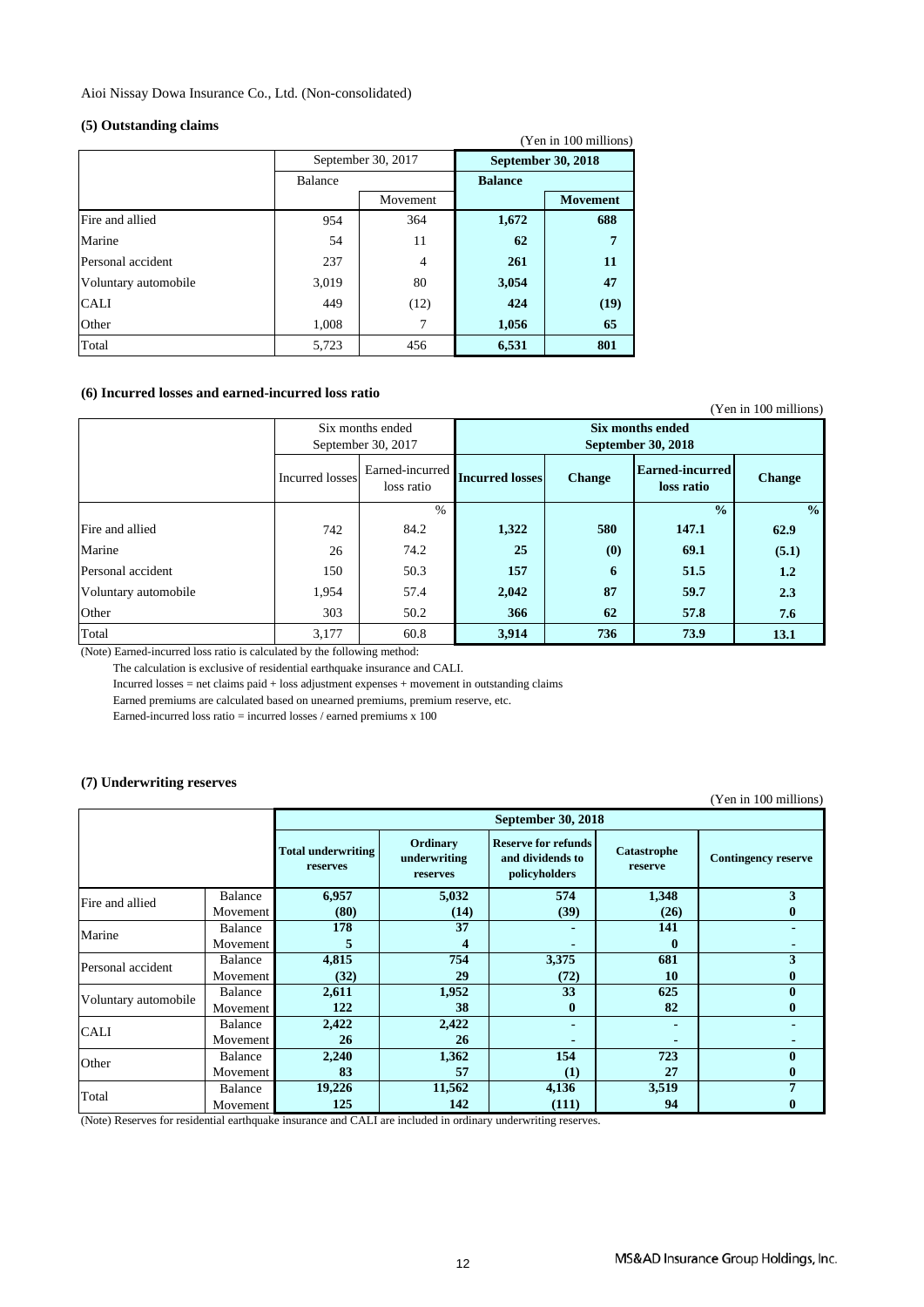Aioi Nissay Dowa Insurance Co., Ltd. (Non-consolidated)

### (5) Outstanding claims

(Yen in 100 millions)

| | September 30, 2017 | | September 30, 2018 | |
|---|---|---|---|---|
| | Balance | | Balance | |
| | | Movement | | Movement |
| Fire and allied | 954 | 364 | **1,672** | **688** |
| Marine | 54 | 11 | **62** | **7** |
| Personal accident | 237 | 4 | **261** | **11** |
| Voluntary automobile | 3,019 | 80 | **3,054** | **47** |
| CALI | 449 | (12) | **424** | **(19)** |
| Other | 1,008 | 7 | **1,056** | **65** |
| Total | 5,723 | 456 | **6,531** | **801** |

### (6) Incurred losses and earned-incurred loss ratio

(Yen in 100 millions)

| | Six months ended September 30, 2017 | | Six months ended September 30, 2018 | | | |
|---|---|---|---|---|---|---|
| | Incurred losses | Earned-incurred loss ratio | Incurred losses | Change | Earned-incurred loss ratio | Change |
| | | % | | | % | % |
| Fire and allied | 742 | 84.2 | **1,322** | **580** | **147.1** | **62.9** |
| Marine | 26 | 74.2 | **25** | **(0)** | **69.1** | **(5.1)** |
| Personal accident | 150 | 50.3 | **157** | **6** | **51.5** | **1.2** |
| Voluntary automobile | 1,954 | 57.4 | **2,042** | **87** | **59.7** | **2.3** |
| Other | 303 | 50.2 | **366** | **62** | **57.8** | **7.6** |
| Total | 3,177 | 60.8 | **3,914** | **736** | **73.9** | **13.1** |

(Note) Earned-incurred loss ratio is calculated by the following method:

The calculation is exclusive of residential earthquake insurance and CALI.

Incurred losses = net claims paid + loss adjustment expenses + movement in outstanding claims

Earned premiums are calculated based on unearned premiums, premium reserve, etc.

Earned-incurred loss ratio = incurred losses / earned premiums x 100

### (7) Underwriting reserves

(Yen in 100 millions)

| | | September 30, 2018 | | | | |
|---|---|---|---|---|---|---|
| | | Total underwriting reserves | Ordinary underwriting reserves | Reserve for refunds and dividends to policyholders | Catastrophe reserve | Contingency reserve |
| Fire and allied | Balance | **6,957** | **5,032** | **574** | **1,348** | **3** |
| | Movement | **(80)** | **(14)** | **(39)** | **(26)** | **0** |
| Marine | Balance | **178** | **37** | **-** | **141** | **-** |
| | Movement | **5** | **4** | **-** | **0** | **-** |
| Personal accident | Balance | **4,815** | **754** | **3,375** | **681** | **3** |
| | Movement | **(32)** | **29** | **(72)** | **10** | **0** |
| Voluntary automobile | Balance | **2,611** | **1,952** | **33** | **625** | **0** |
| | Movement | **122** | **38** | **0** | **82** | **0** |
| CALI | Balance | **2,422** | **2,422** | **-** | **-** | **-** |
| | Movement | **26** | **26** | **-** | **-** | **-** |
| Other | Balance | **2,240** | **1,362** | **154** | **723** | **0** |
| | Movement | **83** | **57** | **(1)** | **27** | **0** |
| Total | Balance | **19,226** | **11,562** | **4,136** | **3,519** | **7** |
| | Movement | **125** | **142** | **(111)** | **94** | **0** |

(Note) Reserves for residential earthquake insurance and CALI are included in ordinary underwriting reserves.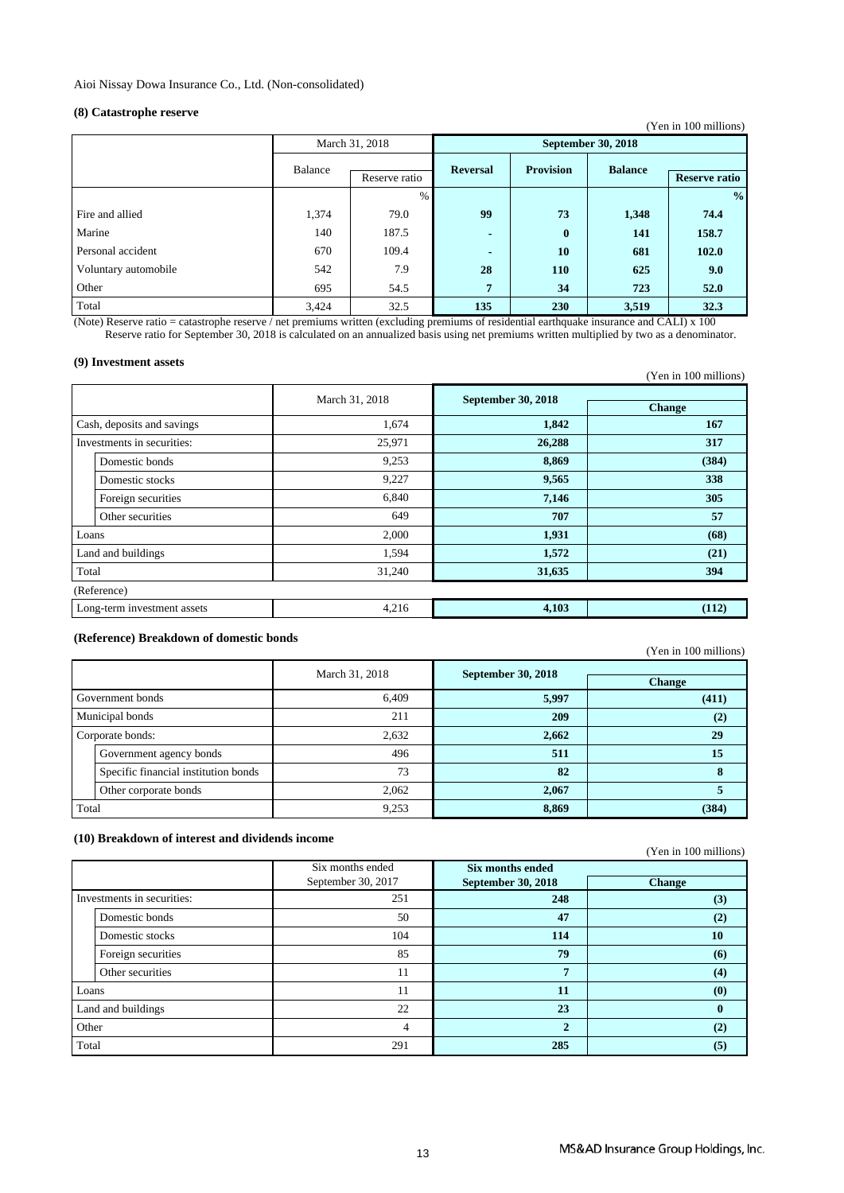Aioi Nissay Dowa Insurance Co., Ltd. (Non-consolidated)

### (8) Catastrophe reserve

(Yen in 100 millions)

| | March 31, 2018 | | September 30, 2018 | | | |
|---|---|---|---|---|---|---|
| | Balance | Reserve ratio | Reversal | Provision | Balance | Reserve ratio |
| | | % | | | | % |
| Fire and allied | 1,374 | 79.0 | 99 | 73 | 1,348 | 74.4 |
| Marine | 140 | 187.5 | - | 0 | 141 | 158.7 |
| Personal accident | 670 | 109.4 | - | 10 | 681 | 102.0 |
| Voluntary automobile | 542 | 7.9 | 28 | 110 | 625 | 9.0 |
| Other | 695 | 54.5 | 7 | 34 | 723 | 52.0 |
| Total | 3,424 | 32.5 | 135 | 230 | 3,519 | 32.3 |

(Note) Reserve ratio = catastrophe reserve / net premiums written (excluding premiums of residential earthquake insurance and CALI) x 100
Reserve ratio for September 30, 2018 is calculated on an annualized basis using net premiums written multiplied by two as a denominator.

### (9) Investment assets

(Yen in 100 millions)

| | March 31, 2018 | September 30, 2018 | Change |
|---|---|---|---|
| Cash, deposits and savings | 1,674 | 1,842 | 167 |
| Investments in securities: | 25,971 | 26,288 | 317 |
| Domestic bonds | 9,253 | 8,869 | (384) |
| Domestic stocks | 9,227 | 9,565 | 338 |
| Foreign securities | 6,840 | 7,146 | 305 |
| Other securities | 649 | 707 | 57 |
| Loans | 2,000 | 1,931 | (68) |
| Land and buildings | 1,594 | 1,572 | (21) |
| Total | 31,240 | 31,635 | 394 |
| (Reference) | | | |
| Long-term investment assets | 4,216 | 4,103 | (112) |

### (Reference) Breakdown of domestic bonds

(Yen in 100 millions)

| | March 31, 2018 | September 30, 2018 | Change |
|---|---|---|---|
| Government bonds | 6,409 | 5,997 | (411) |
| Municipal bonds | 211 | 209 | (2) |
| Corporate bonds: | 2,632 | 2,662 | 29 |
| Government agency bonds | 496 | 511 | 15 |
| Specific financial institution bonds | 73 | 82 | 8 |
| Other corporate bonds | 2,062 | 2,067 | 5 |
| Total | 9,253 | 8,869 | (384) |

### (10) Breakdown of interest and dividends income

(Yen in 100 millions)

| | Six months ended September 30, 2017 | Six months ended September 30, 2018 | Change |
|---|---|---|---|
| Investments in securities: | 251 | 248 | (3) |
| Domestic bonds | 50 | 47 | (2) |
| Domestic stocks | 104 | 114 | 10 |
| Foreign securities | 85 | 79 | (6) |
| Other securities | 11 | 7 | (4) |
| Loans | 11 | 11 | (0) |
| Land and buildings | 22 | 23 | 0 |
| Other | 4 | 2 | (2) |
| Total | 291 | 285 | (5) |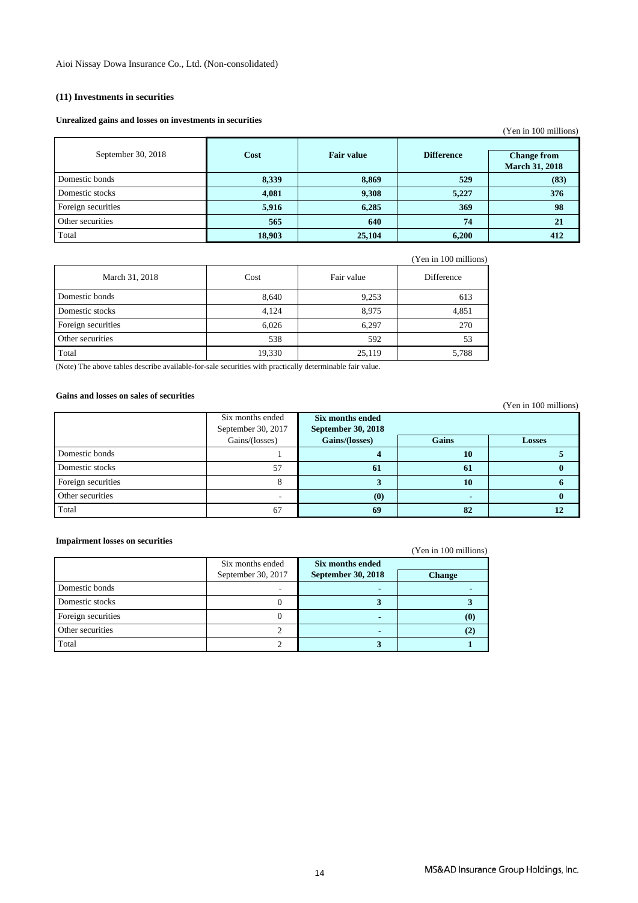Aioi Nissay Dowa Insurance Co., Ltd. (Non-consolidated)

### (11) Investments in securities

#### Unrealized gains and losses on investments in securities

(Yen in 100 millions)

| September 30, 2018 | Cost | Fair value | Difference | Change from March 31, 2018 |
|---|---|---|---|---|
| Domestic bonds | **8,339** | **8,869** | **529** | **(83)** |
| Domestic stocks | **4,081** | **9,308** | **5,227** | **376** |
| Foreign securities | **5,916** | **6,285** | **369** | **98** |
| Other securities | **565** | **640** | **74** | **21** |
| Total | **18,903** | **25,104** | **6,200** | **412** |

(Yen in 100 millions)

| March 31, 2018 | Cost | Fair value | Difference |
|---|---|---|---|
| Domestic bonds | 8,640 | 9,253 | 613 |
| Domestic stocks | 4,124 | 8,975 | 4,851 |
| Foreign securities | 6,026 | 6,297 | 270 |
| Other securities | 538 | 592 | 53 |
| Total | 19,330 | 25,119 | 5,788 |

(Note) The above tables describe available-for-sale securities with practically determinable fair value.

#### Gains and losses on sales of securities

(Yen in 100 millions)

| | Six months ended September 30, 2017 | Six months ended September 30, 2018 | | |
|---|---|---|---|---|
| | Gains/(losses) | Gains/(losses) | Gains | Losses |
| Domestic bonds | 1 | **4** | **10** | **5** |
| Domestic stocks | 57 | **61** | **61** | **0** |
| Foreign securities | 8 | **3** | **10** | **6** |
| Other securities | - | **(0)** | **-** | **0** |
| Total | 67 | **69** | **82** | **12** |

#### Impairment losses on securities

(Yen in 100 millions)

| | Six months ended September 30, 2017 | Six months ended September 30, 2018 | Change |
|---|---|---|---|
| Domestic bonds | - | **-** | **-** |
| Domestic stocks | 0 | **3** | **3** |
| Foreign securities | 0 | **-** | **(0)** |
| Other securities | 2 | **-** | **(2)** |
| Total | 2 | **3** | **1** |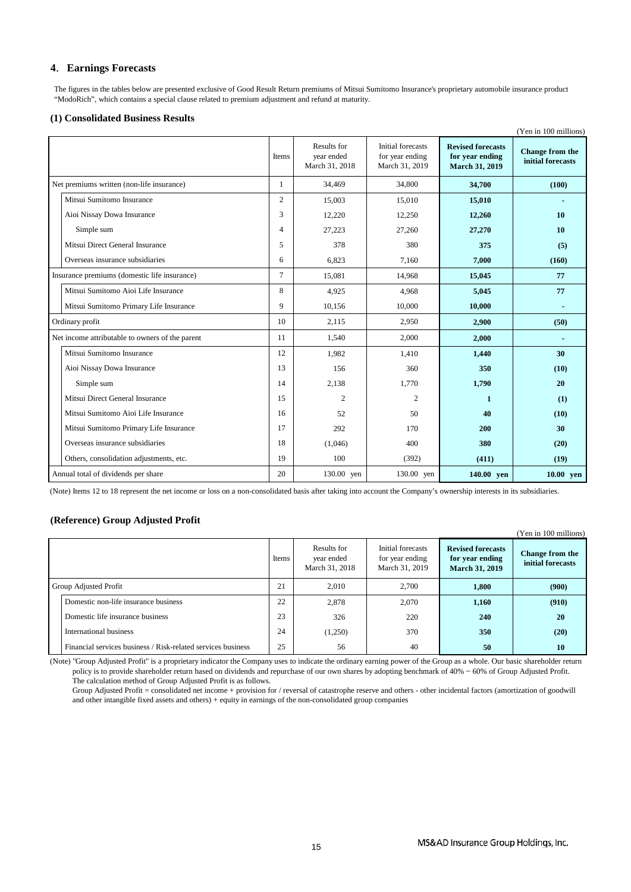## 4. Earnings Forecasts

The figures in the tables below are presented exclusive of Good Result Return premiums of Mitsui Sumitomo Insurance's proprietary automobile insurance product "ModoRich", which contains a special clause related to premium adjustment and refund at maturity.

### (1) Consolidated Business Results

(Yen in 100 millions)

| | Items | Results for year ended March 31, 2018 | Initial forecasts for year ending March 31, 2019 | **Revised forecasts for year ending March 31, 2019** | **Change from the initial forecasts** |
|---|---|---|---|---|---|
| Net premiums written (non-life insurance) | 1 | 34,469 | 34,800 | **34,700** | **(100)** |
| Mitsui Sumitomo Insurance | 2 | 15,003 | 15,010 | **15,010** | **-** |
| Aioi Nissay Dowa Insurance | 3 | 12,220 | 12,250 | **12,260** | **10** |
| Simple sum | 4 | 27,223 | 27,260 | **27,270** | **10** |
| Mitsui Direct General Insurance | 5 | 378 | 380 | **375** | **(5)** |
| Overseas insurance subsidiaries | 6 | 6,823 | 7,160 | **7,000** | **(160)** |
| Insurance premiums (domestic life insurance) | 7 | 15,081 | 14,968 | **15,045** | **77** |
| Mitsui Sumitomo Aioi Life Insurance | 8 | 4,925 | 4,968 | **5,045** | **77** |
| Mitsui Sumitomo Primary Life Insurance | 9 | 10,156 | 10,000 | **10,000** | **-** |
| Ordinary profit | 10 | 2,115 | 2,950 | **2,900** | **(50)** |
| Net income attributable to owners of the parent | 11 | 1,540 | 2,000 | **2,000** | **-** |
| Mitsui Sumitomo Insurance | 12 | 1,982 | 1,410 | **1,440** | **30** |
| Aioi Nissay Dowa Insurance | 13 | 156 | 360 | **350** | **(10)** |
| Simple sum | 14 | 2,138 | 1,770 | **1,790** | **20** |
| Mitsui Direct General Insurance | 15 | 2 | 2 | **1** | **(1)** |
| Mitsui Sumitomo Aioi Life Insurance | 16 | 52 | 50 | **40** | **(10)** |
| Mitsui Sumitomo Primary Life Insurance | 17 | 292 | 170 | **200** | **30** |
| Overseas insurance subsidiaries | 18 | (1,046) | 400 | **380** | **(20)** |
| Others, consolidation adjustments, etc. | 19 | 100 | (392) | **(411)** | **(19)** |
| Annual total of dividends per share | 20 | 130.00 yen | 130.00 yen | **140.00 yen** | **10.00 yen** |

(Note) Items 12 to 18 represent the net income or loss on a non-consolidated basis after taking into account the Company's ownership interests in its subsidiaries.

### (Reference) Group Adjusted Profit

(Yen in 100 millions)

| | Items | Results for year ended March 31, 2018 | Initial forecasts for year ending March 31, 2019 | **Revised forecasts for year ending March 31, 2019** | **Change from the initial forecasts** |
|---|---|---|---|---|---|
| Group Adjusted Profit | 21 | 2,010 | 2,700 | **1,800** | **(900)** |
| Domestic non-life insurance business | 22 | 2,878 | 2,070 | **1,160** | **(910)** |
| Domestic life insurance business | 23 | 326 | 220 | **240** | **20** |
| International business | 24 | (1,250) | 370 | **350** | **(20)** |
| Financial services business / Risk-related services business | 25 | 56 | 40 | **50** | **10** |

(Note) "Group Adjusted Profit" is a proprietary indicator the Company uses to indicate the ordinary earning power of the Group as a whole. Our basic shareholder return policy is to provide shareholder return based on dividends and repurchase of our own shares by adopting benchmark of 40% ~ 60% of Group Adjusted Profit.
The calculation method of Group Adjusted Profit is as follows.
Group Adjusted Profit = consolidated net income + provision for / reversal of catastrophe reserve and others - other incidental factors (amortization of goodwill and other intangible fixed assets and others) + equity in earnings of the non-consolidated group companies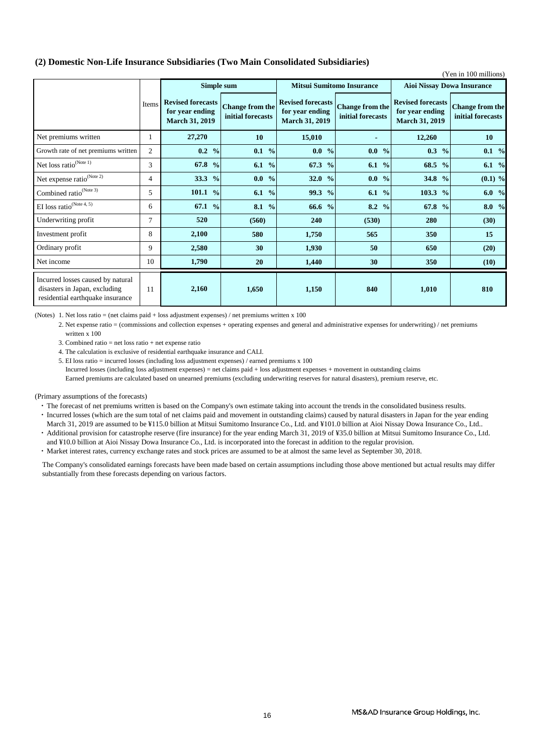## (2) Domestic Non-Life Insurance Subsidiaries (Two Main Consolidated Subsidiaries)

(Yen in 100 millions)

| | Items | Simple sum | | Mitsui Sumitomo Insurance | | Aioi Nissay Dowa Insurance | |
|---|---|---|---|---|---|---|---|
| | | Revised forecasts for year ending March 31, 2019 | Change from the initial forecasts | Revised forecasts for year ending March 31, 2019 | Change from the initial forecasts | Revised forecasts for year ending March 31, 2019 | Change from the initial forecasts |
| Net premiums written | 1 | 27,270 | 10 | 15,010 | - | 12,260 | 10 |
| Growth rate of net premiums written | 2 | 0.2 % | 0.1 % | 0.0 % | 0.0 % | 0.3 % | 0.1 % |
| Net loss ratio (Note 1) | 3 | 67.8 % | 6.1 % | 67.3 % | 6.1 % | 68.5 % | 6.1 % |
| Net expense ratio (Note 2) | 4 | 33.3 % | 0.0 % | 32.0 % | 0.0 % | 34.8 % | (0.1) % |
| Combined ratio (Note 3) | 5 | 101.1 % | 6.1 % | 99.3 % | 6.1 % | 103.3 % | 6.0 % |
| EI loss ratio (Note 4, 5) | 6 | 67.1 % | 8.1 % | 66.6 % | 8.2 % | 67.8 % | 8.0 % |
| Underwriting profit | 7 | 520 | (560) | 240 | (530) | 280 | (30) |
| Investment profit | 8 | 2,100 | 580 | 1,750 | 565 | 350 | 15 |
| Ordinary profit | 9 | 2,580 | 30 | 1,930 | 50 | 650 | (20) |
| Net income | 10 | 1,790 | 20 | 1,440 | 30 | 350 | (10) |
| Incurred losses caused by natural disasters in Japan, excluding residential earthquake insurance | 11 | 2,160 | 1,650 | 1,150 | 840 | 1,010 | 810 |

(Notes) 1. Net loss ratio = (net claims paid + loss adjustment expenses) / net premiums written x 100

2. Net expense ratio = (commissions and collection expenses + operating expenses and general and administrative expenses for underwriting) / net premiums written x 100

3. Combined ratio = net loss ratio + net expense ratio

4. The calculation is exclusive of residential earthquake insurance and CALI.

5. EI loss ratio = incurred losses (including loss adjustment expenses) / earned premiums x 100
Incurred losses (including loss adjustment expenses) = net claims paid + loss adjustment expenses + movement in outstanding claims
Earned premiums are calculated based on unearned premiums (excluding underwriting reserves for natural disasters), premium reserve, etc.

(Primary assumptions of the forecasts)

- The forecast of net premiums written is based on the Company's own estimate taking into account the trends in the consolidated business results.
- Incurred losses (which are the sum total of net claims paid and movement in outstanding claims) caused by natural disasters in Japan for the year ending March 31, 2019 are assumed to be ¥115.0 billion at Mitsui Sumitomo Insurance Co., Ltd. and ¥101.0 billion at Aioi Nissay Dowa Insurance Co., Ltd..
- Additional provision for catastrophe reserve (fire insurance) for the year ending March 31, 2019 of ¥35.0 billion at Mitsui Sumitomo Insurance Co., Ltd. and ¥10.0 billion at Aioi Nissay Dowa Insurance Co., Ltd. is incorporated into the forecast in addition to the regular provision.
- Market interest rates, currency exchange rates and stock prices are assumed to be at almost the same level as September 30, 2018.

The Company's consolidated earnings forecasts have been made based on certain assumptions including those above mentioned but actual results may differ substantially from these forecasts depending on various factors.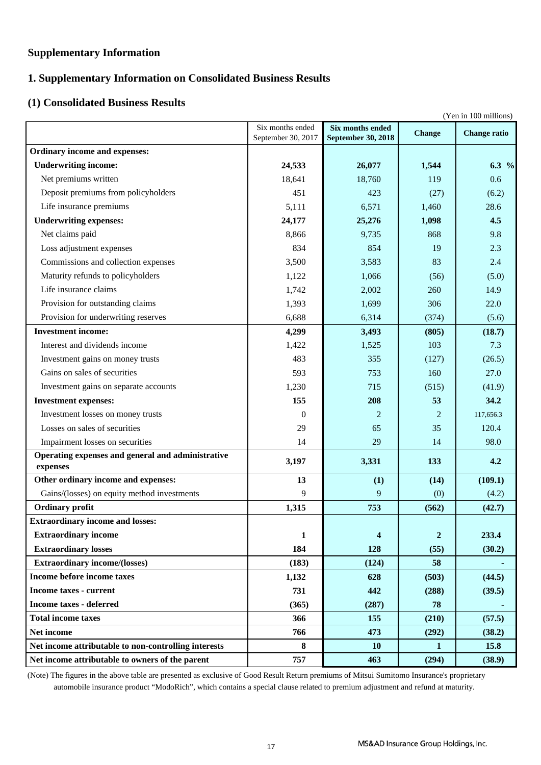## Supplementary Information

## 1. Supplementary Information on Consolidated Business Results

### (1) Consolidated Business Results

(Yen in 100 millions)

| | Six months ended September 30, 2017 | **Six months ended September 30, 2018** | **Change** | **Change ratio** |
|---|---|---|---|---|
| **Ordinary income and expenses:** | | | | |
| **Underwriting income:** | **24,533** | **26,077** | **1,544** | **6.3 %** |
| Net premiums written | 18,641 | 18,760 | 119 | 0.6 |
| Deposit premiums from policyholders | 451 | 423 | (27) | (6.2) |
| Life insurance premiums | 5,111 | 6,571 | 1,460 | 28.6 |
| **Underwriting expenses:** | **24,177** | **25,276** | **1,098** | **4.5** |
| Net claims paid | 8,866 | 9,735 | 868 | 9.8 |
| Loss adjustment expenses | 834 | 854 | 19 | 2.3 |
| Commissions and collection expenses | 3,500 | 3,583 | 83 | 2.4 |
| Maturity refunds to policyholders | 1,122 | 1,066 | (56) | (5.0) |
| Life insurance claims | 1,742 | 2,002 | 260 | 14.9 |
| Provision for outstanding claims | 1,393 | 1,699 | 306 | 22.0 |
| Provision for underwriting reserves | 6,688 | 6,314 | (374) | (5.6) |
| **Investment income:** | **4,299** | **3,493** | **(805)** | **(18.7)** |
| Interest and dividends income | 1,422 | 1,525 | 103 | 7.3 |
| Investment gains on money trusts | 483 | 355 | (127) | (26.5) |
| Gains on sales of securities | 593 | 753 | 160 | 27.0 |
| Investment gains on separate accounts | 1,230 | 715 | (515) | (41.9) |
| **Investment expenses:** | **155** | **208** | **53** | **34.2** |
| Investment losses on money trusts | 0 | 2 | 2 | 117,656.3 |
| Losses on sales of securities | 29 | 65 | 35 | 120.4 |
| Impairment losses on securities | 14 | 29 | 14 | 98.0 |
| **Operating expenses and general and administrative expenses** | **3,197** | **3,331** | **133** | **4.2** |
| **Other ordinary income and expenses:** | **13** | **(1)** | **(14)** | **(109.1)** |
| Gains/(losses) on equity method investments | 9 | 9 | (0) | (4.2) |
| **Ordinary profit** | **1,315** | **753** | **(562)** | **(42.7)** |
| **Extraordinary income and losses:** | | | | |
| **Extraordinary income** | **1** | **4** | **2** | **233.4** |
| **Extraordinary losses** | **184** | **128** | **(55)** | **(30.2)** |
| **Extraordinary income/(losses)** | **(183)** | **(124)** | **58** | **-** |
| **Income before income taxes** | **1,132** | **628** | **(503)** | **(44.5)** |
| **Income taxes - current** | **731** | **442** | **(288)** | **(39.5)** |
| **Income taxes - deferred** | **(365)** | **(287)** | **78** | **-** |
| **Total income taxes** | **366** | **155** | **(210)** | **(57.5)** |
| **Net income** | **766** | **473** | **(292)** | **(38.2)** |
| **Net income attributable to non-controlling interests** | **8** | **10** | **1** | **15.8** |
| **Net income attributable to owners of the parent** | **757** | **463** | **(294)** | **(38.9)** |

(Note) The figures in the above table are presented as exclusive of Good Result Return premiums of Mitsui Sumitomo Insurance's proprietary automobile insurance product "ModoRich", which contains a special clause related to premium adjustment and refund at maturity.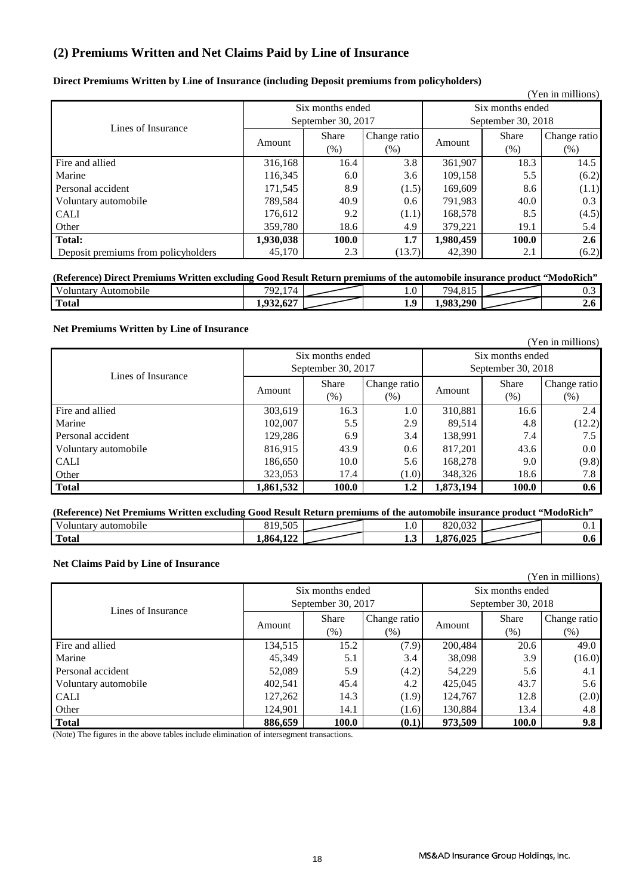## (2) Premiums Written and Net Claims Paid by Line of Insurance

**Direct Premiums Written by Line of Insurance (including Deposit premiums from policyholders)**

(Yen in millions)

| Lines of Insurance | Six months ended September 30, 2017 | | | Six months ended September 30, 2018 | | |
|---|---|---|---|---|---|---|
| | Amount | Share (%) | Change ratio (%) | Amount | Share (%) | Change ratio (%) |
| Fire and allied | 316,168 | 16.4 | 3.8 | 361,907 | 18.3 | 14.5 |
| Marine | 116,345 | 6.0 | 3.6 | 109,158 | 5.5 | (6.2) |
| Personal accident | 171,545 | 8.9 | (1.5) | 169,609 | 8.6 | (1.1) |
| Voluntary automobile | 789,584 | 40.9 | 0.6 | 791,983 | 40.0 | 0.3 |
| CALI | 176,612 | 9.2 | (1.1) | 168,578 | 8.5 | (4.5) |
| Other | 359,780 | 18.6 | 4.9 | 379,221 | 19.1 | 5.4 |
| **Total:** | **1,930,038** | **100.0** | **1.7** | **1,980,459** | **100.0** | **2.6** |
| Deposit premiums from policyholders | 45,170 | 2.3 | (13.7) | 42,390 | 2.1 | (6.2) |

**(Reference) Direct Premiums Written excluding Good Result Return premiums of the automobile insurance product "ModoRich"**

| | | | | | | |
|---|---|---|---|---|---|---|
| Voluntary Automobile | 792,174 | | 1.0 | 794,815 | | 0.3 |
| **Total** | **1,932,627** | | **1.9** | **1,983,290** | | **2.6** |

**Net Premiums Written by Line of Insurance**

(Yen in millions)

| Lines of Insurance | Six months ended September 30, 2017 | | | Six months ended September 30, 2018 | | |
|---|---|---|---|---|---|---|
| | Amount | Share (%) | Change ratio (%) | Amount | Share (%) | Change ratio (%) |
| Fire and allied | 303,619 | 16.3 | 1.0 | 310,881 | 16.6 | 2.4 |
| Marine | 102,007 | 5.5 | 2.9 | 89,514 | 4.8 | (12.2) |
| Personal accident | 129,286 | 6.9 | 3.4 | 138,991 | 7.4 | 7.5 |
| Voluntary automobile | 816,915 | 43.9 | 0.6 | 817,201 | 43.6 | 0.0 |
| CALI | 186,650 | 10.0 | 5.6 | 168,278 | 9.0 | (9.8) |
| Other | 323,053 | 17.4 | (1.0) | 348,326 | 18.6 | 7.8 |
| **Total** | **1,861,532** | **100.0** | **1.2** | **1,873,194** | **100.0** | **0.6** |

**(Reference) Net Premiums Written excluding Good Result Return premiums of the automobile insurance product "ModoRich"**

| | | | | | | |
|---|---|---|---|---|---|---|
| Voluntary automobile | 819,505 | | 1.0 | 820,032 | | 0.1 |
| **Total** | **1,864,122** | | **1.3** | **1,876,025** | | **0.6** |

**Net Claims Paid by Line of Insurance**

(Yen in millions)

| Lines of Insurance | Six months ended September 30, 2017 | | | Six months ended September 30, 2018 | | |
|---|---|---|---|---|---|---|
| | Amount | Share (%) | Change ratio (%) | Amount | Share (%) | Change ratio (%) |
| Fire and allied | 134,515 | 15.2 | (7.9) | 200,484 | 20.6 | 49.0 |
| Marine | 45,349 | 5.1 | 3.4 | 38,098 | 3.9 | (16.0) |
| Personal accident | 52,089 | 5.9 | (4.2) | 54,229 | 5.6 | 4.1 |
| Voluntary automobile | 402,541 | 45.4 | 4.2 | 425,045 | 43.7 | 5.6 |
| CALI | 127,262 | 14.3 | (1.9) | 124,767 | 12.8 | (2.0) |
| Other | 124,901 | 14.1 | (1.6) | 130,884 | 13.4 | 4.8 |
| **Total** | **886,659** | **100.0** | **(0.1)** | **973,509** | **100.0** | **9.8** |

(Note) The figures in the above tables include elimination of intersegment transactions.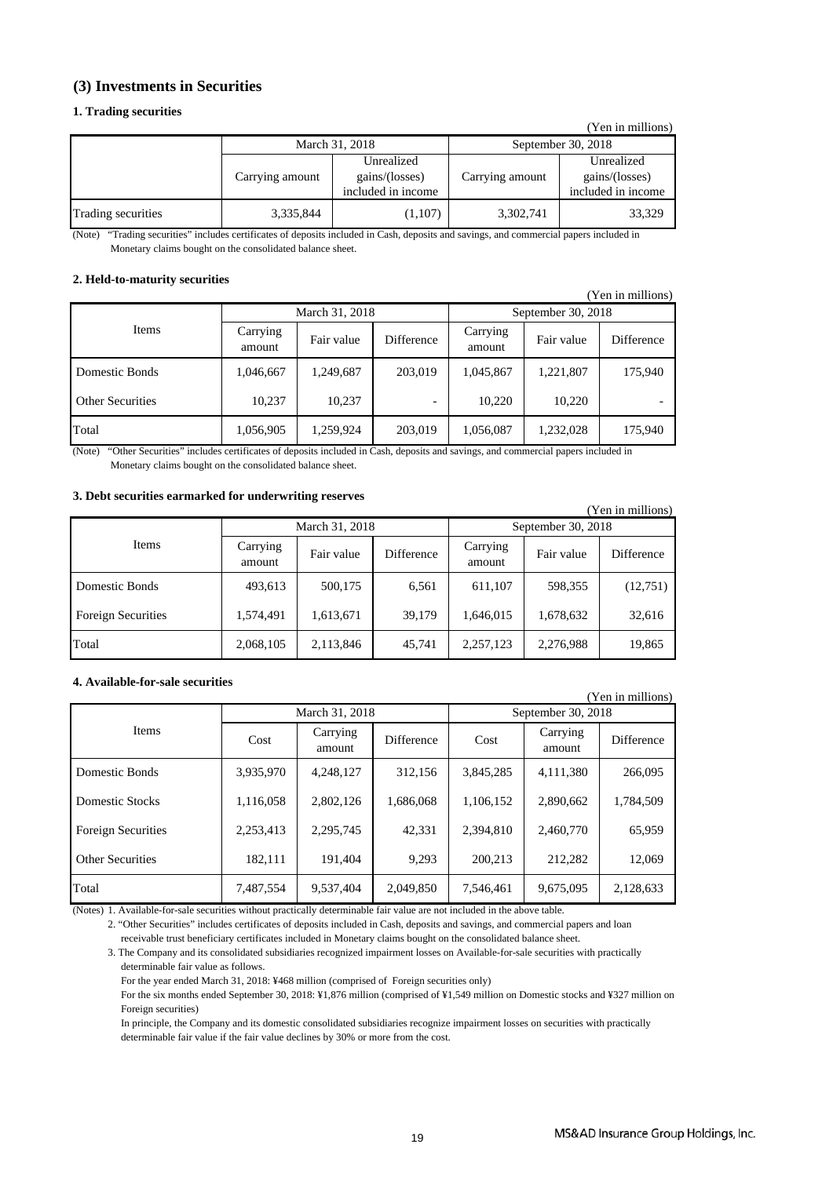## (3) Investments in Securities

### 1. Trading securities

(Yen in millions)

| | March 31, 2018 | | September 30, 2018 | |
|---|---|---|---|---|
| | Carrying amount | Unrealized gains/(losses) included in income | Carrying amount | Unrealized gains/(losses) included in income |
| Trading securities | 3,335,844 | (1,107) | 3,302,741 | 33,329 |

(Note) "Trading securities" includes certificates of deposits included in Cash, deposits and savings, and commercial papers included in Monetary claims bought on the consolidated balance sheet.

### 2. Held-to-maturity securities

(Yen in millions)

| Items | March 31, 2018 | | | September 30, 2018 | | |
|---|---|---|---|---|---|---|
| | Carrying amount | Fair value | Difference | Carrying amount | Fair value | Difference |
| Domestic Bonds | 1,046,667 | 1,249,687 | 203,019 | 1,045,867 | 1,221,807 | 175,940 |
| Other Securities | 10,237 | 10,237 | - | 10,220 | 10,220 | - |
| Total | 1,056,905 | 1,259,924 | 203,019 | 1,056,087 | 1,232,028 | 175,940 |

(Note) "Other Securities" includes certificates of deposits included in Cash, deposits and savings, and commercial papers included in Monetary claims bought on the consolidated balance sheet.

### 3. Debt securities earmarked for underwriting reserves

(Yen in millions)

| Items | March 31, 2018 | | | September 30, 2018 | | |
|---|---|---|---|---|---|---|
| | Carrying amount | Fair value | Difference | Carrying amount | Fair value | Difference |
| Domestic Bonds | 493,613 | 500,175 | 6,561 | 611,107 | 598,355 | (12,751) |
| Foreign Securities | 1,574,491 | 1,613,671 | 39,179 | 1,646,015 | 1,678,632 | 32,616 |
| Total | 2,068,105 | 2,113,846 | 45,741 | 2,257,123 | 2,276,988 | 19,865 |

### 4. Available-for-sale securities

(Yen in millions)

| Items | March 31, 2018 | | | September 30, 2018 | | |
|---|---|---|---|---|---|---|
| | Cost | Carrying amount | Difference | Cost | Carrying amount | Difference |
| Domestic Bonds | 3,935,970 | 4,248,127 | 312,156 | 3,845,285 | 4,111,380 | 266,095 |
| Domestic Stocks | 1,116,058 | 2,802,126 | 1,686,068 | 1,106,152 | 2,890,662 | 1,784,509 |
| Foreign Securities | 2,253,413 | 2,295,745 | 42,331 | 2,394,810 | 2,460,770 | 65,959 |
| Other Securities | 182,111 | 191,404 | 9,293 | 200,213 | 212,282 | 12,069 |
| Total | 7,487,554 | 9,537,404 | 2,049,850 | 7,546,461 | 9,675,095 | 2,128,633 |

(Notes) 1. Available-for-sale securities without practically determinable fair value are not included in the above table.

2. "Other Securities" includes certificates of deposits included in Cash, deposits and savings, and commercial papers and loan receivable trust beneficiary certificates included in Monetary claims bought on the consolidated balance sheet.

3. The Company and its consolidated subsidiaries recognized impairment losses on Available-for-sale securities with practically determinable fair value as follows.

For the year ended March 31, 2018: ¥468 million (comprised of Foreign securities only)

For the six months ended September 30, 2018: ¥1,876 million (comprised of ¥1,549 million on Domestic stocks and ¥327 million on Foreign securities)

In principle, the Company and its domestic consolidated subsidiaries recognize impairment losses on securities with practically determinable fair value if the fair value declines by 30% or more from the cost.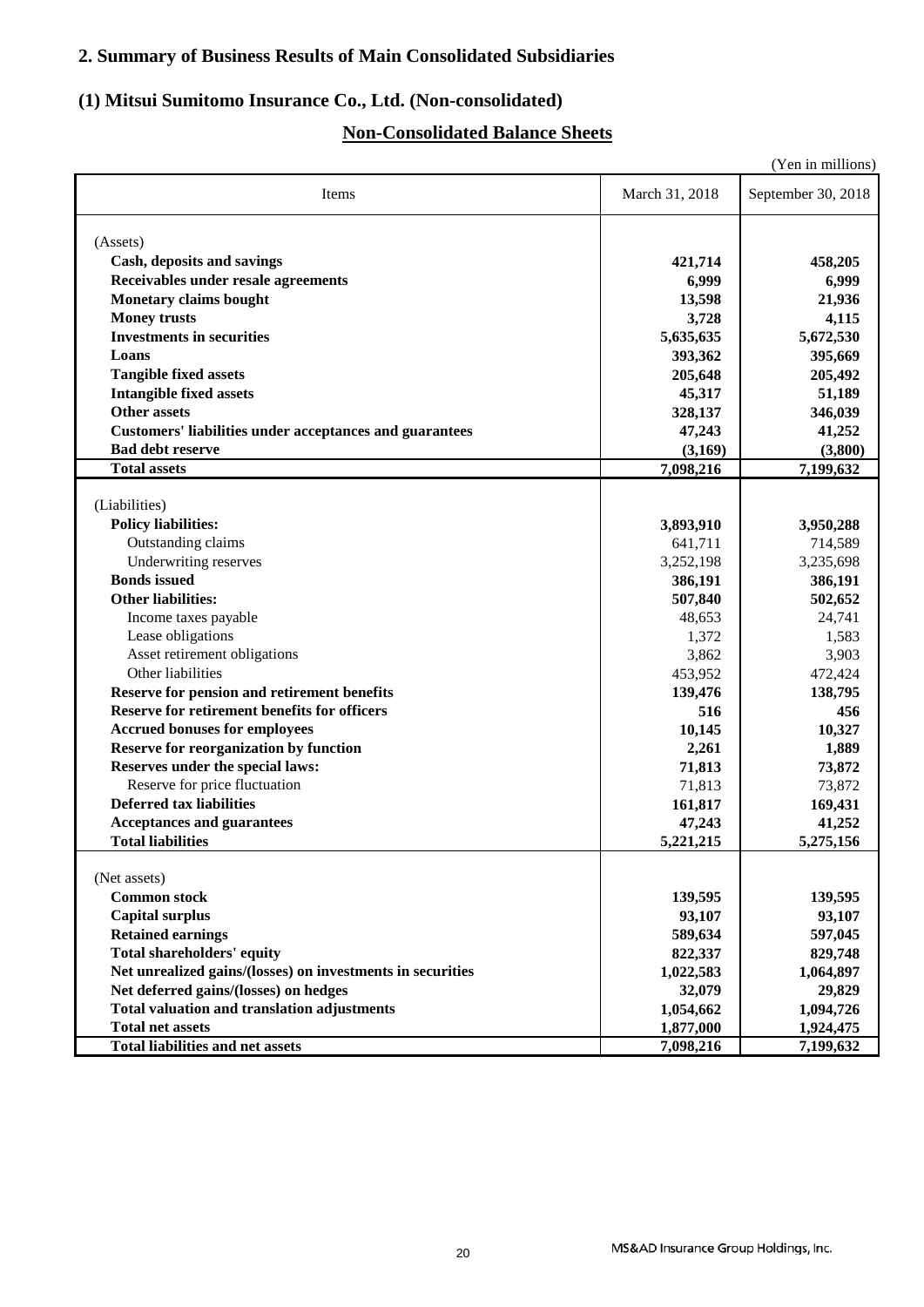## 2. Summary of Business Results of Main Consolidated Subsidiaries

### (1) Mitsui Sumitomo Insurance Co., Ltd. (Non-consolidated)

### Non-Consolidated Balance Sheets

(Yen in millions)

| Items | March 31, 2018 | September 30, 2018 |
|---|---|---|
| (Assets) | | |
| **Cash, deposits and savings** | **421,714** | **458,205** |
| **Receivables under resale agreements** | **6,999** | **6,999** |
| **Monetary claims bought** | **13,598** | **21,936** |
| **Money trusts** | **3,728** | **4,115** |
| **Investments in securities** | **5,635,635** | **5,672,530** |
| **Loans** | **393,362** | **395,669** |
| **Tangible fixed assets** | **205,648** | **205,492** |
| **Intangible fixed assets** | **45,317** | **51,189** |
| **Other assets** | **328,137** | **346,039** |
| **Customers' liabilities under acceptances and guarantees** | **47,243** | **41,252** |
| **Bad debt reserve** | **(3,169)** | **(3,800)** |
| **Total assets** | **7,098,216** | **7,199,632** |
| (Liabilities) | | |
| **Policy liabilities:** | **3,893,910** | **3,950,288** |
| Outstanding claims | 641,711 | 714,589 |
| Underwriting reserves | 3,252,198 | 3,235,698 |
| **Bonds issued** | **386,191** | **386,191** |
| **Other liabilities:** | **507,840** | **502,652** |
| Income taxes payable | 48,653 | 24,741 |
| Lease obligations | 1,372 | 1,583 |
| Asset retirement obligations | 3,862 | 3,903 |
| Other liabilities | 453,952 | 472,424 |
| **Reserve for pension and retirement benefits** | **139,476** | **138,795** |
| **Reserve for retirement benefits for officers** | **516** | **456** |
| **Accrued bonuses for employees** | **10,145** | **10,327** |
| **Reserve for reorganization by function** | **2,261** | **1,889** |
| **Reserves under the special laws:** | **71,813** | **73,872** |
| Reserve for price fluctuation | 71,813 | 73,872 |
| **Deferred tax liabilities** | **161,817** | **169,431** |
| **Acceptances and guarantees** | **47,243** | **41,252** |
| **Total liabilities** | **5,221,215** | **5,275,156** |
| (Net assets) | | |
| **Common stock** | **139,595** | **139,595** |
| **Capital surplus** | **93,107** | **93,107** |
| **Retained earnings** | **589,634** | **597,045** |
| **Total shareholders' equity** | **822,337** | **829,748** |
| **Net unrealized gains/(losses) on investments in securities** | **1,022,583** | **1,064,897** |
| **Net deferred gains/(losses) on hedges** | **32,079** | **29,829** |
| **Total valuation and translation adjustments** | **1,054,662** | **1,094,726** |
| **Total net assets** | **1,877,000** | **1,924,475** |
| **Total liabilities and net assets** | **7,098,216** | **7,199,632** |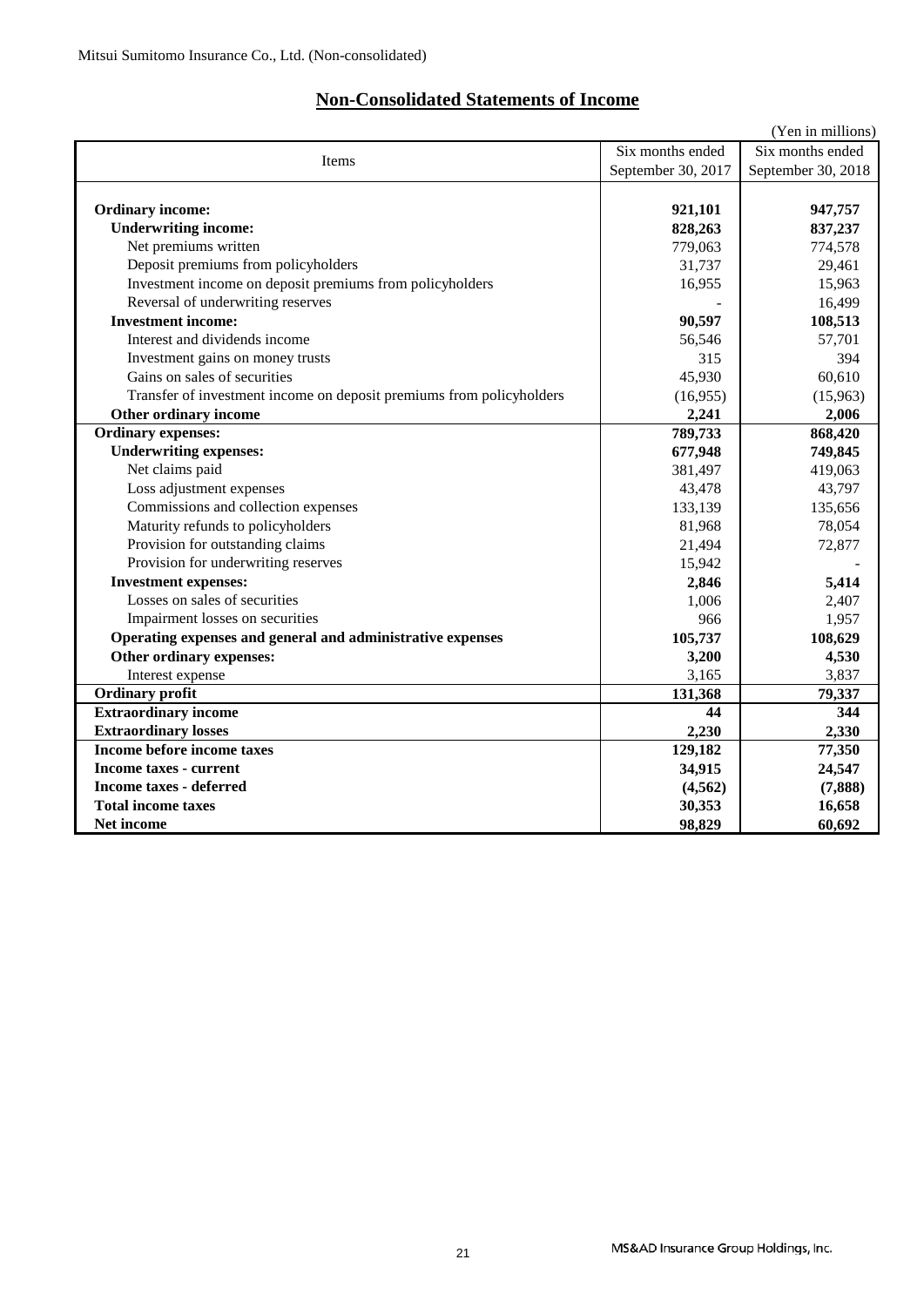Mitsui Sumitomo Insurance Co., Ltd. (Non-consolidated)

## Non-Consolidated Statements of Income

(Yen in millions)

| Items | Six months ended September 30, 2017 | Six months ended September 30, 2018 |
|---|---|---|
| **Ordinary income:** | **921,101** | **947,757** |
| **Underwriting income:** | **828,263** | **837,237** |
| Net premiums written | 779,063 | 774,578 |
| Deposit premiums from policyholders | 31,737 | 29,461 |
| Investment income on deposit premiums from policyholders | 16,955 | 15,963 |
| Reversal of underwriting reserves | - | 16,499 |
| **Investment income:** | **90,597** | **108,513** |
| Interest and dividends income | 56,546 | 57,701 |
| Investment gains on money trusts | 315 | 394 |
| Gains on sales of securities | 45,930 | 60,610 |
| Transfer of investment income on deposit premiums from policyholders | (16,955) | (15,963) |
| **Other ordinary income** | **2,241** | **2,006** |
| **Ordinary expenses:** | **789,733** | **868,420** |
| **Underwriting expenses:** | **677,948** | **749,845** |
| Net claims paid | 381,497 | 419,063 |
| Loss adjustment expenses | 43,478 | 43,797 |
| Commissions and collection expenses | 133,139 | 135,656 |
| Maturity refunds to policyholders | 81,968 | 78,054 |
| Provision for outstanding claims | 21,494 | 72,877 |
| Provision for underwriting reserves | 15,942 | - |
| **Investment expenses:** | **2,846** | **5,414** |
| Losses on sales of securities | 1,006 | 2,407 |
| Impairment losses on securities | 966 | 1,957 |
| **Operating expenses and general and administrative expenses** | **105,737** | **108,629** |
| **Other ordinary expenses:** | **3,200** | **4,530** |
| Interest expense | 3,165 | 3,837 |
| **Ordinary profit** | **131,368** | **79,337** |
| **Extraordinary income** | **44** | **344** |
| **Extraordinary losses** | **2,230** | **2,330** |
| **Income before income taxes** | **129,182** | **77,350** |
| **Income taxes - current** | **34,915** | **24,547** |
| **Income taxes - deferred** | **(4,562)** | **(7,888)** |
| **Total income taxes** | **30,353** | **16,658** |
| **Net income** | **98,829** | **60,692** |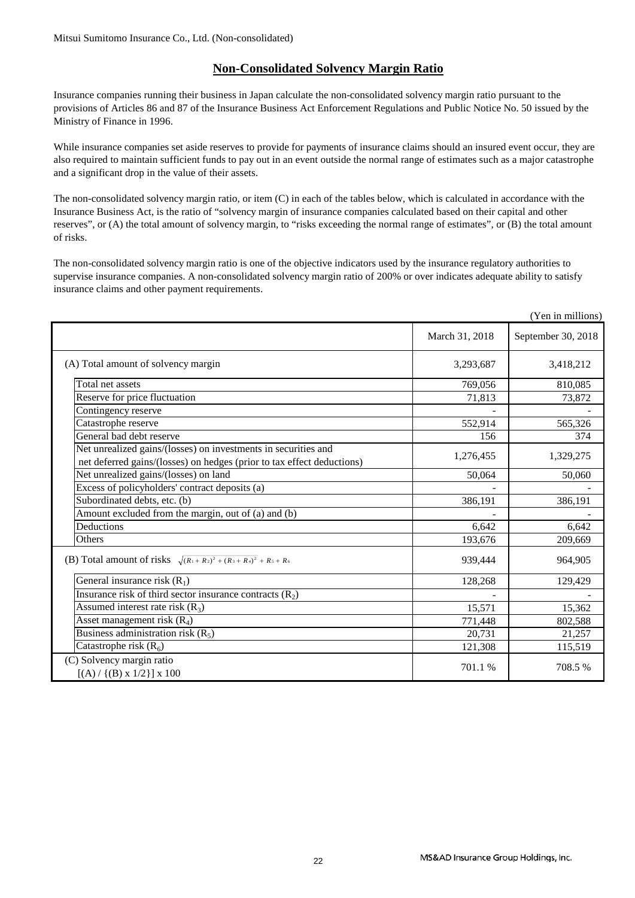Mitsui Sumitomo Insurance Co., Ltd. (Non-consolidated)

# Non-Consolidated Solvency Margin Ratio

Insurance companies running their business in Japan calculate the non-consolidated solvency margin ratio pursuant to the provisions of Articles 86 and 87 of the Insurance Business Act Enforcement Regulations and Public Notice No. 50 issued by the Ministry of Finance in 1996.

While insurance companies set aside reserves to provide for payments of insurance claims should an insured event occur, they are also required to maintain sufficient funds to pay out in an event outside the normal range of estimates such as a major catastrophe and a significant drop in the value of their assets.

The non-consolidated solvency margin ratio, or item (C) in each of the tables below, which is calculated in accordance with the Insurance Business Act, is the ratio of "solvency margin of insurance companies calculated based on their capital and other reserves", or (A) the total amount of solvency margin, to "risks exceeding the normal range of estimates", or (B) the total amount of risks.

The non-consolidated solvency margin ratio is one of the objective indicators used by the insurance regulatory authorities to supervise insurance companies. A non-consolidated solvency margin ratio of 200% or over indicates adequate ability to satisfy insurance claims and other payment requirements.

(Yen in millions)

| | March 31, 2018 | September 30, 2018 |
|---|---|---|
| (A) Total amount of solvency margin | 3,293,687 | 3,418,212 |
| Total net assets | 769,056 | 810,085 |
| Reserve for price fluctuation | 71,813 | 73,872 |
| Contingency reserve | - | - |
| Catastrophe reserve | 552,914 | 565,326 |
| General bad debt reserve | 156 | 374 |
| Net unrealized gains/(losses) on investments in securities and net deferred gains/(losses) on hedges (prior to tax effect deductions) | 1,276,455 | 1,329,275 |
| Net unrealized gains/(losses) on land | 50,064 | 50,060 |
| Excess of policyholders' contract deposits (a) | - | - |
| Subordinated debts, etc. (b) | 386,191 | 386,191 |
| Amount excluded from the margin, out of (a) and (b) | - | - |
| Deductions | 6,642 | 6,642 |
| Others | 193,676 | 209,669 |
| (B) Total amount of risks $\sqrt{(R_1+R_2)^2+(R_3+R_4)^2}+R_5+R_6$ | 939,444 | 964,905 |
| General insurance risk ($R_1$) | 128,268 | 129,429 |
| Insurance risk of third sector insurance contracts ($R_2$) | - | - |
| Assumed interest rate risk ($R_3$) | 15,571 | 15,362 |
| Asset management risk ($R_4$) | 771,448 | 802,588 |
| Business administration risk ($R_5$) | 20,731 | 21,257 |
| Catastrophe risk ($R_6$) | 121,308 | 115,519 |
| (C) Solvency margin ratio [(A) / {(B) x 1/2}] x 100 | 701.1 % | 708.5 % |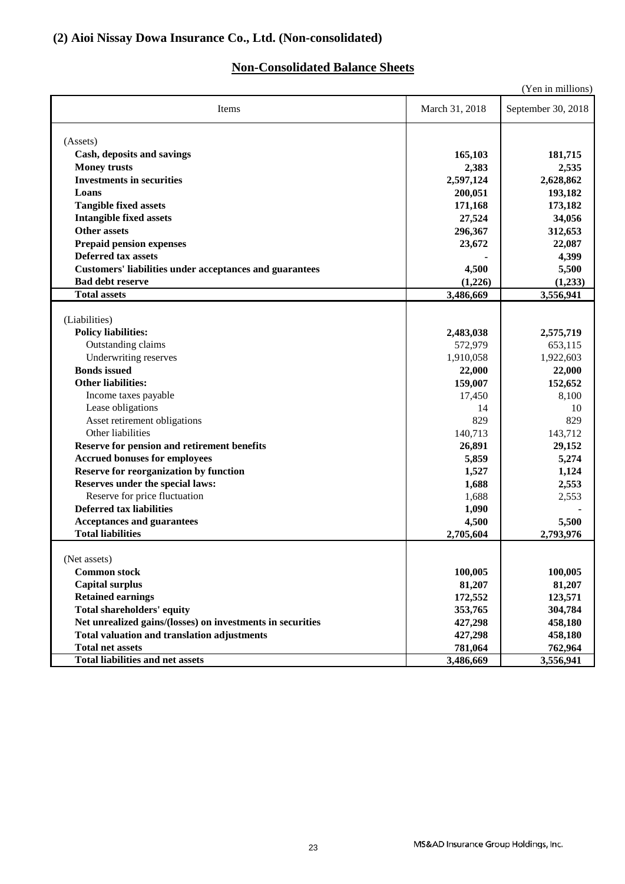## (2) Aioi Nissay Dowa Insurance Co., Ltd. (Non-consolidated)

### Non-Consolidated Balance Sheets

(Yen in millions)

| Items | March 31, 2018 | September 30, 2018 |
|---|---|---|
| (Assets) | | |
| **Cash, deposits and savings** | **165,103** | **181,715** |
| **Money trusts** | **2,383** | **2,535** |
| **Investments in securities** | **2,597,124** | **2,628,862** |
| **Loans** | **200,051** | **193,182** |
| **Tangible fixed assets** | **171,168** | **173,182** |
| **Intangible fixed assets** | **27,524** | **34,056** |
| **Other assets** | **296,367** | **312,653** |
| **Prepaid pension expenses** | **23,672** | **22,087** |
| **Deferred tax assets** | **-** | **4,399** |
| **Customers' liabilities under acceptances and guarantees** | **4,500** | **5,500** |
| **Bad debt reserve** | **(1,226)** | **(1,233)** |
| **Total assets** | **3,486,669** | **3,556,941** |
| (Liabilities) | | |
| **Policy liabilities:** | **2,483,038** | **2,575,719** |
| Outstanding claims | 572,979 | 653,115 |
| Underwriting reserves | 1,910,058 | 1,922,603 |
| **Bonds issued** | **22,000** | **22,000** |
| **Other liabilities:** | **159,007** | **152,652** |
| Income taxes payable | 17,450 | 8,100 |
| Lease obligations | 14 | 10 |
| Asset retirement obligations | 829 | 829 |
| Other liabilities | 140,713 | 143,712 |
| **Reserve for pension and retirement benefits** | **26,891** | **29,152** |
| **Accrued bonuses for employees** | **5,859** | **5,274** |
| **Reserve for reorganization by function** | **1,527** | **1,124** |
| **Reserves under the special laws:** | **1,688** | **2,553** |
| Reserve for price fluctuation | 1,688 | 2,553 |
| **Deferred tax liabilities** | **1,090** | **-** |
| **Acceptances and guarantees** | **4,500** | **5,500** |
| **Total liabilities** | **2,705,604** | **2,793,976** |
| (Net assets) | | |
| **Common stock** | **100,005** | **100,005** |
| **Capital surplus** | **81,207** | **81,207** |
| **Retained earnings** | **172,552** | **123,571** |
| **Total shareholders' equity** | **353,765** | **304,784** |
| **Net unrealized gains/(losses) on investments in securities** | **427,298** | **458,180** |
| **Total valuation and translation adjustments** | **427,298** | **458,180** |
| **Total net assets** | **781,064** | **762,964** |
| **Total liabilities and net assets** | **3,486,669** | **3,556,941** |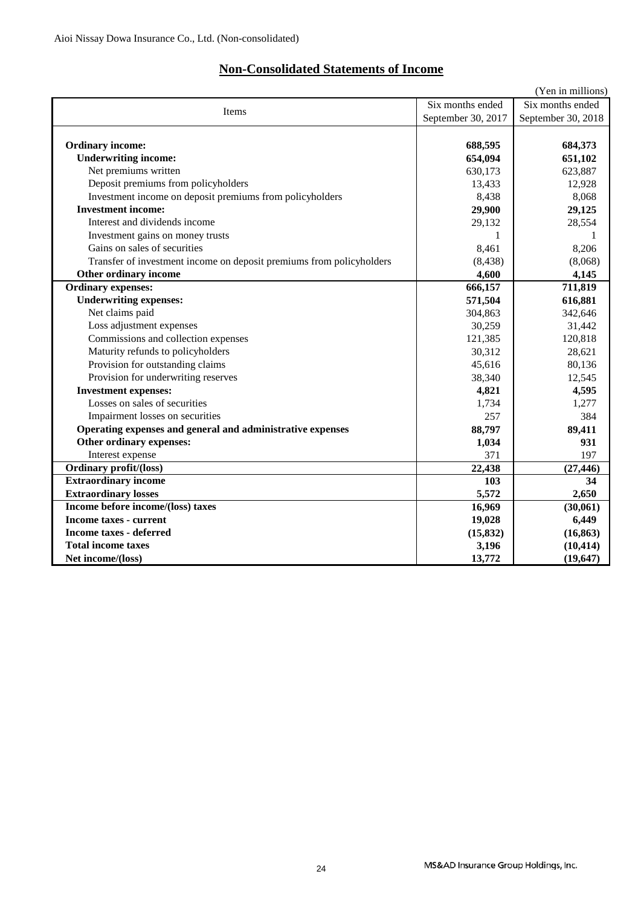Aioi Nissay Dowa Insurance Co., Ltd. (Non-consolidated)

## Non-Consolidated Statements of Income

(Yen in millions)

| Items | Six months ended September 30, 2017 | Six months ended September 30, 2018 |
|---|---|---|
| **Ordinary income:** | **688,595** | **684,373** |
| **Underwriting income:** | **654,094** | **651,102** |
| Net premiums written | 630,173 | 623,887 |
| Deposit premiums from policyholders | 13,433 | 12,928 |
| Investment income on deposit premiums from policyholders | 8,438 | 8,068 |
| **Investment income:** | **29,900** | **29,125** |
| Interest and dividends income | 29,132 | 28,554 |
| Investment gains on money trusts | 1 | 1 |
| Gains on sales of securities | 8,461 | 8,206 |
| Transfer of investment income on deposit premiums from policyholders | (8,438) | (8,068) |
| **Other ordinary income** | **4,600** | **4,145** |
| **Ordinary expenses:** | **666,157** | **711,819** |
| **Underwriting expenses:** | **571,504** | **616,881** |
| Net claims paid | 304,863 | 342,646 |
| Loss adjustment expenses | 30,259 | 31,442 |
| Commissions and collection expenses | 121,385 | 120,818 |
| Maturity refunds to policyholders | 30,312 | 28,621 |
| Provision for outstanding claims | 45,616 | 80,136 |
| Provision for underwriting reserves | 38,340 | 12,545 |
| **Investment expenses:** | **4,821** | **4,595** |
| Losses on sales of securities | 1,734 | 1,277 |
| Impairment losses on securities | 257 | 384 |
| **Operating expenses and general and administrative expenses** | **88,797** | **89,411** |
| **Other ordinary expenses:** | **1,034** | **931** |
| Interest expense | 371 | 197 |
| **Ordinary profit/(loss)** | **22,438** | **(27,446)** |
| **Extraordinary income** | **103** | **34** |
| **Extraordinary losses** | **5,572** | **2,650** |
| **Income before income/(loss) taxes** | **16,969** | **(30,061)** |
| **Income taxes - current** | **19,028** | **6,449** |
| **Income taxes - deferred** | **(15,832)** | **(16,863)** |
| **Total income taxes** | **3,196** | **(10,414)** |
| **Net income/(loss)** | **13,772** | **(19,647)** |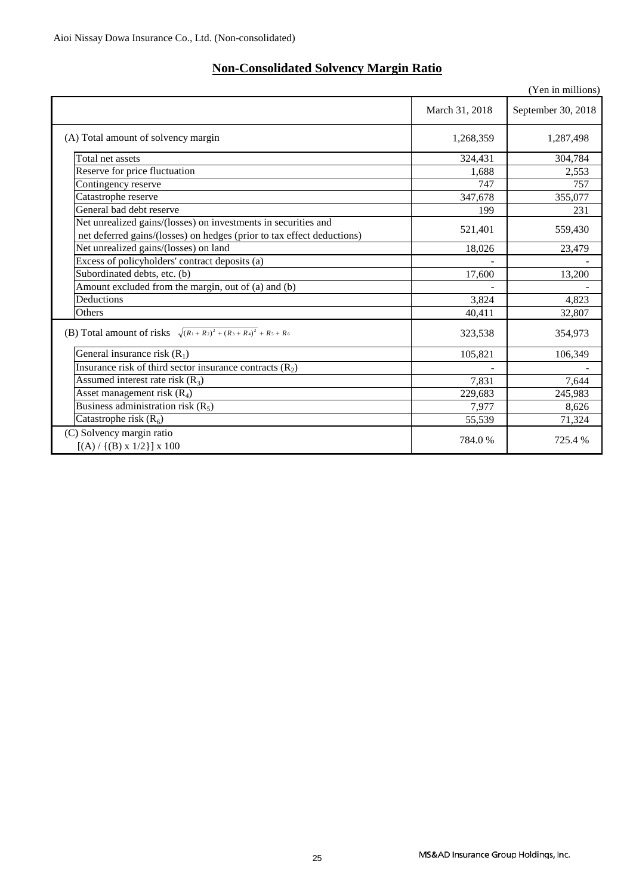Aioi Nissay Dowa Insurance Co., Ltd. (Non-consolidated)

# Non-Consolidated Solvency Margin Ratio

(Yen in millions)

| | March 31, 2018 | September 30, 2018 |
|---|---|---|
| (A) Total amount of solvency margin | 1,268,359 | 1,287,498 |
| Total net assets | 324,431 | 304,784 |
| Reserve for price fluctuation | 1,688 | 2,553 |
| Contingency reserve | 747 | 757 |
| Catastrophe reserve | 347,678 | 355,077 |
| General bad debt reserve | 199 | 231 |
| Net unrealized gains/(losses) on investments in securities and net deferred gains/(losses) on hedges (prior to tax effect deductions) | 521,401 | 559,430 |
| Net unrealized gains/(losses) on land | 18,026 | 23,479 |
| Excess of policyholders' contract deposits (a) | - | - |
| Subordinated debts, etc. (b) | 17,600 | 13,200 |
| Amount excluded from the margin, out of (a) and (b) | - | - |
| Deductions | 3,824 | 4,823 |
| Others | 40,411 | 32,807 |
| (B) Total amount of risks $\sqrt{(R_1 + R_2)^2 + (R_3 + R_4)^2} + R_5 + R_6$ | 323,538 | 354,973 |
| General insurance risk ($R_1$) | 105,821 | 106,349 |
| Insurance risk of third sector insurance contracts ($R_2$) | - | - |
| Assumed interest rate risk ($R_3$) | 7,831 | 7,644 |
| Asset management risk ($R_4$) | 229,683 | 245,983 |
| Business administration risk ($R_5$) | 7,977 | 8,626 |
| Catastrophe risk ($R_6$) | 55,539 | 71,324 |
| (C) Solvency margin ratio [(A) / {(B) x 1/2}] x 100 | 784.0 % | 725.4 % |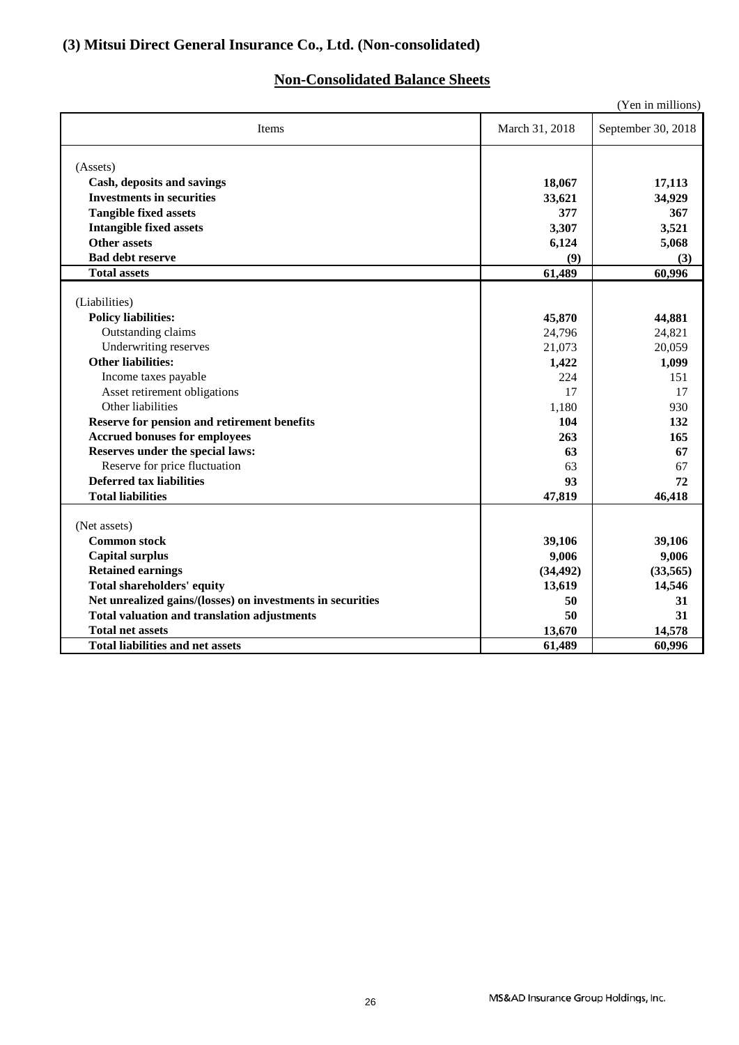## (3) Mitsui Direct General Insurance Co., Ltd. (Non-consolidated)

### Non-Consolidated Balance Sheets

(Yen in millions)

| Items | March 31, 2018 | September 30, 2018 |
|---|---|---|
| (Assets) | | |
| **Cash, deposits and savings** | **18,067** | **17,113** |
| **Investments in securities** | **33,621** | **34,929** |
| **Tangible fixed assets** | **377** | **367** |
| **Intangible fixed assets** | **3,307** | **3,521** |
| **Other assets** | **6,124** | **5,068** |
| **Bad debt reserve** | **(9)** | **(3)** |
| **Total assets** | **61,489** | **60,996** |
| (Liabilities) | | |
| **Policy liabilities:** | **45,870** | **44,881** |
| Outstanding claims | 24,796 | 24,821 |
| Underwriting reserves | 21,073 | 20,059 |
| **Other liabilities:** | **1,422** | **1,099** |
| Income taxes payable | 224 | 151 |
| Asset retirement obligations | 17 | 17 |
| Other liabilities | 1,180 | 930 |
| **Reserve for pension and retirement benefits** | **104** | **132** |
| **Accrued bonuses for employees** | **263** | **165** |
| **Reserves under the special laws:** | **63** | **67** |
| Reserve for price fluctuation | 63 | 67 |
| **Deferred tax liabilities** | **93** | **72** |
| **Total liabilities** | **47,819** | **46,418** |
| (Net assets) | | |
| **Common stock** | **39,106** | **39,106** |
| **Capital surplus** | **9,006** | **9,006** |
| **Retained earnings** | **(34,492)** | **(33,565)** |
| **Total shareholders' equity** | **13,619** | **14,546** |
| **Net unrealized gains/(losses) on investments in securities** | **50** | **31** |
| **Total valuation and translation adjustments** | **50** | **31** |
| **Total net assets** | **13,670** | **14,578** |
| **Total liabilities and net assets** | **61,489** | **60,996** |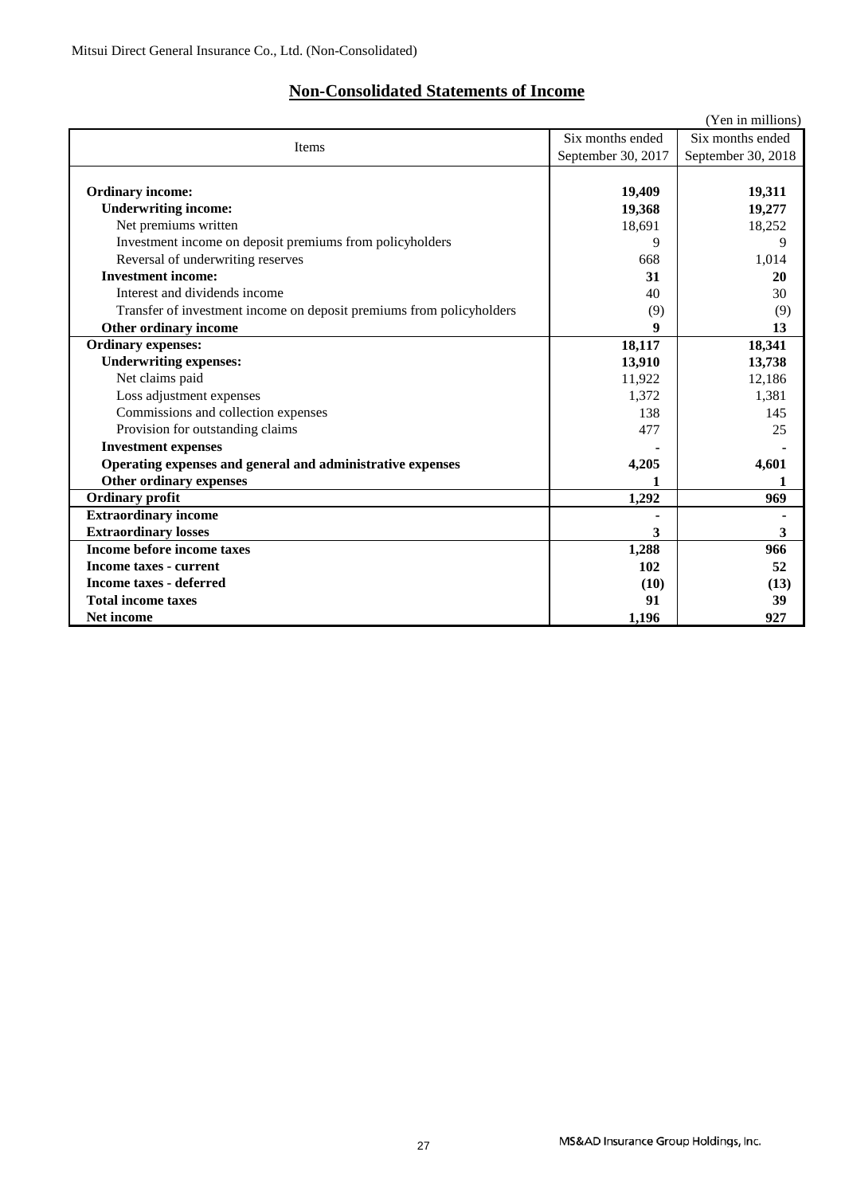Mitsui Direct General Insurance Co., Ltd. (Non-Consolidated)

## Non-Consolidated Statements of Income

(Yen in millions)

| Items | Six months ended September 30, 2017 | Six months ended September 30, 2018 |
|---|---|---|
| **Ordinary income:** | **19,409** | **19,311** |
| **Underwriting income:** | **19,368** | **19,277** |
| Net premiums written | 18,691 | 18,252 |
| Investment income on deposit premiums from policyholders | 9 | 9 |
| Reversal of underwriting reserves | 668 | 1,014 |
| **Investment income:** | **31** | **20** |
| Interest and dividends income | 40 | 30 |
| Transfer of investment income on deposit premiums from policyholders | (9) | (9) |
| **Other ordinary income** | **9** | **13** |
| **Ordinary expenses:** | **18,117** | **18,341** |
| **Underwriting expenses:** | **13,910** | **13,738** |
| Net claims paid | 11,922 | 12,186 |
| Loss adjustment expenses | 1,372 | 1,381 |
| Commissions and collection expenses | 138 | 145 |
| Provision for outstanding claims | 477 | 25 |
| **Investment expenses** | **-** | **-** |
| **Operating expenses and general and administrative expenses** | **4,205** | **4,601** |
| **Other ordinary expenses** | **1** | **1** |
| **Ordinary profit** | **1,292** | **969** |
| **Extraordinary income** | **-** | **-** |
| **Extraordinary losses** | **3** | **3** |
| **Income before income taxes** | **1,288** | **966** |
| **Income taxes - current** | **102** | **52** |
| **Income taxes - deferred** | **(10)** | **(13)** |
| **Total income taxes** | **91** | **39** |
| **Net income** | **1,196** | **927** |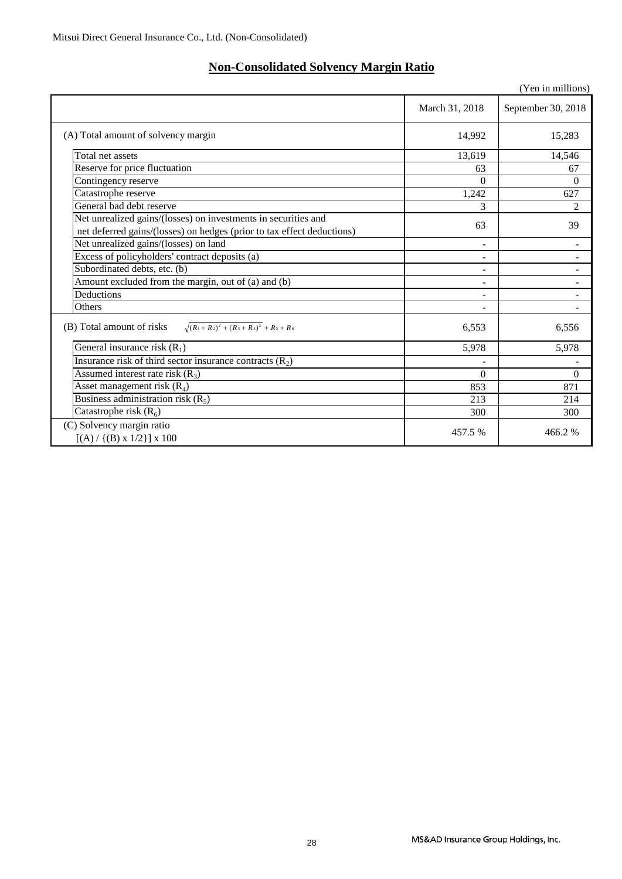Mitsui Direct General Insurance Co., Ltd. (Non-Consolidated)

## Non-Consolidated Solvency Margin Ratio

(Yen in millions)

| | March 31, 2018 | September 30, 2018 |
|---|---|---|
| (A) Total amount of solvency margin | 14,992 | 15,283 |
| Total net assets | 13,619 | 14,546 |
| Reserve for price fluctuation | 63 | 67 |
| Contingency reserve | 0 | 0 |
| Catastrophe reserve | 1,242 | 627 |
| General bad debt reserve | 3 | 2 |
| Net unrealized gains/(losses) on investments in securities and net deferred gains/(losses) on hedges (prior to tax effect deductions) | 63 | 39 |
| Net unrealized gains/(losses) on land | - | - |
| Excess of policyholders' contract deposits (a) | - | - |
| Subordinated debts, etc. (b) | - | - |
| Amount excluded from the margin, out of (a) and (b) | - | - |
| Deductions | - | - |
| Others | - | - |
| (B) Total amount of risks $\sqrt{(R_1+R_2)^2+(R_3+R_4)^2}+R_5+R_6$ | 6,553 | 6,556 |
| General insurance risk ($R_1$) | 5,978 | 5,978 |
| Insurance risk of third sector insurance contracts ($R_2$) | - | - |
| Assumed interest rate risk ($R_3$) | 0 | 0 |
| Asset management risk ($R_4$) | 853 | 871 |
| Business administration risk ($R_5$) | 213 | 214 |
| Catastrophe risk ($R_6$) | 300 | 300 |
| (C) Solvency margin ratio [(A) / {(B) x 1/2}] x 100 | 457.5 % | 466.2 % |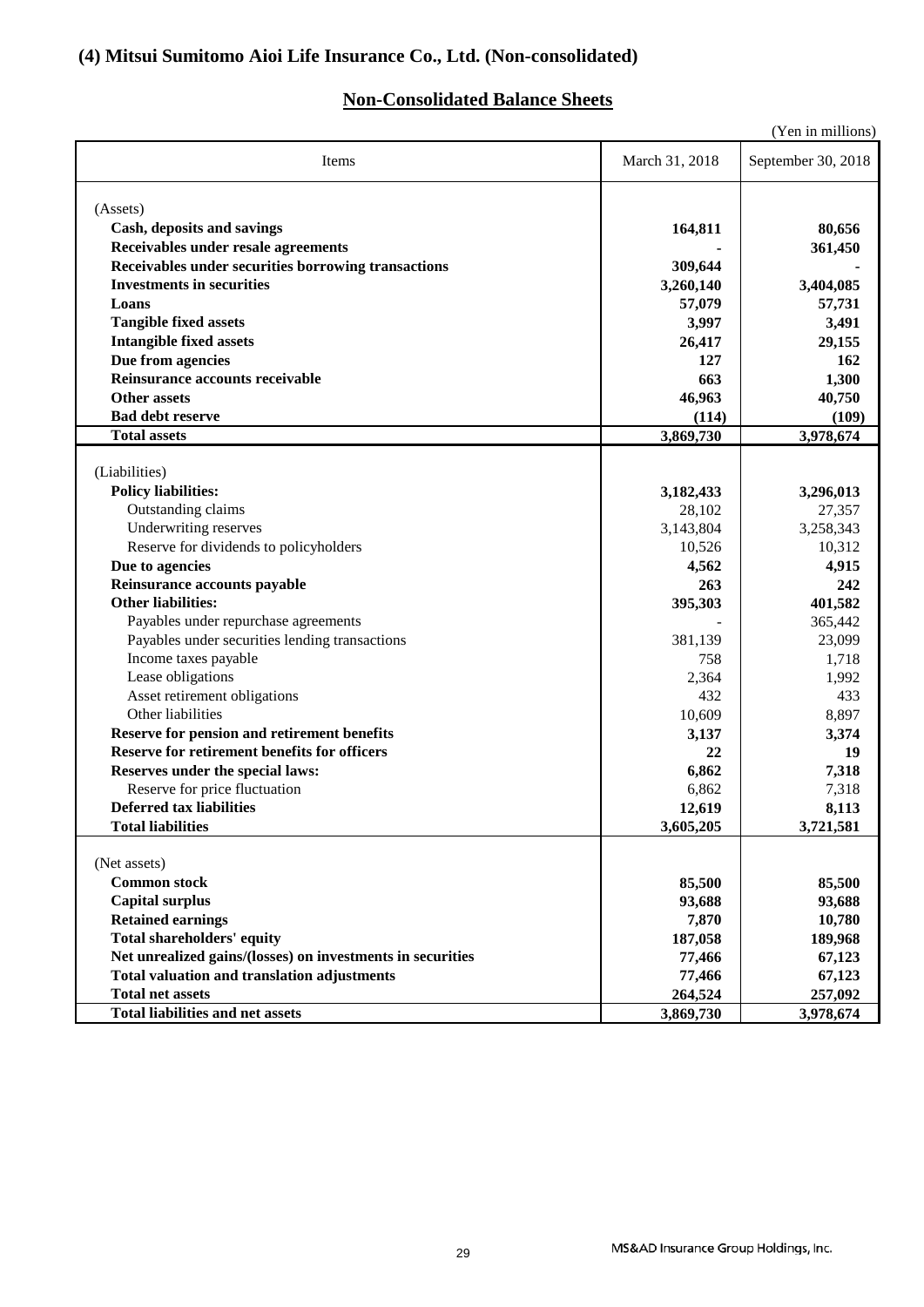## (4) Mitsui Sumitomo Aioi Life Insurance Co., Ltd. (Non-consolidated)

### Non-Consolidated Balance Sheets

(Yen in millions)

| Items | March 31, 2018 | September 30, 2018 |
|---|---|---|
| (Assets) | | |
| **Cash, deposits and savings** | **164,811** | **80,656** |
| **Receivables under resale agreements** | **-** | **361,450** |
| **Receivables under securities borrowing transactions** | **309,644** | **-** |
| **Investments in securities** | **3,260,140** | **3,404,085** |
| **Loans** | **57,079** | **57,731** |
| **Tangible fixed assets** | **3,997** | **3,491** |
| **Intangible fixed assets** | **26,417** | **29,155** |
| **Due from agencies** | **127** | **162** |
| **Reinsurance accounts receivable** | **663** | **1,300** |
| **Other assets** | **46,963** | **40,750** |
| **Bad debt reserve** | **(114)** | **(109)** |
| **Total assets** | **3,869,730** | **3,978,674** |
| (Liabilities) | | |
| **Policy liabilities:** | **3,182,433** | **3,296,013** |
| Outstanding claims | 28,102 | 27,357 |
| Underwriting reserves | 3,143,804 | 3,258,343 |
| Reserve for dividends to policyholders | 10,526 | 10,312 |
| **Due to agencies** | **4,562** | **4,915** |
| **Reinsurance accounts payable** | **263** | **242** |
| **Other liabilities:** | **395,303** | **401,582** |
| Payables under repurchase agreements | - | 365,442 |
| Payables under securities lending transactions | 381,139 | 23,099 |
| Income taxes payable | 758 | 1,718 |
| Lease obligations | 2,364 | 1,992 |
| Asset retirement obligations | 432 | 433 |
| Other liabilities | 10,609 | 8,897 |
| **Reserve for pension and retirement benefits** | **3,137** | **3,374** |
| **Reserve for retirement benefits for officers** | **22** | **19** |
| **Reserves under the special laws:** | **6,862** | **7,318** |
| Reserve for price fluctuation | 6,862 | 7,318 |
| **Deferred tax liabilities** | **12,619** | **8,113** |
| **Total liabilities** | **3,605,205** | **3,721,581** |
| (Net assets) | | |
| **Common stock** | **85,500** | **85,500** |
| **Capital surplus** | **93,688** | **93,688** |
| **Retained earnings** | **7,870** | **10,780** |
| **Total shareholders' equity** | **187,058** | **189,968** |
| **Net unrealized gains/(losses) on investments in securities** | **77,466** | **67,123** |
| **Total valuation and translation adjustments** | **77,466** | **67,123** |
| **Total net assets** | **264,524** | **257,092** |
| **Total liabilities and net assets** | **3,869,730** | **3,978,674** |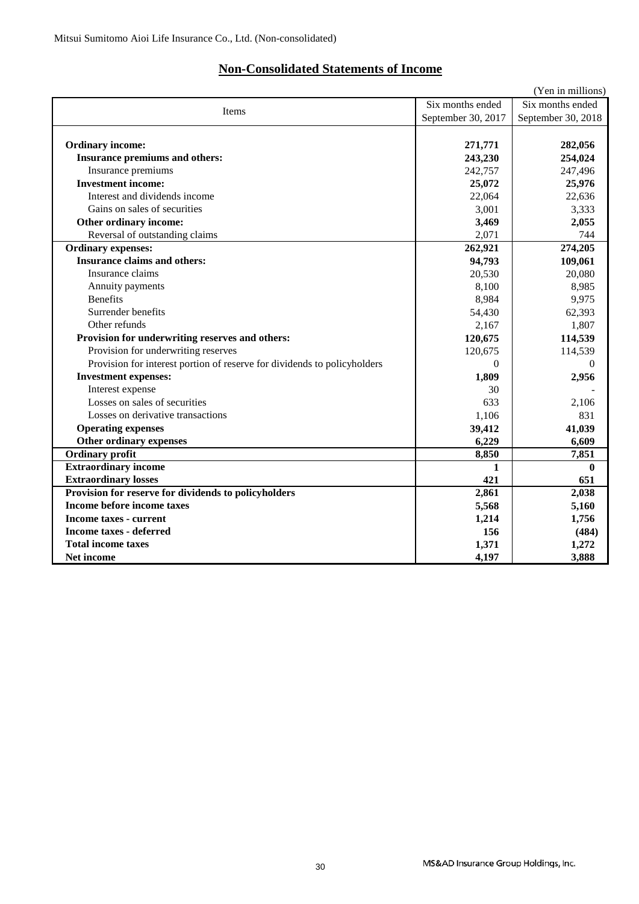Mitsui Sumitomo Aioi Life Insurance Co., Ltd. (Non-consolidated)

## Non-Consolidated Statements of Income

(Yen in millions)

| Items | Six months ended September 30, 2017 | Six months ended September 30, 2018 |
|---|---|---|
| **Ordinary income:** | **271,771** | **282,056** |
| **Insurance premiums and others:** | **243,230** | **254,024** |
| Insurance premiums | 242,757 | 247,496 |
| **Investment income:** | **25,072** | **25,976** |
| Interest and dividends income | 22,064 | 22,636 |
| Gains on sales of securities | 3,001 | 3,333 |
| **Other ordinary income:** | **3,469** | **2,055** |
| Reversal of outstanding claims | 2,071 | 744 |
| **Ordinary expenses:** | **262,921** | **274,205** |
| **Insurance claims and others:** | **94,793** | **109,061** |
| Insurance claims | 20,530 | 20,080 |
| Annuity payments | 8,100 | 8,985 |
| Benefits | 8,984 | 9,975 |
| Surrender benefits | 54,430 | 62,393 |
| Other refunds | 2,167 | 1,807 |
| **Provision for underwriting reserves and others:** | **120,675** | **114,539** |
| Provision for underwriting reserves | 120,675 | 114,539 |
| Provision for interest portion of reserve for dividends to policyholders | 0 | 0 |
| **Investment expenses:** | **1,809** | **2,956** |
| Interest expense | 30 | - |
| Losses on sales of securities | 633 | 2,106 |
| Losses on derivative transactions | 1,106 | 831 |
| **Operating expenses** | **39,412** | **41,039** |
| **Other ordinary expenses** | **6,229** | **6,609** |
| **Ordinary profit** | **8,850** | **7,851** |
| **Extraordinary income** | **1** | **0** |
| **Extraordinary losses** | **421** | **651** |
| **Provision for reserve for dividends to policyholders** | **2,861** | **2,038** |
| **Income before income taxes** | **5,568** | **5,160** |
| **Income taxes - current** | **1,214** | **1,756** |
| **Income taxes - deferred** | **156** | **(484)** |
| **Total income taxes** | **1,371** | **1,272** |
| **Net income** | **4,197** | **3,888** |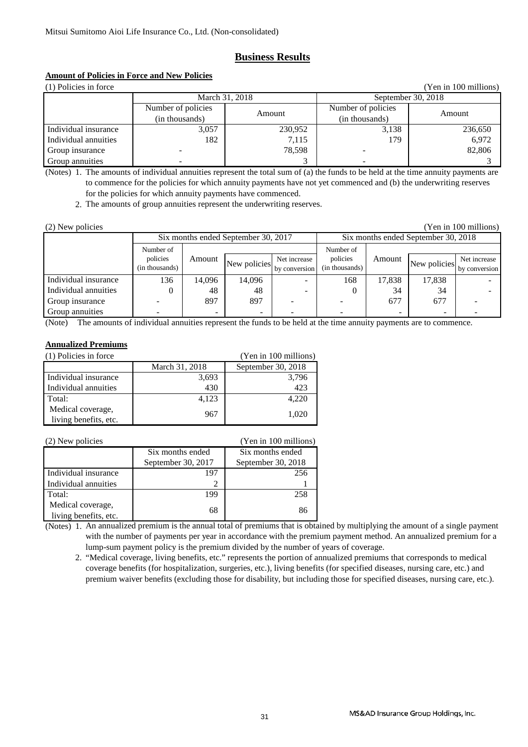Mitsui Sumitomo Aioi Life Insurance Co., Ltd. (Non-consolidated)

# Business Results

## Amount of Policies in Force and New Policies

(1) Policies in force (Yen in 100 millions)

| | March 31, 2018 | | September 30, 2018 | |
|---|---|---|---|---|
| | Number of policies (in thousands) | Amount | Number of policies (in thousands) | Amount |
| Individual insurance | 3,057 | 230,952 | 3,138 | 236,650 |
| Individual annuities | 182 | 7,115 | 179 | 6,972 |
| Group insurance | - | 78,598 | - | 82,806 |
| Group annuities | - | 3 | - | 3 |

(Notes) 1. The amounts of individual annuities represent the total sum of (a) the funds to be held at the time annuity payments are to commence for the policies for which annuity payments have not yet commenced and (b) the underwriting reserves for the policies for which annuity payments have commenced.

2. The amounts of group annuities represent the underwriting reserves.

(2) New policies (Yen in 100 millions)

| | Six months ended September 30, 2017 | | | | Six months ended September 30, 2018 | | | |
|---|---|---|---|---|---|---|---|---|
| | Number of policies (in thousands) | Amount | New policies | Net increase by conversion | Number of policies (in thousands) | Amount | New policies | Net increase by conversion |
| Individual insurance | 136 | 14,096 | 14,096 | - | 168 | 17,838 | 17,838 | - |
| Individual annuities | 0 | 48 | 48 | - | 0 | 34 | 34 | - |
| Group insurance | - | 897 | 897 | - | - | 677 | 677 | - |
| Group annuities | - | - | - | - | - | - | - | - |

(Note) The amounts of individual annuities represent the funds to be held at the time annuity payments are to commence.

## Annualized Premiums

(1) Policies in force (Yen in 100 millions)

| | March 31, 2018 | September 30, 2018 |
|---|---|---|
| Individual insurance | 3,693 | 3,796 |
| Individual annuities | 430 | 423 |
| Total: | 4,123 | 4,220 |
| Medical coverage, living benefits, etc. | 967 | 1,020 |

(2) New policies (Yen in 100 millions)

| | Six months ended September 30, 2017 | Six months ended September 30, 2018 |
|---|---|---|
| Individual insurance | 197 | 256 |
| Individual annuities | 2 | 1 |
| Total: | 199 | 258 |
| Medical coverage, living benefits, etc. | 68 | 86 |

(Notes) 1. An annualized premium is the annual total of premiums that is obtained by multiplying the amount of a single payment with the number of payments per year in accordance with the premium payment method. An annualized premium for a lump-sum payment policy is the premium divided by the number of years of coverage.

2. "Medical coverage, living benefits, etc." represents the portion of annualized premiums that corresponds to medical coverage benefits (for hospitalization, surgeries, etc.), living benefits (for specified diseases, nursing care, etc.) and premium waiver benefits (excluding those for disability, but including those for specified diseases, nursing care, etc.).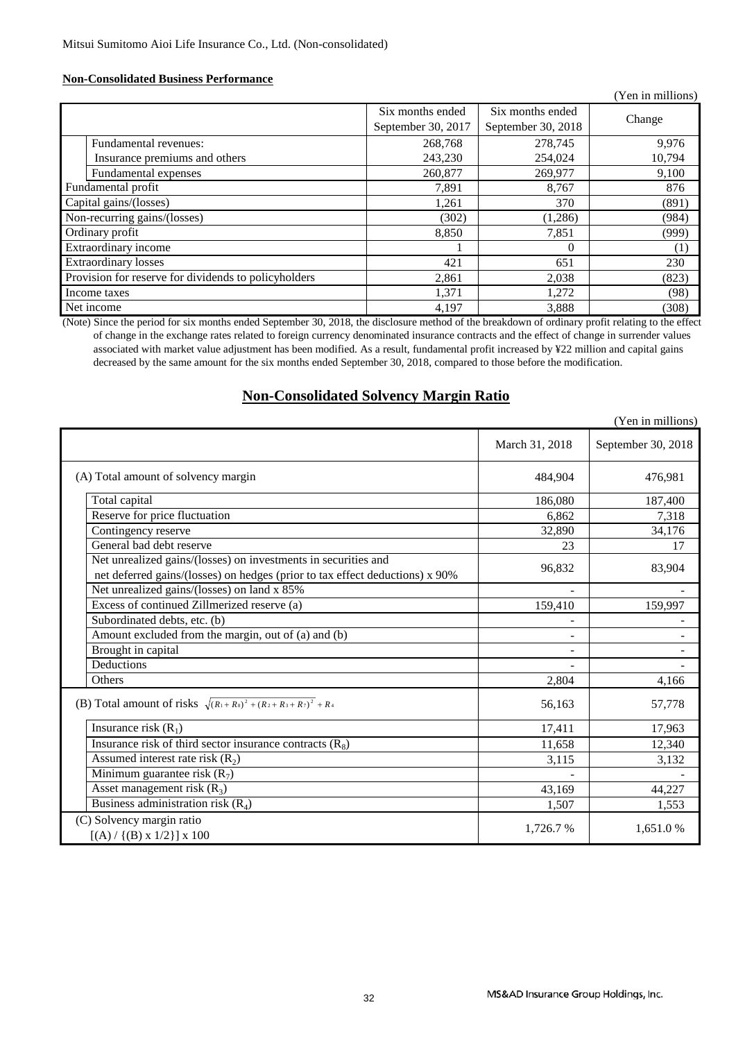Mitsui Sumitomo Aioi Life Insurance Co., Ltd. (Non-consolidated)

**Non-Consolidated Business Performance**

(Yen in millions)

| | Six months ended September 30, 2017 | Six months ended September 30, 2018 | Change |
|---|---|---|---|
| Fundamental revenues: | 268,768 | 278,745 | 9,976 |
| Insurance premiums and others | 243,230 | 254,024 | 10,794 |
| Fundamental expenses | 260,877 | 269,977 | 9,100 |
| Fundamental profit | 7,891 | 8,767 | 876 |
| Capital gains/(losses) | 1,261 | 370 | (891) |
| Non-recurring gains/(losses) | (302) | (1,286) | (984) |
| Ordinary profit | 8,850 | 7,851 | (999) |
| Extraordinary income | 1 | 0 | (1) |
| Extraordinary losses | 421 | 651 | 230 |
| Provision for reserve for dividends to policyholders | 2,861 | 2,038 | (823) |
| Income taxes | 1,371 | 1,272 | (98) |
| Net income | 4,197 | 3,888 | (308) |

(Note) Since the period for six months ended September 30, 2018, the disclosure method of the breakdown of ordinary profit relating to the effect of change in the exchange rates related to foreign currency denominated insurance contracts and the effect of change in surrender values associated with market value adjustment has been modified. As a result, fundamental profit increased by ¥22 million and capital gains decreased by the same amount for the six months ended September 30, 2018, compared to those before the modification.

## Non-Consolidated Solvency Margin Ratio

(Yen in millions)

| | March 31, 2018 | September 30, 2018 |
|---|---|---|
| (A) Total amount of solvency margin | 484,904 | 476,981 |
| Total capital | 186,080 | 187,400 |
| Reserve for price fluctuation | 6,862 | 7,318 |
| Contingency reserve | 32,890 | 34,176 |
| General bad debt reserve | 23 | 17 |
| Net unrealized gains/(losses) on investments in securities and net deferred gains/(losses) on hedges (prior to tax effect deductions) x 90% | 96,832 | 83,904 |
| Net unrealized gains/(losses) on land x 85% | - | - |
| Excess of continued Zillmerized reserve (a) | 159,410 | 159,997 |
| Subordinated debts, etc. (b) | - | - |
| Amount excluded from the margin, out of (a) and (b) | - | - |
| Brought in capital | - | - |
| Deductions | - | - |
| Others | 2,804 | 4,166 |
| (B) Total amount of risks $\sqrt{(R_1+R_8)^2+(R_2+R_3+R_7)^2}+R_4$ | 56,163 | 57,778 |
| Insurance risk ($R_1$) | 17,411 | 17,963 |
| Insurance risk of third sector insurance contracts ($R_8$) | 11,658 | 12,340 |
| Assumed interest rate risk ($R_2$) | 3,115 | 3,132 |
| Minimum guarantee risk ($R_7$) | - | - |
| Asset management risk ($R_3$) | 43,169 | 44,227 |
| Business administration risk ($R_4$) | 1,507 | 1,553 |
| (C) Solvency margin ratio [(A) / {(B) x 1/2}] x 100 | 1,726.7 % | 1,651.0 % |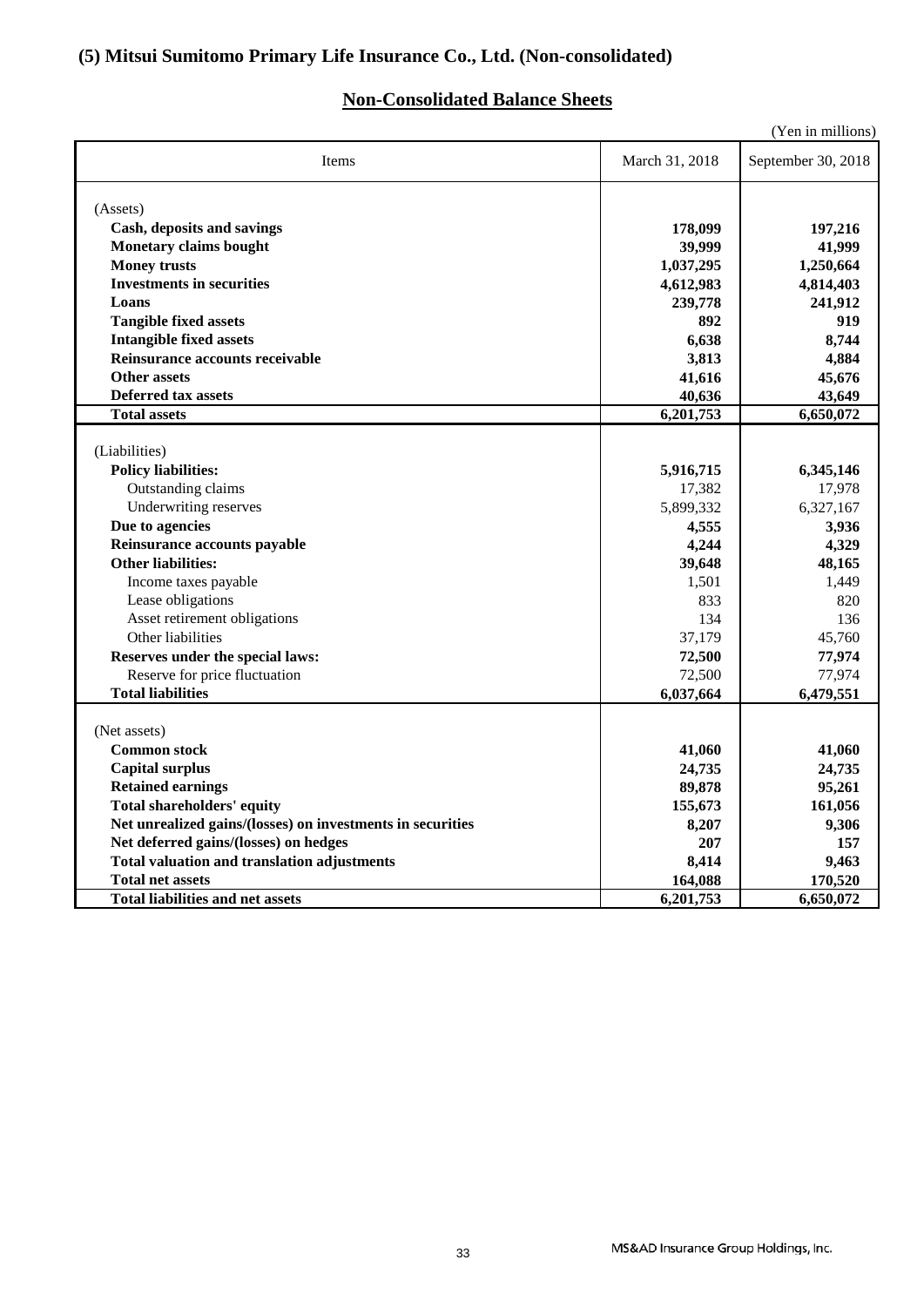## (5) Mitsui Sumitomo Primary Life Insurance Co., Ltd. (Non-consolidated)

### Non-Consolidated Balance Sheets

(Yen in millions)

| Items | March 31, 2018 | September 30, 2018 |
|---|---|---|
| (Assets) | | |
| **Cash, deposits and savings** | **178,099** | **197,216** |
| **Monetary claims bought** | **39,999** | **41,999** |
| **Money trusts** | **1,037,295** | **1,250,664** |
| **Investments in securities** | **4,612,983** | **4,814,403** |
| **Loans** | **239,778** | **241,912** |
| **Tangible fixed assets** | **892** | **919** |
| **Intangible fixed assets** | **6,638** | **8,744** |
| **Reinsurance accounts receivable** | **3,813** | **4,884** |
| **Other assets** | **41,616** | **45,676** |
| **Deferred tax assets** | **40,636** | **43,649** |
| **Total assets** | **6,201,753** | **6,650,072** |
| (Liabilities) | | |
| **Policy liabilities:** | **5,916,715** | **6,345,146** |
| Outstanding claims | 17,382 | 17,978 |
| Underwriting reserves | 5,899,332 | 6,327,167 |
| **Due to agencies** | **4,555** | **3,936** |
| **Reinsurance accounts payable** | **4,244** | **4,329** |
| **Other liabilities:** | **39,648** | **48,165** |
| Income taxes payable | 1,501 | 1,449 |
| Lease obligations | 833 | 820 |
| Asset retirement obligations | 134 | 136 |
| Other liabilities | 37,179 | 45,760 |
| **Reserves under the special laws:** | **72,500** | **77,974** |
| Reserve for price fluctuation | 72,500 | 77,974 |
| **Total liabilities** | **6,037,664** | **6,479,551** |
| (Net assets) | | |
| **Common stock** | **41,060** | **41,060** |
| **Capital surplus** | **24,735** | **24,735** |
| **Retained earnings** | **89,878** | **95,261** |
| **Total shareholders' equity** | **155,673** | **161,056** |
| **Net unrealized gains/(losses) on investments in securities** | **8,207** | **9,306** |
| **Net deferred gains/(losses) on hedges** | **207** | **157** |
| **Total valuation and translation adjustments** | **8,414** | **9,463** |
| **Total net assets** | **164,088** | **170,520** |
| **Total liabilities and net assets** | **6,201,753** | **6,650,072** |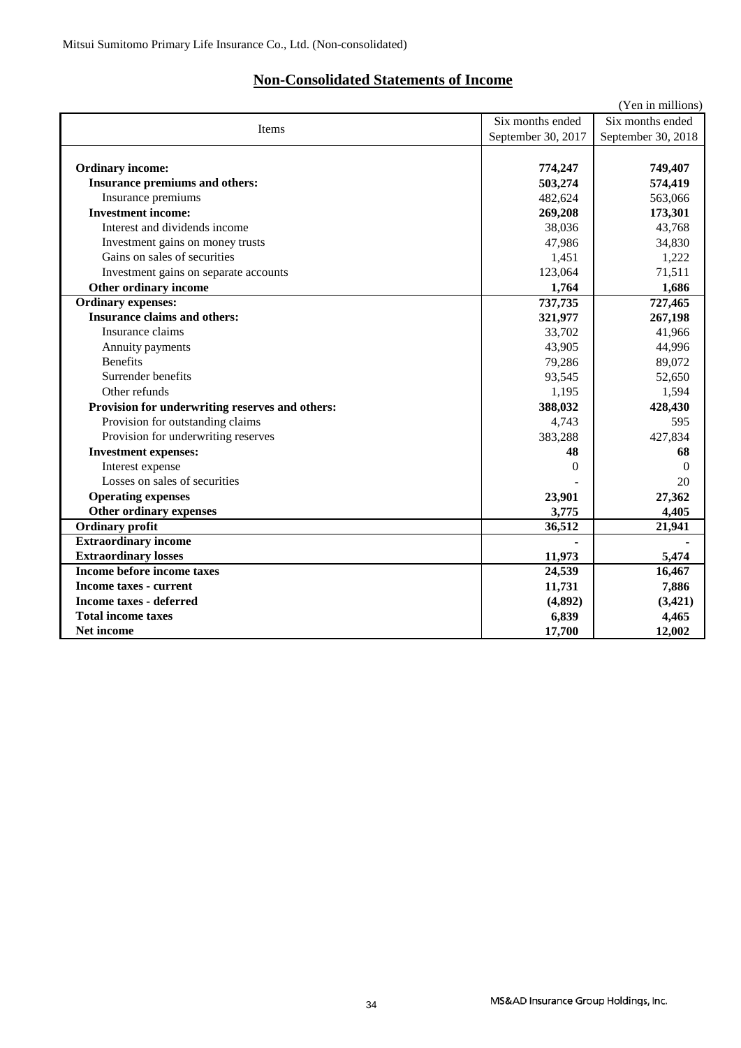Mitsui Sumitomo Primary Life Insurance Co., Ltd. (Non-consolidated)

# Non-Consolidated Statements of Income

(Yen in millions)

| Items | Six months ended September 30, 2017 | Six months ended September 30, 2018 |
|---|---|---|
| **Ordinary income:** | **774,247** | **749,407** |
| **Insurance premiums and others:** | **503,274** | **574,419** |
| Insurance premiums | 482,624 | 563,066 |
| **Investment income:** | **269,208** | **173,301** |
| Interest and dividends income | 38,036 | 43,768 |
| Investment gains on money trusts | 47,986 | 34,830 |
| Gains on sales of securities | 1,451 | 1,222 |
| Investment gains on separate accounts | 123,064 | 71,511 |
| **Other ordinary income** | **1,764** | **1,686** |
| **Ordinary expenses:** | **737,735** | **727,465** |
| **Insurance claims and others:** | **321,977** | **267,198** |
| Insurance claims | 33,702 | 41,966 |
| Annuity payments | 43,905 | 44,996 |
| Benefits | 79,286 | 89,072 |
| Surrender benefits | 93,545 | 52,650 |
| Other refunds | 1,195 | 1,594 |
| **Provision for underwriting reserves and others:** | **388,032** | **428,430** |
| Provision for outstanding claims | 4,743 | 595 |
| Provision for underwriting reserves | 383,288 | 427,834 |
| **Investment expenses:** | **48** | **68** |
| Interest expense | 0 | 0 |
| Losses on sales of securities | - | 20 |
| **Operating expenses** | **23,901** | **27,362** |
| **Other ordinary expenses** | **3,775** | **4,405** |
| **Ordinary profit** | **36,512** | **21,941** |
| **Extraordinary income** | **-** | **-** |
| **Extraordinary losses** | **11,973** | **5,474** |
| **Income before income taxes** | **24,539** | **16,467** |
| **Income taxes - current** | **11,731** | **7,886** |
| **Income taxes - deferred** | **(4,892)** | **(3,421)** |
| **Total income taxes** | **6,839** | **4,465** |
| **Net income** | **17,700** | **12,002** |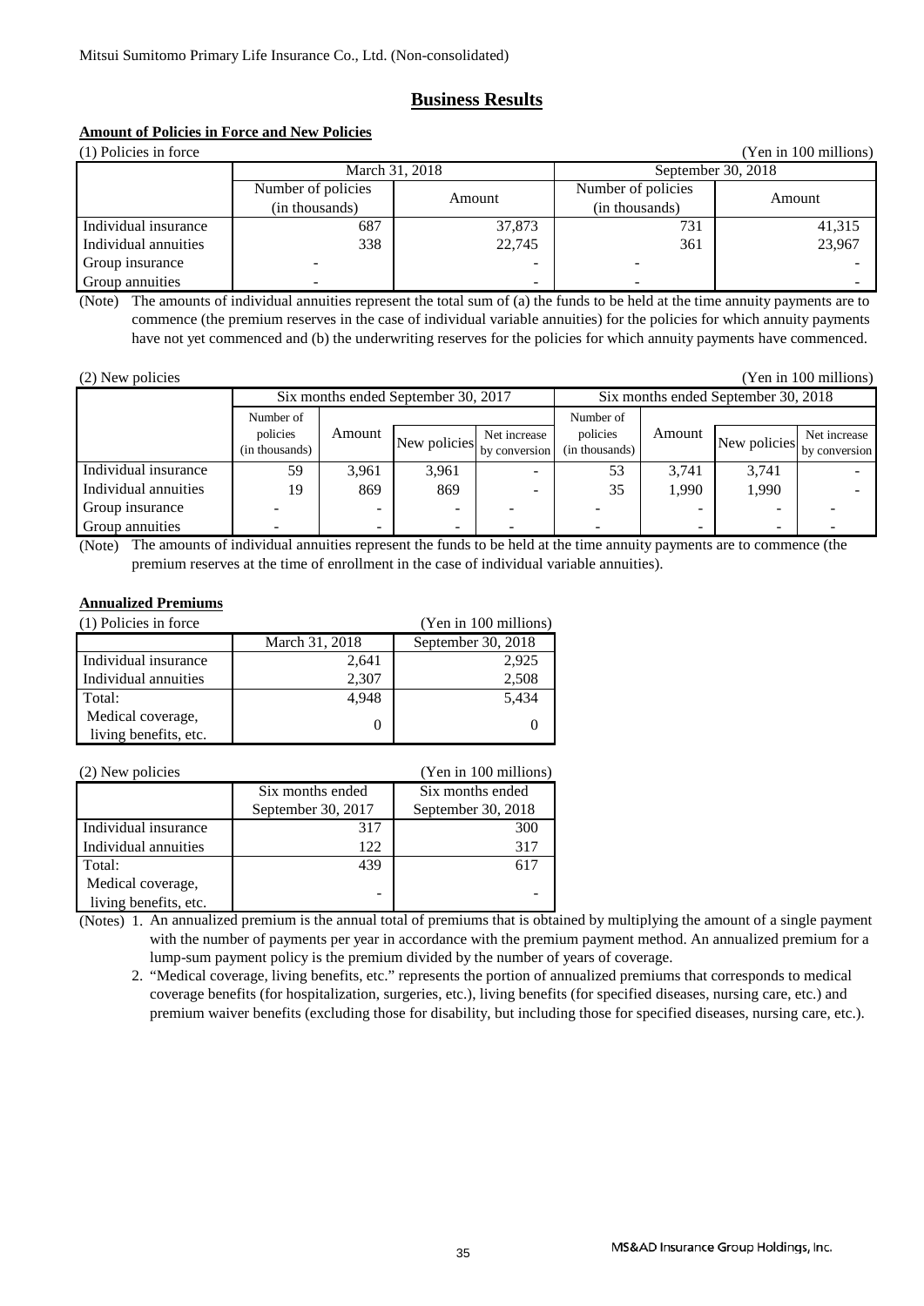Mitsui Sumitomo Primary Life Insurance Co., Ltd. (Non-consolidated)

## Business Results

### Amount of Policies in Force and New Policies

(1) Policies in force (Yen in 100 millions)

| | March 31, 2018 | | September 30, 2018 | |
|---|---|---|---|---|
| | Number of policies (in thousands) | Amount | Number of policies (in thousands) | Amount |
| Individual insurance | 687 | 37,873 | 731 | 41,315 |
| Individual annuities | 338 | 22,745 | 361 | 23,967 |
| Group insurance | - | - | - | - |
| Group annuities | - | - | - | - |

(Note) The amounts of individual annuities represent the total sum of (a) the funds to be held at the time annuity payments are to commence (the premium reserves in the case of individual variable annuities) for the policies for which annuity payments have not yet commenced and (b) the underwriting reserves for the policies for which annuity payments have commenced.

(2) New policies (Yen in 100 millions)

| | Six months ended September 30, 2017 | | | | Six months ended September 30, 2018 | | | |
|---|---|---|---|---|---|---|---|---|
| | Number of policies (in thousands) | Amount | New policies | Net increase by conversion | Number of policies (in thousands) | Amount | New policies | Net increase by conversion |
| Individual insurance | 59 | 3,961 | 3,961 | - | 53 | 3,741 | 3,741 | - |
| Individual annuities | 19 | 869 | 869 | - | 35 | 1,990 | 1,990 | - |
| Group insurance | - | - | - | - | - | - | - | - |
| Group annuities | - | - | - | - | - | - | - | - |

(Note) The amounts of individual annuities represent the funds to be held at the time annuity payments are to commence (the premium reserves at the time of enrollment in the case of individual variable annuities).

### Annualized Premiums

(1) Policies in force (Yen in 100 millions)

| | March 31, 2018 | September 30, 2018 |
|---|---|---|
| Individual insurance | 2,641 | 2,925 |
| Individual annuities | 2,307 | 2,508 |
| Total: | 4,948 | 5,434 |
| Medical coverage, living benefits, etc. | 0 | 0 |

(2) New policies (Yen in 100 millions)

| | Six months ended September 30, 2017 | Six months ended September 30, 2018 |
|---|---|---|
| Individual insurance | 317 | 300 |
| Individual annuities | 122 | 317 |
| Total: | 439 | 617 |
| Medical coverage, living benefits, etc. | - | - |

(Notes) 1. An annualized premium is the annual total of premiums that is obtained by multiplying the amount of a single payment with the number of payments per year in accordance with the premium payment method. An annualized premium for a lump-sum payment policy is the premium divided by the number of years of coverage.

2. "Medical coverage, living benefits, etc." represents the portion of annualized premiums that corresponds to medical coverage benefits (for hospitalization, surgeries, etc.), living benefits (for specified diseases, nursing care, etc.) and premium waiver benefits (excluding those for disability, but including those for specified diseases, nursing care, etc.).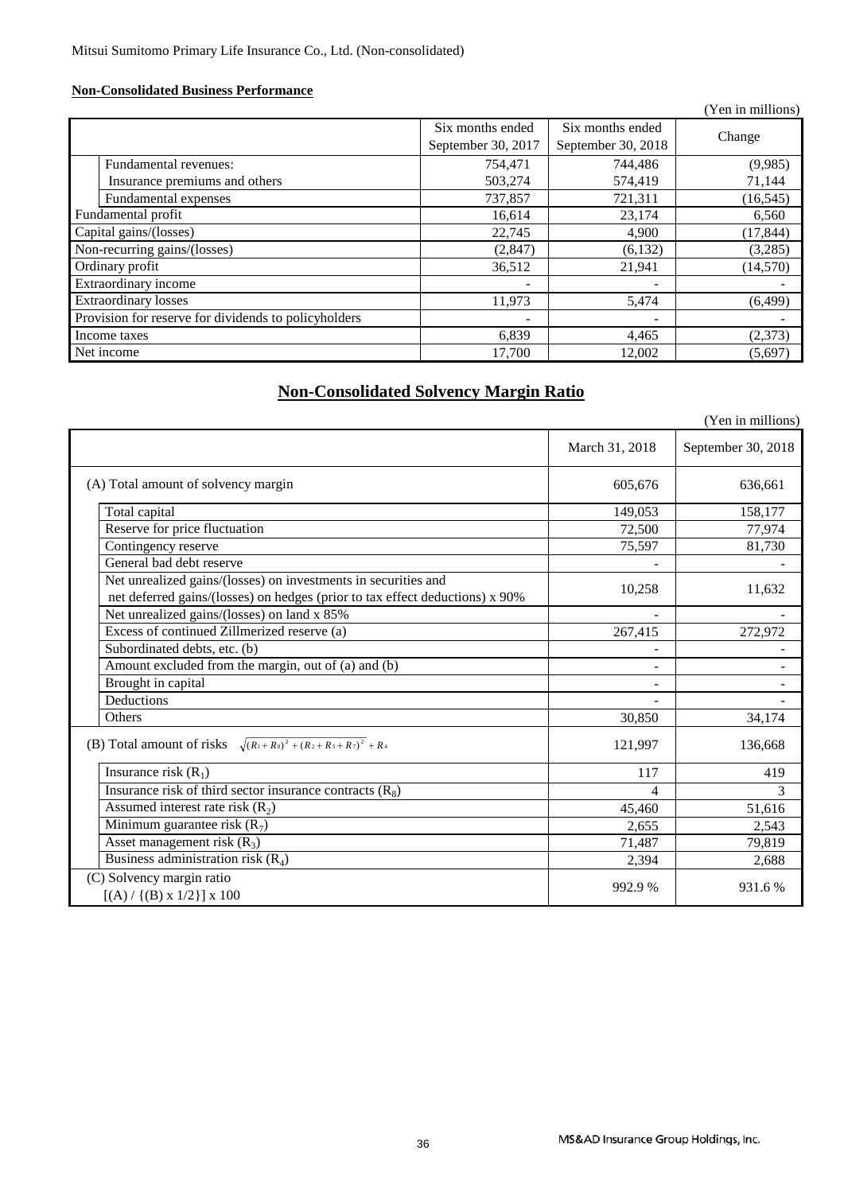Mitsui Sumitomo Primary Life Insurance Co., Ltd. (Non-consolidated)

**Non-Consolidated Business Performance**

(Yen in millions)

| | Six months ended September 30, 2017 | Six months ended September 30, 2018 | Change |
|---|---|---|---|
| Fundamental revenues: | 754,471 | 744,486 | (9,985) |
| Insurance premiums and others | 503,274 | 574,419 | 71,144 |
| Fundamental expenses | 737,857 | 721,311 | (16,545) |
| Fundamental profit | 16,614 | 23,174 | 6,560 |
| Capital gains/(losses) | 22,745 | 4,900 | (17,844) |
| Non-recurring gains/(losses) | (2,847) | (6,132) | (3,285) |
| Ordinary profit | 36,512 | 21,941 | (14,570) |
| Extraordinary income | - | - | - |
| Extraordinary losses | 11,973 | 5,474 | (6,499) |
| Provision for reserve for dividends to policyholders | - | - | - |
| Income taxes | 6,839 | 4,465 | (2,373) |
| Net income | 17,700 | 12,002 | (5,697) |

## Non-Consolidated Solvency Margin Ratio

(Yen in millions)

| | March 31, 2018 | September 30, 2018 |
|---|---|---|
| (A) Total amount of solvency margin | 605,676 | 636,661 |
| Total capital | 149,053 | 158,177 |
| Reserve for price fluctuation | 72,500 | 77,974 |
| Contingency reserve | 75,597 | 81,730 |
| General bad debt reserve | - | - |
| Net unrealized gains/(losses) on investments in securities and net deferred gains/(losses) on hedges (prior to tax effect deductions) x 90% | 10,258 | 11,632 |
| Net unrealized gains/(losses) on land x 85% | - | - |
| Excess of continued Zillmerized reserve (a) | 267,415 | 272,972 |
| Subordinated debts, etc. (b) | - | - |
| Amount excluded from the margin, out of (a) and (b) | - | - |
| Brought in capital | - | - |
| Deductions | - | - |
| Others | 30,850 | 34,174 |
| (B) Total amount of risks $\sqrt{(R_1+R_8)^2+(R_2+R_3+R_7)^2}+R_4$ | 121,997 | 136,668 |
| Insurance risk ($R_1$) | 117 | 419 |
| Insurance risk of third sector insurance contracts ($R_8$) | 4 | 3 |
| Assumed interest rate risk ($R_2$) | 45,460 | 51,616 |
| Minimum guarantee risk ($R_7$) | 2,655 | 2,543 |
| Asset management risk ($R_3$) | 71,487 | 79,819 |
| Business administration risk ($R_4$) | 2,394 | 2,688 |
| (C) Solvency margin ratio [(A) / {(B) x 1/2}] x 100 | 992.9 % | 931.6 % |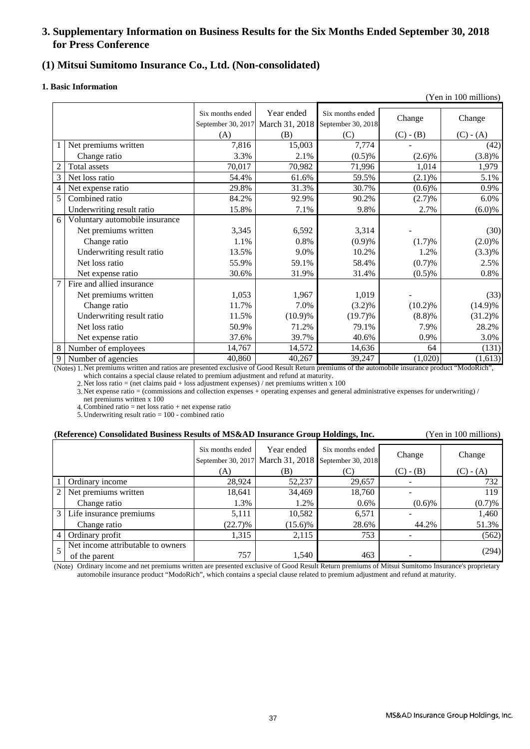## 3. Supplementary Information on Business Results for the Six Months Ended September 30, 2018 for Press Conference

## (1) Mitsui Sumitomo Insurance Co., Ltd. (Non-consolidated)

### 1. Basic Information

(Yen in 100 millions)

| | | Six months ended September 30, 2017 (A) | Year ended March 31, 2018 (B) | Six months ended September 30, 2018 (C) | Change (C) - (B) | Change (C) - (A) |
|---|---|---|---|---|---|---|
| 1 | Net premiums written | 7,816 | 15,003 | 7,774 | - | (42) |
| | Change ratio | 3.3% | 2.1% | (0.5)% | (2.6)% | (3.8)% |
| 2 | Total assets | 70,017 | 70,982 | 71,996 | 1,014 | 1,979 |
| 3 | Net loss ratio | 54.4% | 61.6% | 59.5% | (2.1)% | 5.1% |
| 4 | Net expense ratio | 29.8% | 31.3% | 30.7% | (0.6)% | 0.9% |
| 5 | Combined ratio | 84.2% | 92.9% | 90.2% | (2.7)% | 6.0% |
| | Underwriting result ratio | 15.8% | 7.1% | 9.8% | 2.7% | (6.0)% |
| 6 | Voluntary automobile insurance | | | | | |
| | Net premiums written | 3,345 | 6,592 | 3,314 | - | (30) |
| | Change ratio | 1.1% | 0.8% | (0.9)% | (1.7)% | (2.0)% |
| | Underwriting result ratio | 13.5% | 9.0% | 10.2% | 1.2% | (3.3)% |
| | Net loss ratio | 55.9% | 59.1% | 58.4% | (0.7)% | 2.5% |
| | Net expense ratio | 30.6% | 31.9% | 31.4% | (0.5)% | 0.8% |
| 7 | Fire and allied insurance | | | | | |
| | Net premiums written | 1,053 | 1,967 | 1,019 | - | (33) |
| | Change ratio | 11.7% | 7.0% | (3.2)% | (10.2)% | (14.9)% |
| | Underwriting result ratio | 11.5% | (10.9)% | (19.7)% | (8.8)% | (31.2)% |
| | Net loss ratio | 50.9% | 71.2% | 79.1% | 7.9% | 28.2% |
| | Net expense ratio | 37.6% | 39.7% | 40.6% | 0.9% | 3.0% |
| 8 | Number of employees | 14,767 | 14,572 | 14,636 | 64 | (131) |
| 9 | Number of agencies | 40,860 | 40,267 | 39,247 | (1,020) | (1,613) |

(Notes)
1. Net premiums written and ratios are presented exclusive of Good Result Return premiums of the automobile insurance product "ModoRich", which contains a special clause related to premium adjustment and refund at maturity.
2. Net loss ratio = (net claims paid + loss adjustment expenses) / net premiums written x 100
3. Net expense ratio = (commissions and collection expenses + operating expenses and general administrative expenses for underwriting) / net premiums written x 100
4. Combined ratio = net loss ratio + net expense ratio
5. Underwriting result ratio = 100 - combined ratio

### (Reference) Consolidated Business Results of MS&AD Insurance Group Holdings, Inc.

(Yen in 100 millions)

| | | Six months ended September 30, 2017 (A) | Year ended March 31, 2018 (B) | Six months ended September 30, 2018 (C) | Change (C) - (B) | Change (C) - (A) |
|---|---|---|---|---|---|---|
| 1 | Ordinary income | 28,924 | 52,237 | 29,657 | - | 732 |
| 2 | Net premiums written | 18,641 | 34,469 | 18,760 | - | 119 |
| | Change ratio | 1.3% | 1.2% | 0.6% | (0.6)% | (0.7)% |
| 3 | Life insurance premiums | 5,111 | 10,582 | 6,571 | - | 1,460 |
| | Change ratio | (22.7)% | (15.6)% | 28.6% | 44.2% | 51.3% |
| 4 | Ordinary profit | 1,315 | 2,115 | 753 | - | (562) |
| 5 | Net income attributable to owners of the parent | 757 | 1,540 | 463 | - | (294) |

(Note) Ordinary income and net premiums written are presented exclusive of Good Result Return premiums of Mitsui Sumitomo Insurance's proprietary automobile insurance product "ModoRich", which contains a special clause related to premium adjustment and refund at maturity.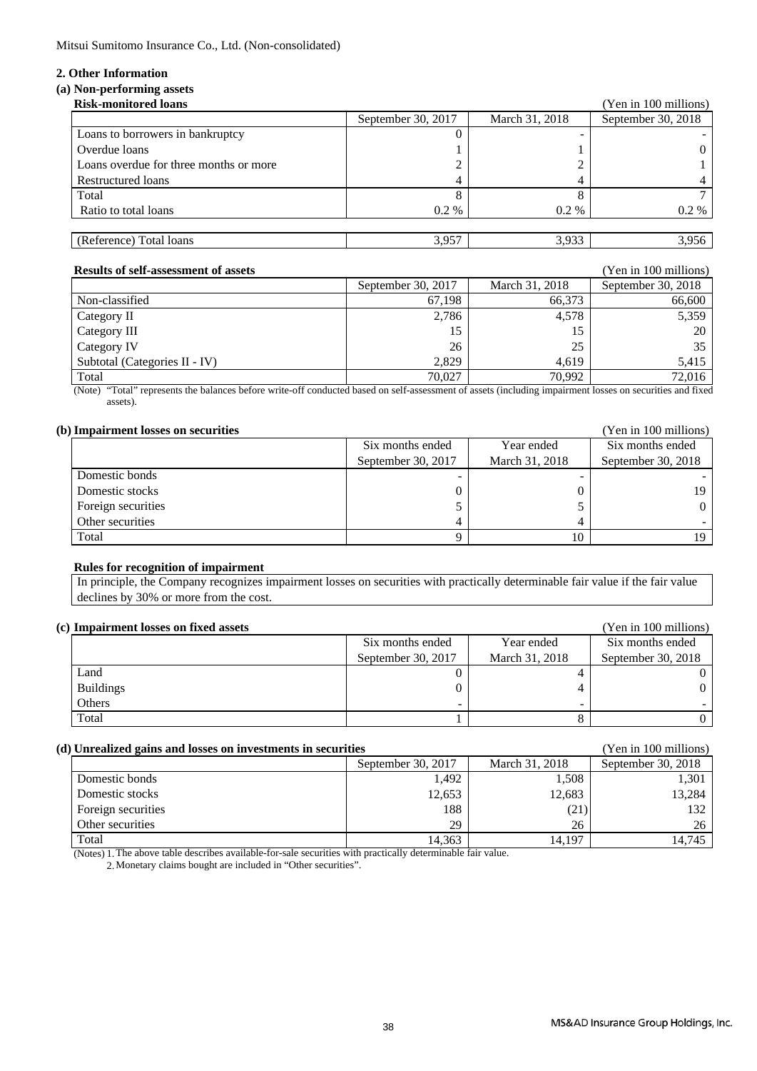Mitsui Sumitomo Insurance Co., Ltd. (Non-consolidated)

## 2. Other Information

### (a) Non-performing assets

**Risk-monitored loans**

(Yen in 100 millions)

| | September 30, 2017 | March 31, 2018 | September 30, 2018 |
|---|---|---|---|
| Loans to borrowers in bankruptcy | 0 | - | - |
| Overdue loans | 1 | 1 | 0 |
| Loans overdue for three months or more | 2 | 2 | 1 |
| Restructured loans | 4 | 4 | 4 |
| Total | 8 | 8 | 7 |
| Ratio to total loans | 0.2 % | 0.2 % | 0.2 % |
| | | | |
| (Reference) Total loans | 3,957 | 3,933 | 3,956 |

**Results of self-assessment of assets**

(Yen in 100 millions)

| | September 30, 2017 | March 31, 2018 | September 30, 2018 |
|---|---|---|---|
| Non-classified | 67,198 | 66,373 | 66,600 |
| Category II | 2,786 | 4,578 | 5,359 |
| Category III | 15 | 15 | 20 |
| Category IV | 26 | 25 | 35 |
| Subtotal (Categories II - IV) | 2,829 | 4,619 | 5,415 |
| Total | 70,027 | 70,992 | 72,016 |

(Note) "Total" represents the balances before write-off conducted based on self-assessment of assets (including impairment losses on securities and fixed assets).

### (b) Impairment losses on securities

(Yen in 100 millions)

| | Six months ended September 30, 2017 | Year ended March 31, 2018 | Six months ended September 30, 2018 |
|---|---|---|---|
| Domestic bonds | - | - | - |
| Domestic stocks | 0 | 0 | 19 |
| Foreign securities | 5 | 5 | 0 |
| Other securities | 4 | 4 | - |
| Total | 9 | 10 | 19 |

**Rules for recognition of impairment**

In principle, the Company recognizes impairment losses on securities with practically determinable fair value if the fair value declines by 30% or more from the cost.

### (c) Impairment losses on fixed assets

(Yen in 100 millions)

| | Six months ended September 30, 2017 | Year ended March 31, 2018 | Six months ended September 30, 2018 |
|---|---|---|---|
| Land | 0 | 4 | 0 |
| Buildings | 0 | 4 | 0 |
| Others | - | - | - |
| Total | 1 | 8 | 0 |

### (d) Unrealized gains and losses on investments in securities

(Yen in 100 millions)

| | September 30, 2017 | March 31, 2018 | September 30, 2018 |
|---|---|---|---|
| Domestic bonds | 1,492 | 1,508 | 1,301 |
| Domestic stocks | 12,653 | 12,683 | 13,284 |
| Foreign securities | 188 | (21) | 132 |
| Other securities | 29 | 26 | 26 |
| Total | 14,363 | 14,197 | 14,745 |

(Notes) 1. The above table describes available-for-sale securities with practically determinable fair value.
2. Monetary claims bought are included in "Other securities".

MS&AD Insurance Group Holdings, Inc.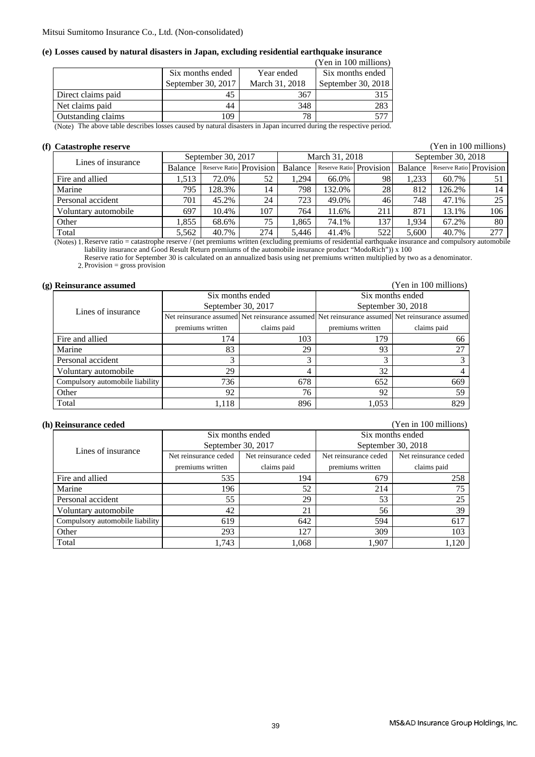Mitsui Sumitomo Insurance Co., Ltd. (Non-consolidated)

**(e) Losses caused by natural disasters in Japan, excluding residential earthquake insurance**

(Yen in 100 millions)

| | Six months ended September 30, 2017 | Year ended March 31, 2018 | Six months ended September 30, 2018 |
|---|---|---|---|
| Direct claims paid | 45 | 367 | 315 |
| Net claims paid | 44 | 348 | 283 |
| Outstanding claims | 109 | 78 | 577 |

(Note) The above table describes losses caused by natural disasters in Japan incurred during the respective period.

**(f) Catastrophe reserve**

(Yen in 100 millions)

| Lines of insurance | September 30, 2017 | | | March 31, 2018 | | | September 30, 2018 | | |
|---|---|---|---|---|---|---|---|---|---|
| | Balance | Reserve Ratio | Provision | Balance | Reserve Ratio | Provision | Balance | Reserve Ratio | Provision |
| Fire and allied | 1,513 | 72.0% | 52 | 1,294 | 66.0% | 98 | 1,233 | 60.7% | 51 |
| Marine | 795 | 128.3% | 14 | 798 | 132.0% | 28 | 812 | 126.2% | 14 |
| Personal accident | 701 | 45.2% | 24 | 723 | 49.0% | 46 | 748 | 47.1% | 25 |
| Voluntary automobile | 697 | 10.4% | 107 | 764 | 11.6% | 211 | 871 | 13.1% | 106 |
| Other | 1,855 | 68.6% | 75 | 1,865 | 74.1% | 137 | 1,934 | 67.2% | 80 |
| Total | 5,562 | 40.7% | 274 | 5,446 | 41.4% | 522 | 5,600 | 40.7% | 277 |

(Notes) 1. Reserve ratio = catastrophe reserve / (net premiums written (excluding premiums of residential earthquake insurance and compulsory automobile liability insurance and Good Result Return premiums of the automobile insurance product "ModoRich")) x 100
Reserve ratio for September 30 is calculated on an annualized basis using net premiums written multiplied by two as a denominator.
2. Provision = gross provision

**(g) Reinsurance assumed**

(Yen in 100 millions)

| Lines of insurance | Six months ended September 30, 2017 | | Six months ended September 30, 2018 | |
|---|---|---|---|---|
| | Net reinsurance assumed premiums written | Net reinsurance assumed claims paid | Net reinsurance assumed premiums written | Net reinsurance assumed claims paid |
| Fire and allied | 174 | 103 | 179 | 66 |
| Marine | 83 | 29 | 93 | 27 |
| Personal accident | 3 | 3 | 3 | 3 |
| Voluntary automobile | 29 | 4 | 32 | 4 |
| Compulsory automobile liability | 736 | 678 | 652 | 669 |
| Other | 92 | 76 | 92 | 59 |
| Total | 1,118 | 896 | 1,053 | 829 |

**(h) Reinsurance ceded**

(Yen in 100 millions)

| Lines of insurance | Six months ended September 30, 2017 | | Six months ended September 30, 2018 | |
|---|---|---|---|---|
| | Net reinsurance ceded premiums written | Net reinsurance ceded claims paid | Net reinsurance ceded premiums written | Net reinsurance ceded claims paid |
| Fire and allied | 535 | 194 | 679 | 258 |
| Marine | 196 | 52 | 214 | 75 |
| Personal accident | 55 | 29 | 53 | 25 |
| Voluntary automobile | 42 | 21 | 56 | 39 |
| Compulsory automobile liability | 619 | 642 | 594 | 617 |
| Other | 293 | 127 | 309 | 103 |
| Total | 1,743 | 1,068 | 1,907 | 1,120 |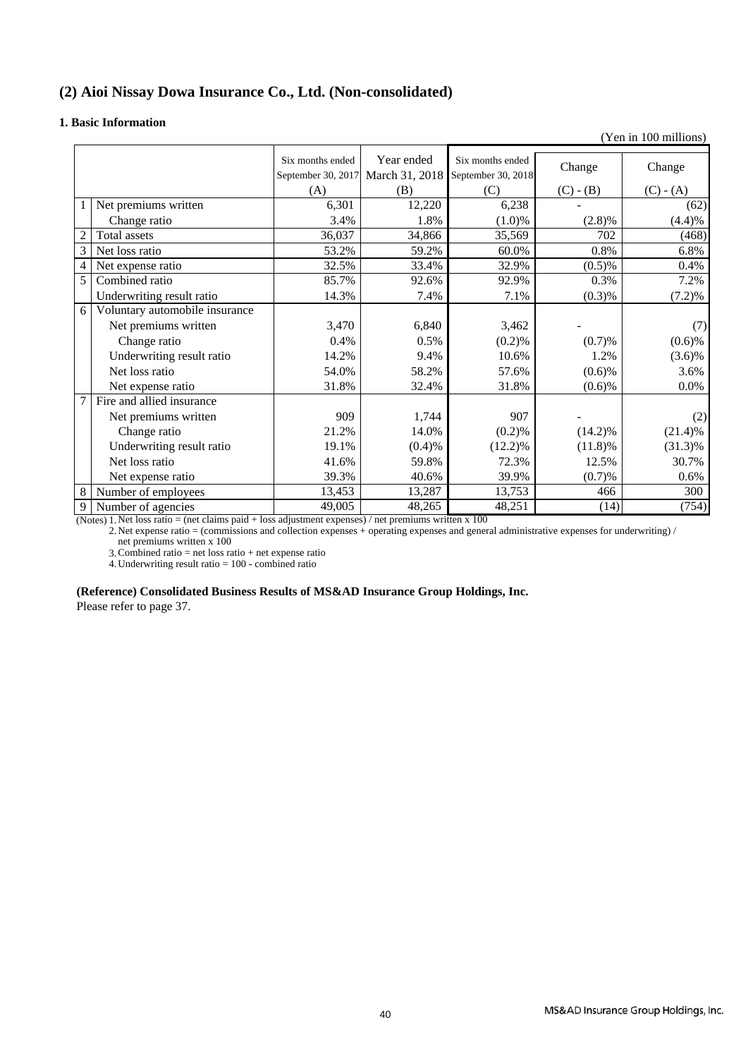## (2) Aioi Nissay Dowa Insurance Co., Ltd. (Non-consolidated)

### 1. Basic Information

(Yen in 100 millions)

| | | Six months ended September 30, 2017 (A) | Year ended March 31, 2018 (B) | Six months ended September 30, 2018 (C) | Change (C) - (B) | Change (C) - (A) |
|---|---|---|---|---|---|---|
| 1 | Net premiums written | 6,301 | 12,220 | 6,238 | - | (62) |
| | Change ratio | 3.4% | 1.8% | (1.0)% | (2.8)% | (4.4)% |
| 2 | Total assets | 36,037 | 34,866 | 35,569 | 702 | (468) |
| 3 | Net loss ratio | 53.2% | 59.2% | 60.0% | 0.8% | 6.8% |
| 4 | Net expense ratio | 32.5% | 33.4% | 32.9% | (0.5)% | 0.4% |
| 5 | Combined ratio | 85.7% | 92.6% | 92.9% | 0.3% | 7.2% |
| | Underwriting result ratio | 14.3% | 7.4% | 7.1% | (0.3)% | (7.2)% |
| 6 | Voluntary automobile insurance | | | | | |
| | Net premiums written | 3,470 | 6,840 | 3,462 | - | (7) |
| | Change ratio | 0.4% | 0.5% | (0.2)% | (0.7)% | (0.6)% |
| | Underwriting result ratio | 14.2% | 9.4% | 10.6% | 1.2% | (3.6)% |
| | Net loss ratio | 54.0% | 58.2% | 57.6% | (0.6)% | 3.6% |
| | Net expense ratio | 31.8% | 32.4% | 31.8% | (0.6)% | 0.0% |
| 7 | Fire and allied insurance | | | | | |
| | Net premiums written | 909 | 1,744 | 907 | - | (2) |
| | Change ratio | 21.2% | 14.0% | (0.2)% | (14.2)% | (21.4)% |
| | Underwriting result ratio | 19.1% | (0.4)% | (12.2)% | (11.8)% | (31.3)% |
| | Net loss ratio | 41.6% | 59.8% | 72.3% | 12.5% | 30.7% |
| | Net expense ratio | 39.3% | 40.6% | 39.9% | (0.7)% | 0.6% |
| 8 | Number of employees | 13,453 | 13,287 | 13,753 | 466 | 300 |
| 9 | Number of agencies | 49,005 | 48,265 | 48,251 | (14) | (754) |

(Notes) 1. Net loss ratio = (net claims paid + loss adjustment expenses) / net premiums written x 100

2. Net expense ratio = (commissions and collection expenses + operating expenses and general administrative expenses for underwriting) / net premiums written x 100

3. Combined ratio = net loss ratio + net expense ratio

4. Underwriting result ratio = 100 - combined ratio

**(Reference) Consolidated Business Results of MS&AD Insurance Group Holdings, Inc.**

Please refer to page 37.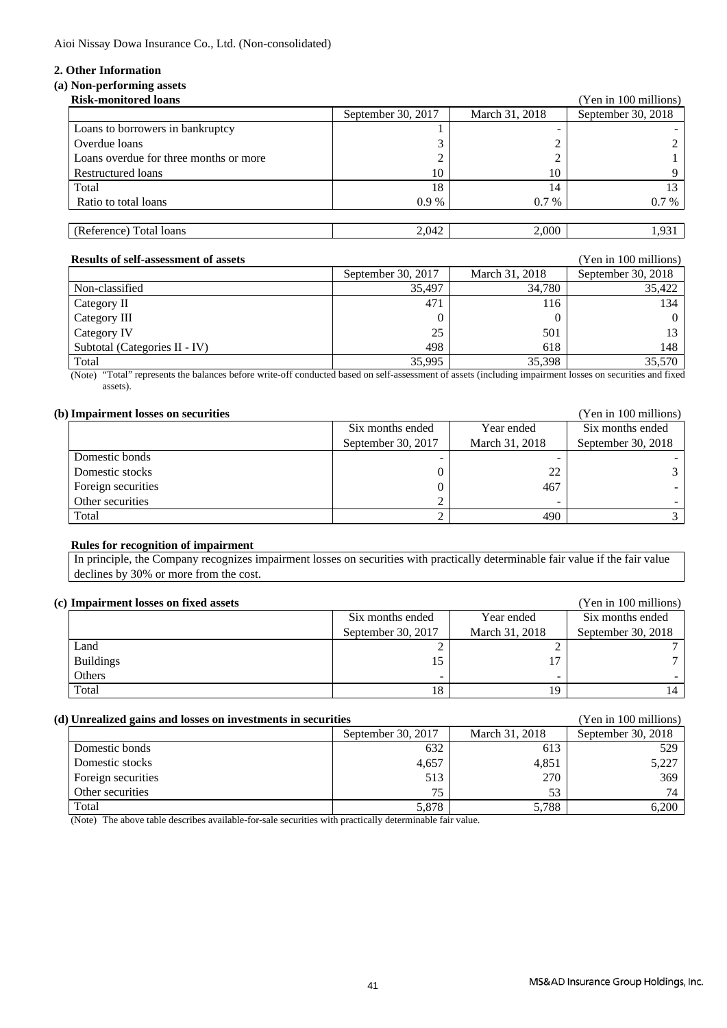Aioi Nissay Dowa Insurance Co., Ltd. (Non-consolidated)

## 2. Other Information

### (a) Non-performing assets

**Risk-monitored loans**

(Yen in 100 millions)

| | September 30, 2017 | March 31, 2018 | September 30, 2018 |
|---|---|---|---|
| Loans to borrowers in bankruptcy | 1 | - | - |
| Overdue loans | 3 | 2 | 2 |
| Loans overdue for three months or more | 2 | 2 | 1 |
| Restructured loans | 10 | 10 | 9 |
| Total | 18 | 14 | 13 |
| Ratio to total loans | 0.9 % | 0.7 % | 0.7 % |
| (Reference) Total loans | 2,042 | 2,000 | 1,931 |

**Results of self-assessment of assets**

(Yen in 100 millions)

| | September 30, 2017 | March 31, 2018 | September 30, 2018 |
|---|---|---|---|
| Non-classified | 35,497 | 34,780 | 35,422 |
| Category II | 471 | 116 | 134 |
| Category III | 0 | 0 | 0 |
| Category IV | 25 | 501 | 13 |
| Subtotal (Categories II - IV) | 498 | 618 | 148 |
| Total | 35,995 | 35,398 | 35,570 |

(Note) "Total" represents the balances before write-off conducted based on self-assessment of assets (including impairment losses on securities and fixed assets).

### (b) Impairment losses on securities

(Yen in 100 millions)

| | Six months ended September 30, 2017 | Year ended March 31, 2018 | Six months ended September 30, 2018 |
|---|---|---|---|
| Domestic bonds | - | - | - |
| Domestic stocks | 0 | 22 | 3 |
| Foreign securities | 0 | 467 | - |
| Other securities | 2 | - | - |
| Total | 2 | 490 | 3 |

**Rules for recognition of impairment**

In principle, the Company recognizes impairment losses on securities with practically determinable fair value if the fair value declines by 30% or more from the cost.

### (c) Impairment losses on fixed assets

(Yen in 100 millions)

| | Six months ended September 30, 2017 | Year ended March 31, 2018 | Six months ended September 30, 2018 |
|---|---|---|---|
| Land | 2 | 2 | 7 |
| Buildings | 15 | 17 | 7 |
| Others | - | - | - |
| Total | 18 | 19 | 14 |

### (d) Unrealized gains and losses on investments in securities

(Yen in 100 millions)

| | September 30, 2017 | March 31, 2018 | September 30, 2018 |
|---|---|---|---|
| Domestic bonds | 632 | 613 | 529 |
| Domestic stocks | 4,657 | 4,851 | 5,227 |
| Foreign securities | 513 | 270 | 369 |
| Other securities | 75 | 53 | 74 |
| Total | 5,878 | 5,788 | 6,200 |

(Note) The above table describes available-for-sale securities with practically determinable fair value.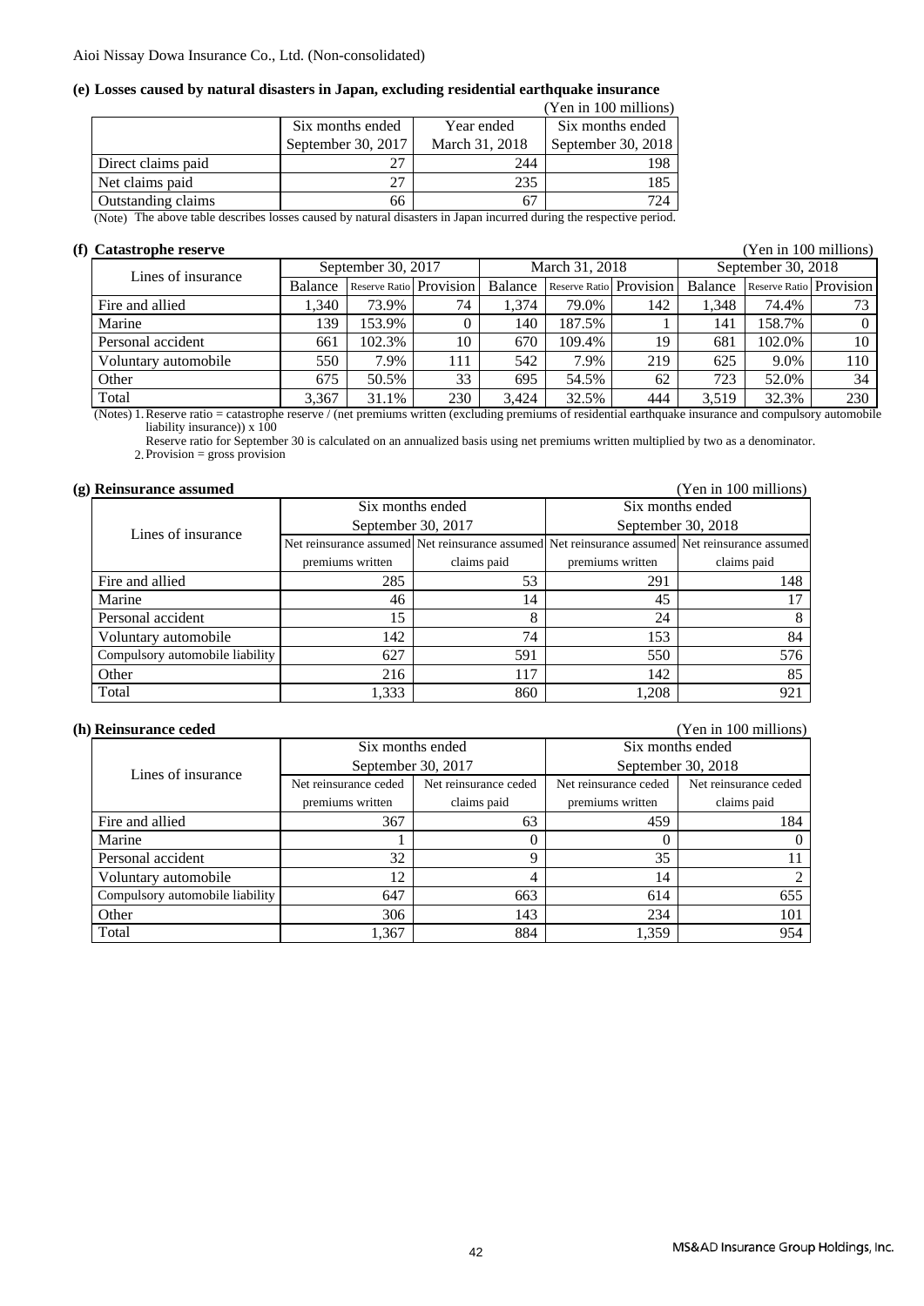Aioi Nissay Dowa Insurance Co., Ltd. (Non-consolidated)

**(e) Losses caused by natural disasters in Japan, excluding residential earthquake insurance**

(Yen in 100 millions)

| | Six months ended September 30, 2017 | Year ended March 31, 2018 | Six months ended September 30, 2018 |
|---|---|---|---|
| Direct claims paid | 27 | 244 | 198 |
| Net claims paid | 27 | 235 | 185 |
| Outstanding claims | 66 | 67 | 724 |

(Note) The above table describes losses caused by natural disasters in Japan incurred during the respective period.

**(f) Catastrophe reserve**

(Yen in 100 millions)

| Lines of insurance | September 30, 2017 | | | March 31, 2018 | | | September 30, 2018 | | |
|---|---|---|---|---|---|---|---|---|---|
| | Balance | Reserve Ratio | Provision | Balance | Reserve Ratio | Provision | Balance | Reserve Ratio | Provision |
| Fire and allied | 1,340 | 73.9% | 74 | 1,374 | 79.0% | 142 | 1,348 | 74.4% | 73 |
| Marine | 139 | 153.9% | 0 | 140 | 187.5% | 1 | 141 | 158.7% | 0 |
| Personal accident | 661 | 102.3% | 10 | 670 | 109.4% | 19 | 681 | 102.0% | 10 |
| Voluntary automobile | 550 | 7.9% | 111 | 542 | 7.9% | 219 | 625 | 9.0% | 110 |
| Other | 675 | 50.5% | 33 | 695 | 54.5% | 62 | 723 | 52.0% | 34 |
| Total | 3,367 | 31.1% | 230 | 3,424 | 32.5% | 444 | 3,519 | 32.3% | 230 |

(Notes) 1. Reserve ratio = catastrophe reserve / (net premiums written (excluding premiums of residential earthquake insurance and compulsory automobile liability insurance)) x 100

Reserve ratio for September 30 is calculated on an annualized basis using net premiums written multiplied by two as a denominator.

2. Provision = gross provision

**(g) Reinsurance assumed**

(Yen in 100 millions)

| Lines of insurance | Six months ended September 30, 2017 | | Six months ended September 30, 2018 | |
|---|---|---|---|---|
| | Net reinsurance assumed premiums written | Net reinsurance assumed claims paid | Net reinsurance assumed premiums written | Net reinsurance assumed claims paid |
| Fire and allied | 285 | 53 | 291 | 148 |
| Marine | 46 | 14 | 45 | 17 |
| Personal accident | 15 | 8 | 24 | 8 |
| Voluntary automobile | 142 | 74 | 153 | 84 |
| Compulsory automobile liability | 627 | 591 | 550 | 576 |
| Other | 216 | 117 | 142 | 85 |
| Total | 1,333 | 860 | 1,208 | 921 |

**(h) Reinsurance ceded**

(Yen in 100 millions)

| Lines of insurance | Six months ended September 30, 2017 | | Six months ended September 30, 2018 | |
|---|---|---|---|---|
| | Net reinsurance ceded premiums written | Net reinsurance ceded claims paid | Net reinsurance ceded premiums written | Net reinsurance ceded claims paid |
| Fire and allied | 367 | 63 | 459 | 184 |
| Marine | 1 | 0 | 0 | 0 |
| Personal accident | 32 | 9 | 35 | 11 |
| Voluntary automobile | 12 | 4 | 14 | 2 |
| Compulsory automobile liability | 647 | 663 | 614 | 655 |
| Other | 306 | 143 | 234 | 101 |
| Total | 1,367 | 884 | 1,359 | 954 |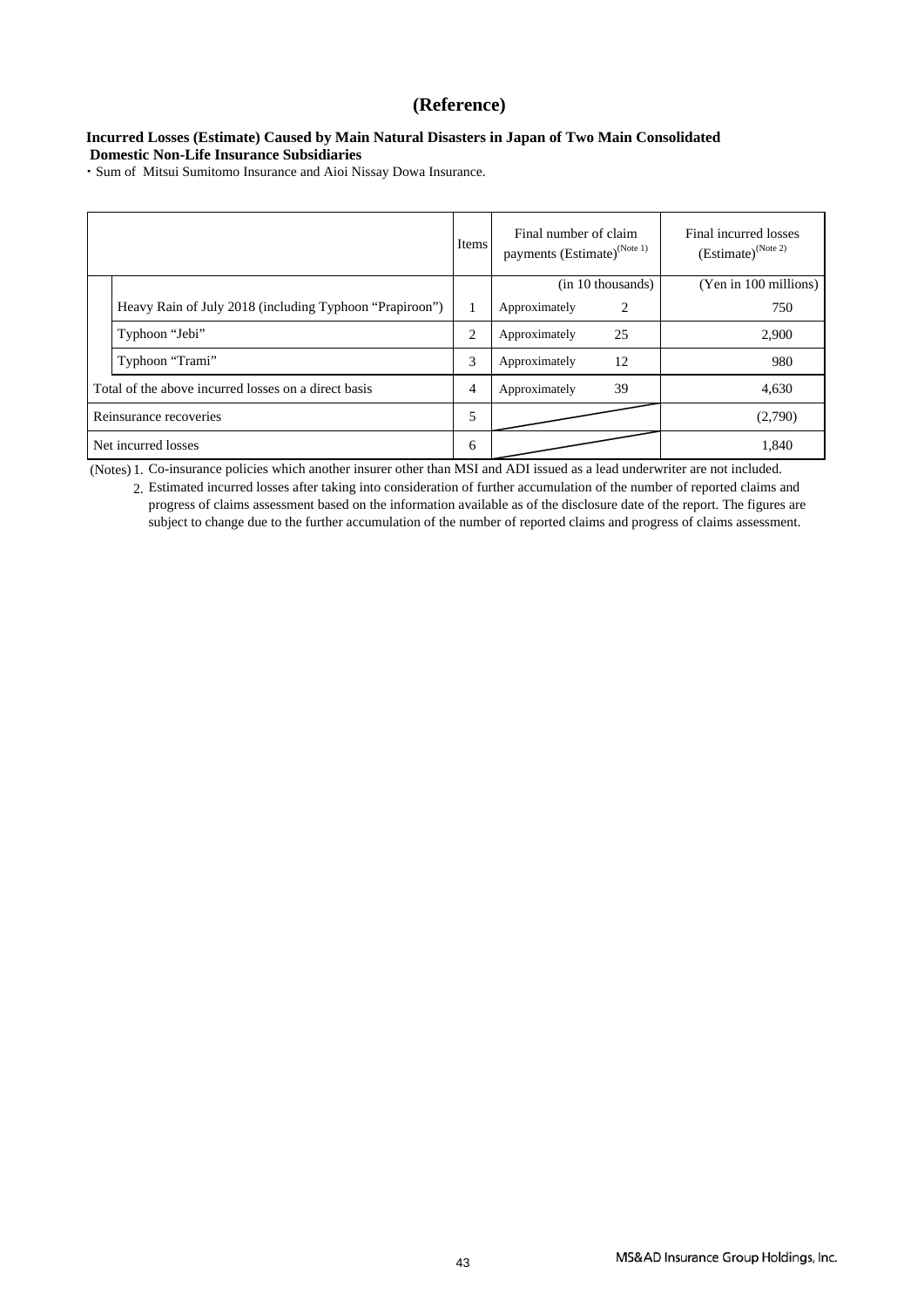# (Reference)

**Incurred Losses (Estimate) Caused by Main Natural Disasters in Japan of Two Main Consolidated Domestic Non-Life Insurance Subsidiaries**

・Sum of Mitsui Sumitomo Insurance and Aioi Nissay Dowa Insurance.

| | Items | Final number of claim payments (Estimate)(Note 1) | Final incurred losses (Estimate)(Note 2) |
|---|---|---|---|
| | | (in 10 thousands) | (Yen in 100 millions) |
| Heavy Rain of July 2018 (including Typhoon "Prapiroon") | 1 | Approximately 2 | 750 |
| Typhoon "Jebi" | 2 | Approximately 25 | 2,900 |
| Typhoon "Trami" | 3 | Approximately 12 | 980 |
| Total of the above incurred losses on a direct basis | 4 | Approximately 39 | 4,630 |
| Reinsurance recoveries | 5 | | (2,790) |
| Net incurred losses | 6 | | 1,840 |

(Notes) 1. Co-insurance policies which another insurer other than MSI and ADI issued as a lead underwriter are not included.

2. Estimated incurred losses after taking into consideration of further accumulation of the number of reported claims and progress of claims assessment based on the information available as of the disclosure date of the report. The figures are subject to change due to the further accumulation of the number of reported claims and progress of claims assessment.